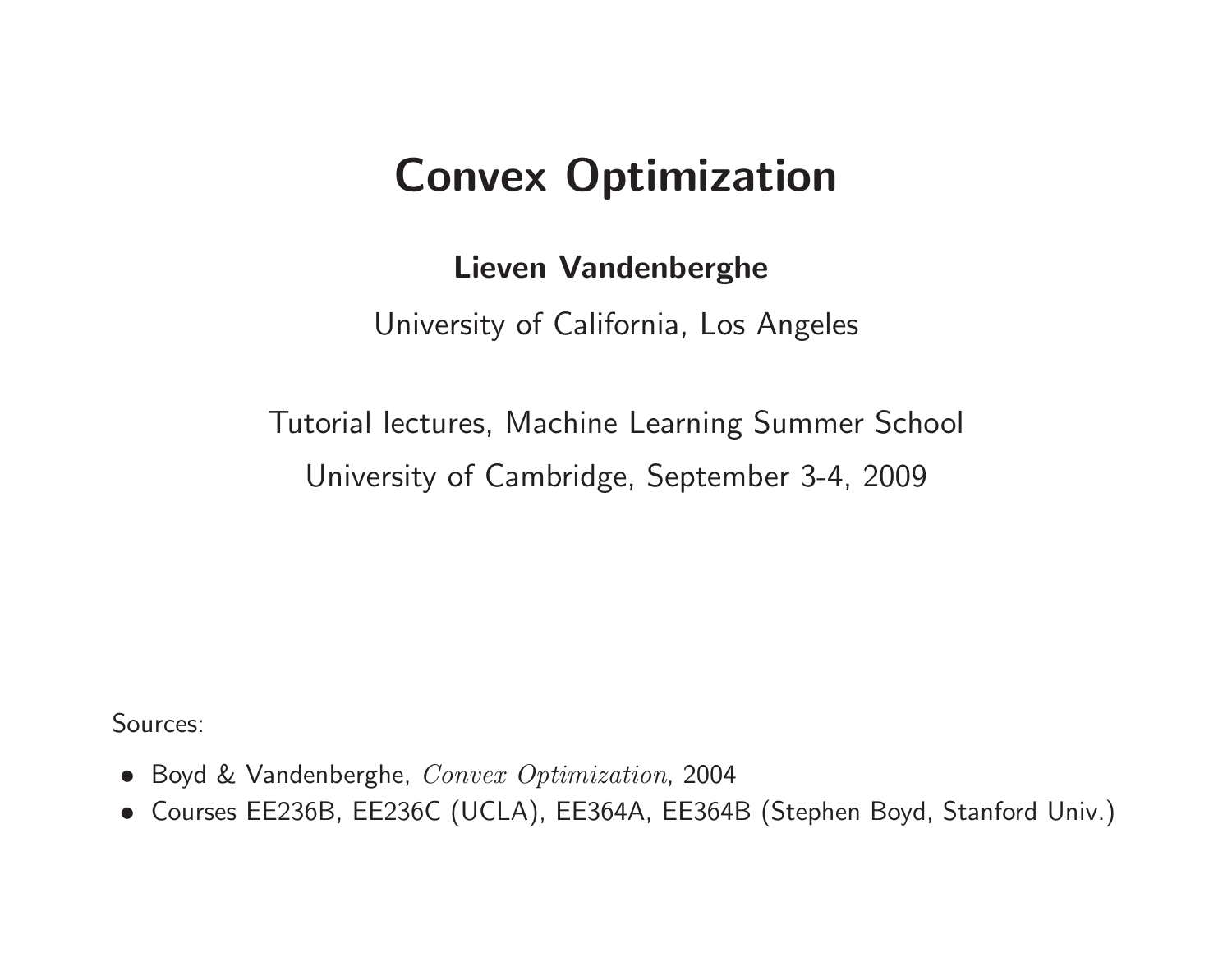# Convex Optimization

**Lieven Vandenberghe**

University of California, Los Angeles

Tutorial lectures, Machine Learning Summer School

University of Cambridge, September 3-4, 2009

Sources:

- Boyd & Vandenberghe, *Convex Optimization*, 2004
- Courses EE236B, EE236C (UCLA), EE364A, EE364B (Stephen Boyd, Stanford Univ.)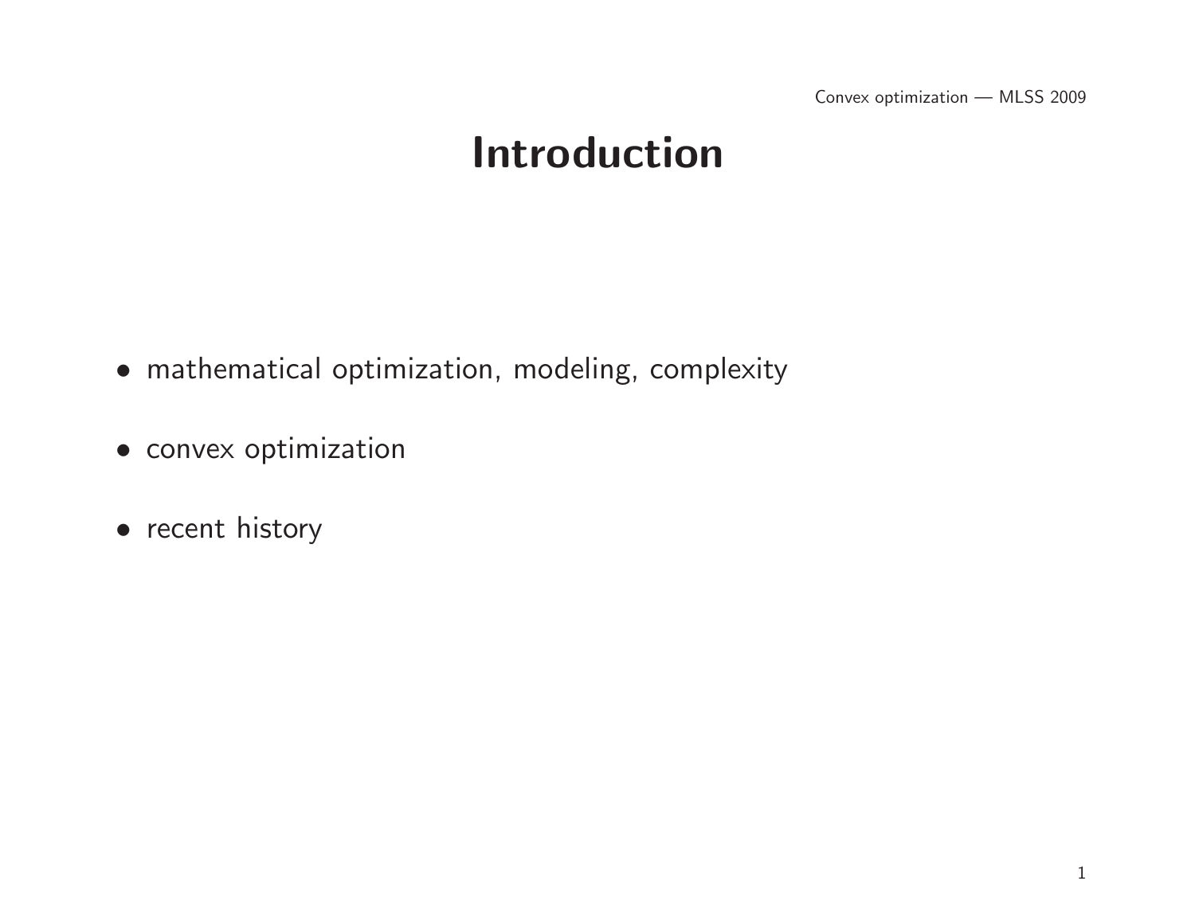# Introduction

- mathematical optimization, modeling, complexity
- convex optimization
- recent history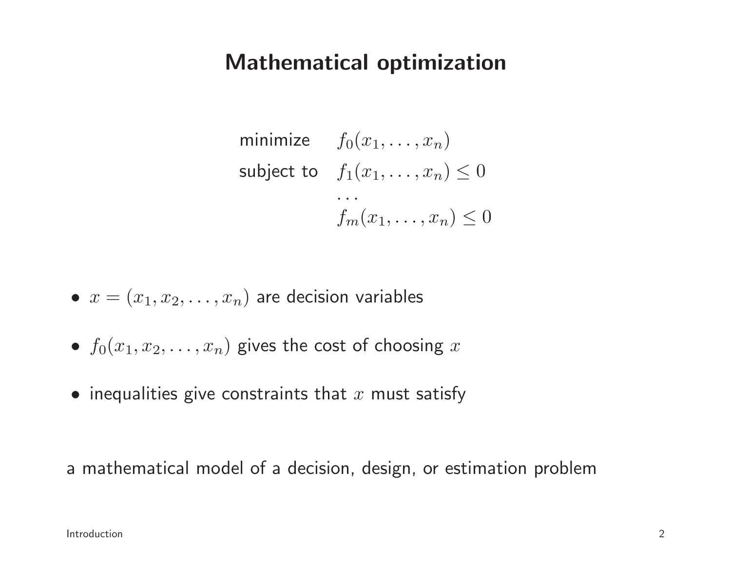# Mathematical optimization

$$
\begin{array}{ll}
\text{minimize} & f_0(x_1, \ldots, x_n) \\
\text{subject to} & f_1(x_1, \ldots, x_n) \leq 0 \\
& \cdots \\
& f_m(x_1, \ldots, x_n) \leq 0
\end{array}
$$

- $x = (x_1, x_2, \ldots, x_n)$ are decision variables
- $f_0(x_1, x_2, \ldots, x_n)$ gives the cost of choosing $x$
- inequalities give constraints that $x$ must satisfy

a mathematical model of a decision, design, or estimation problem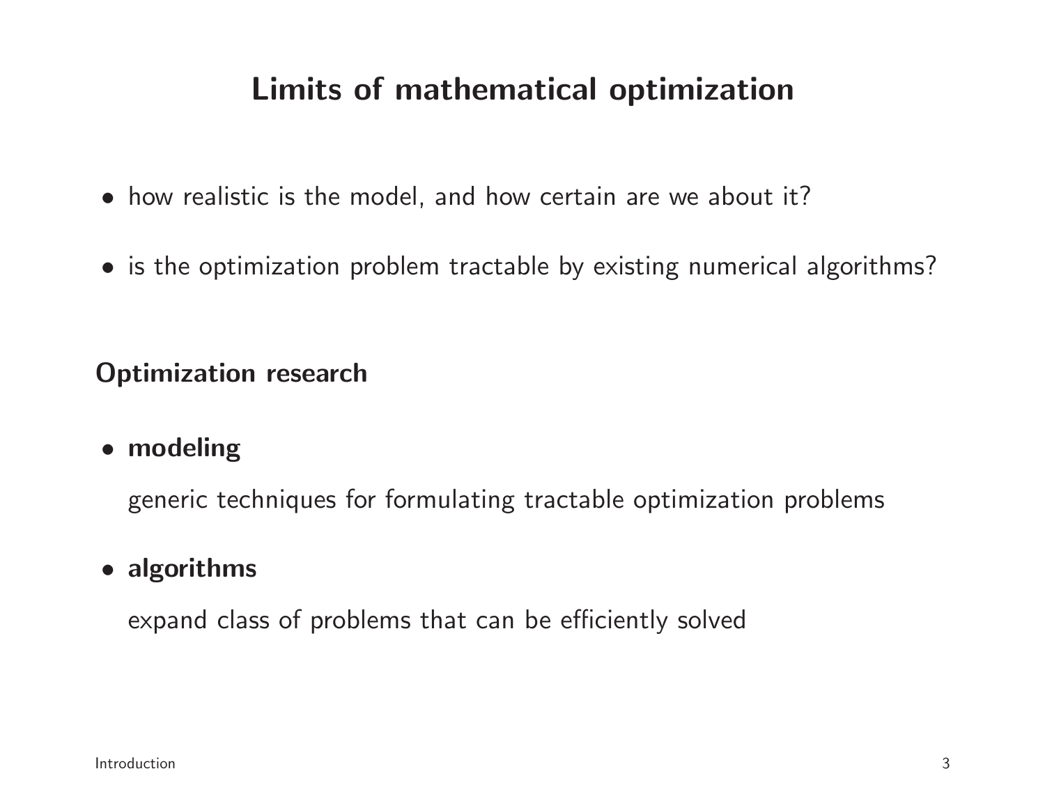# Limits of mathematical optimization

- how realistic is the model, and how certain are we about it?
- is the optimization problem tractable by existing numerical algorithms?

## Optimization research

- **modeling**

  generic techniques for formulating tractable optimization problems

- **algorithms**

  expand class of problems that can be efficiently solved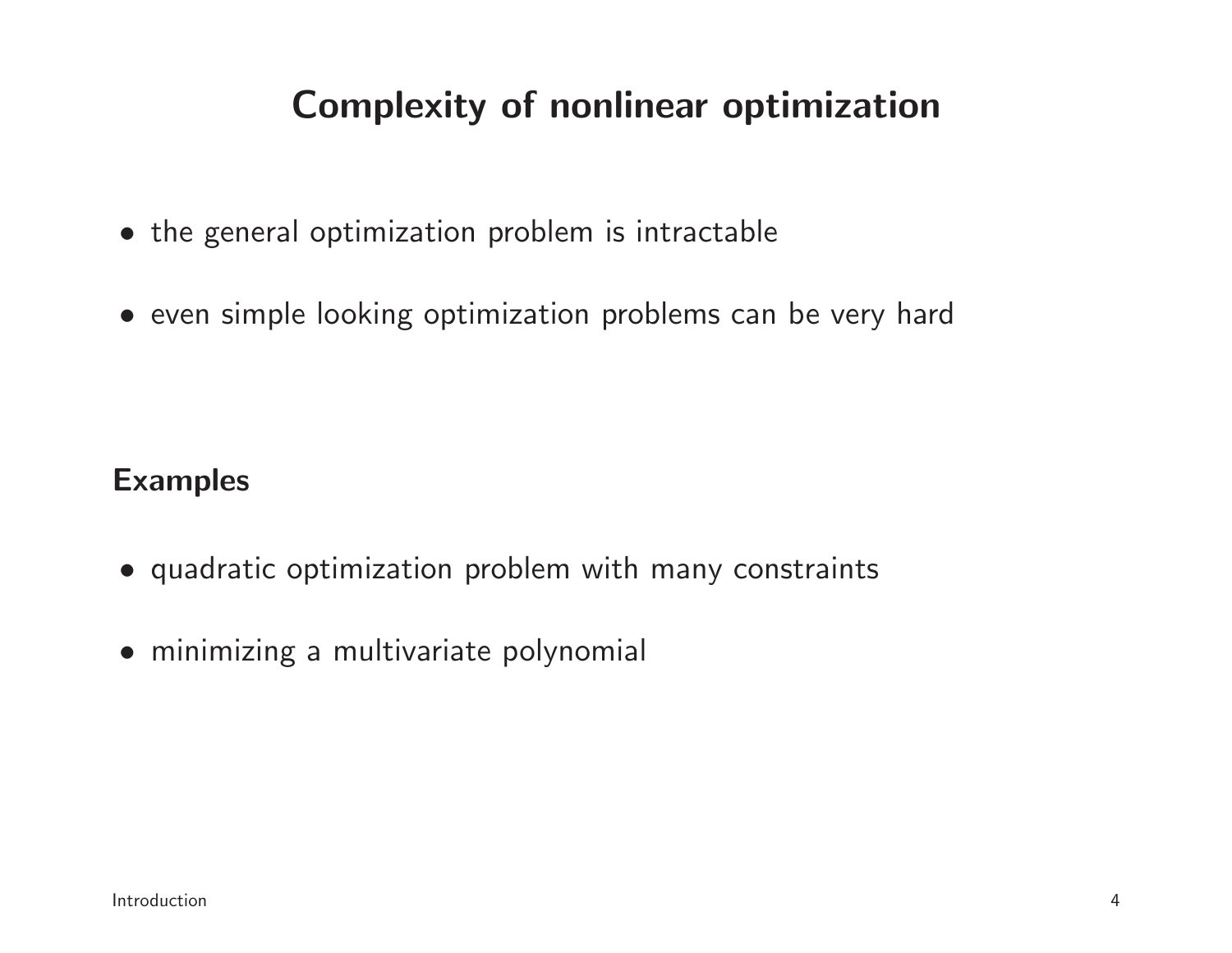# Complexity of nonlinear optimization

- the general optimization problem is intractable
- even simple looking optimization problems can be very hard

**Examples**

- quadratic optimization problem with many constraints
- minimizing a multivariate polynomial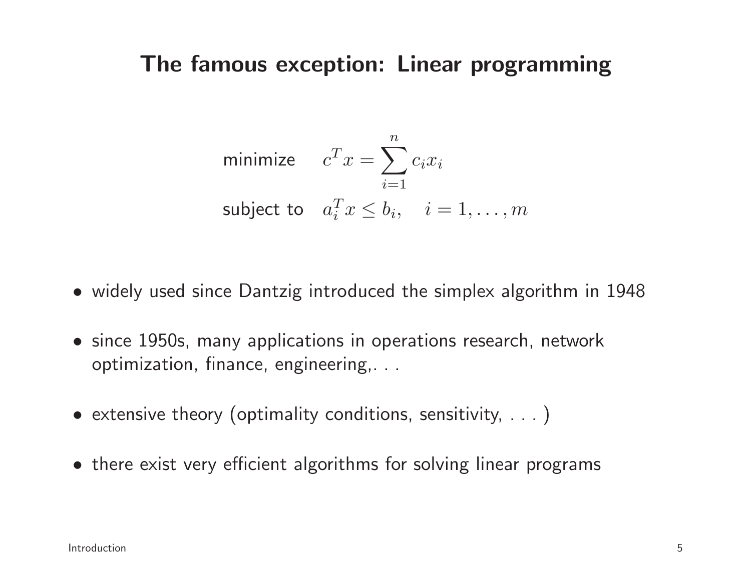# The famous exception: Linear programming

$$
\begin{array}{ll}
\text{minimize} & c^T x = \sum_{i=1}^{n} c_i x_i \\
\text{subject to} & a_i^T x \leq b_i, \quad i = 1, \ldots, m
\end{array}
$$

- widely used since Dantzig introduced the simplex algorithm in 1948
- since 1950s, many applications in operations research, network optimization, finance, engineering,. . .
- extensive theory (optimality conditions, sensitivity, . . . )
- there exist very efficient algorithms for solving linear programs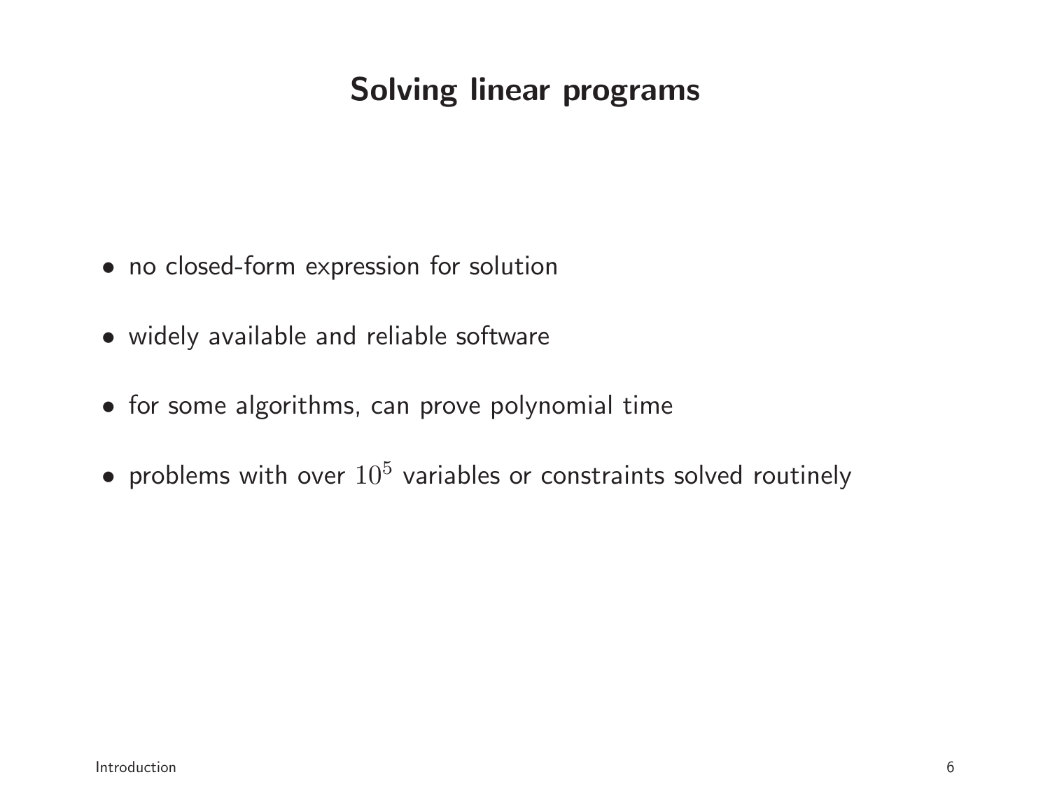# Solving linear programs

- no closed-form expression for solution
- widely available and reliable software
- for some algorithms, can prove polynomial time
- problems with over $10^5$ variables or constraints solved routinely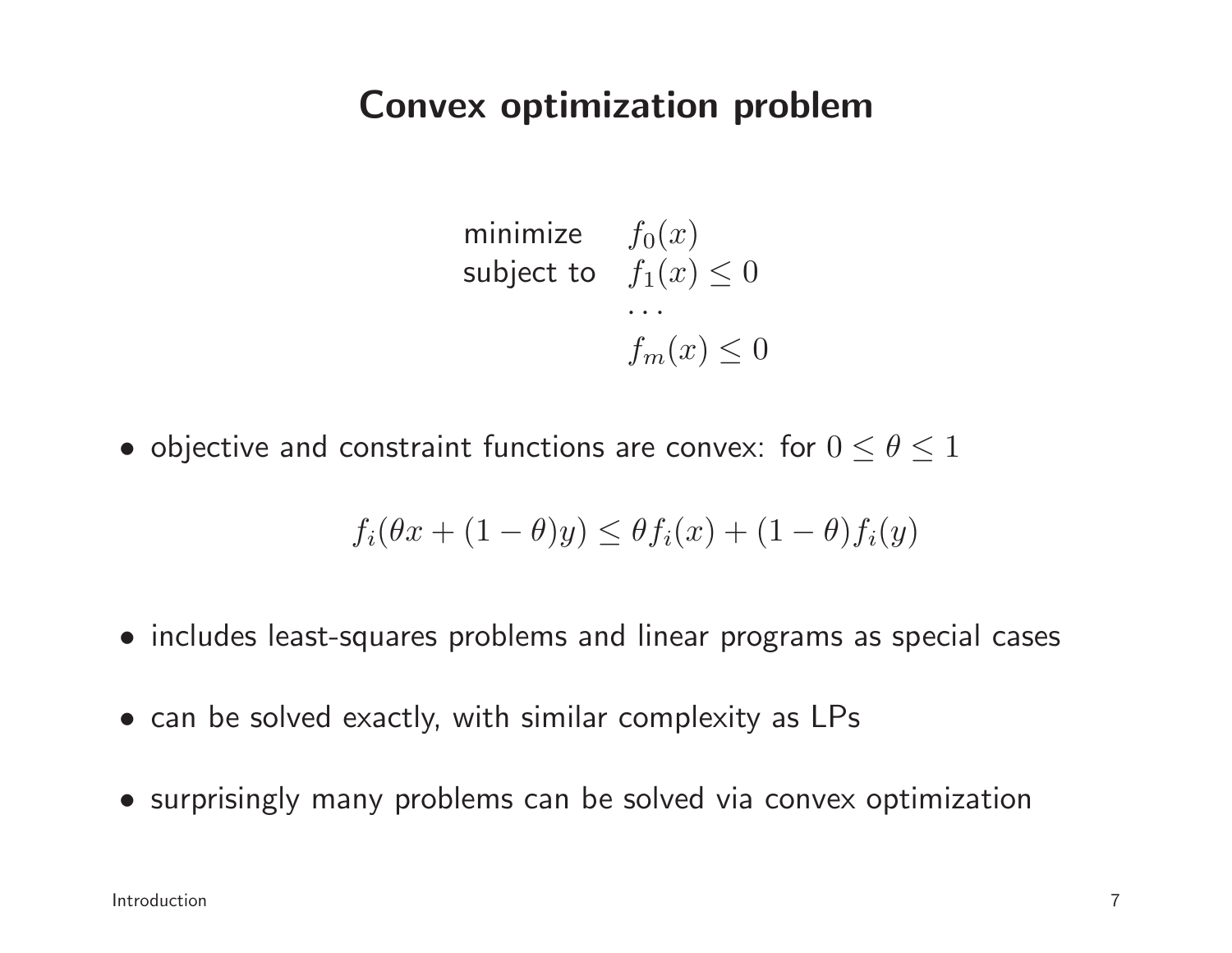# Convex optimization problem

$$
\begin{array}{ll}
\text{minimize} & f_0(x) \\
\text{subject to} & f_1(x) \leq 0 \\
& \cdots \\
& f_m(x) \leq 0
\end{array}
$$

- objective and constraint functions are convex: for $0 \leq \theta \leq 1$

$$
f_i(\theta x + (1-\theta)y) \leq \theta f_i(x) + (1-\theta) f_i(y)
$$

- includes least-squares problems and linear programs as special cases
- can be solved exactly, with similar complexity as LPs
- surprisingly many problems can be solved via convex optimization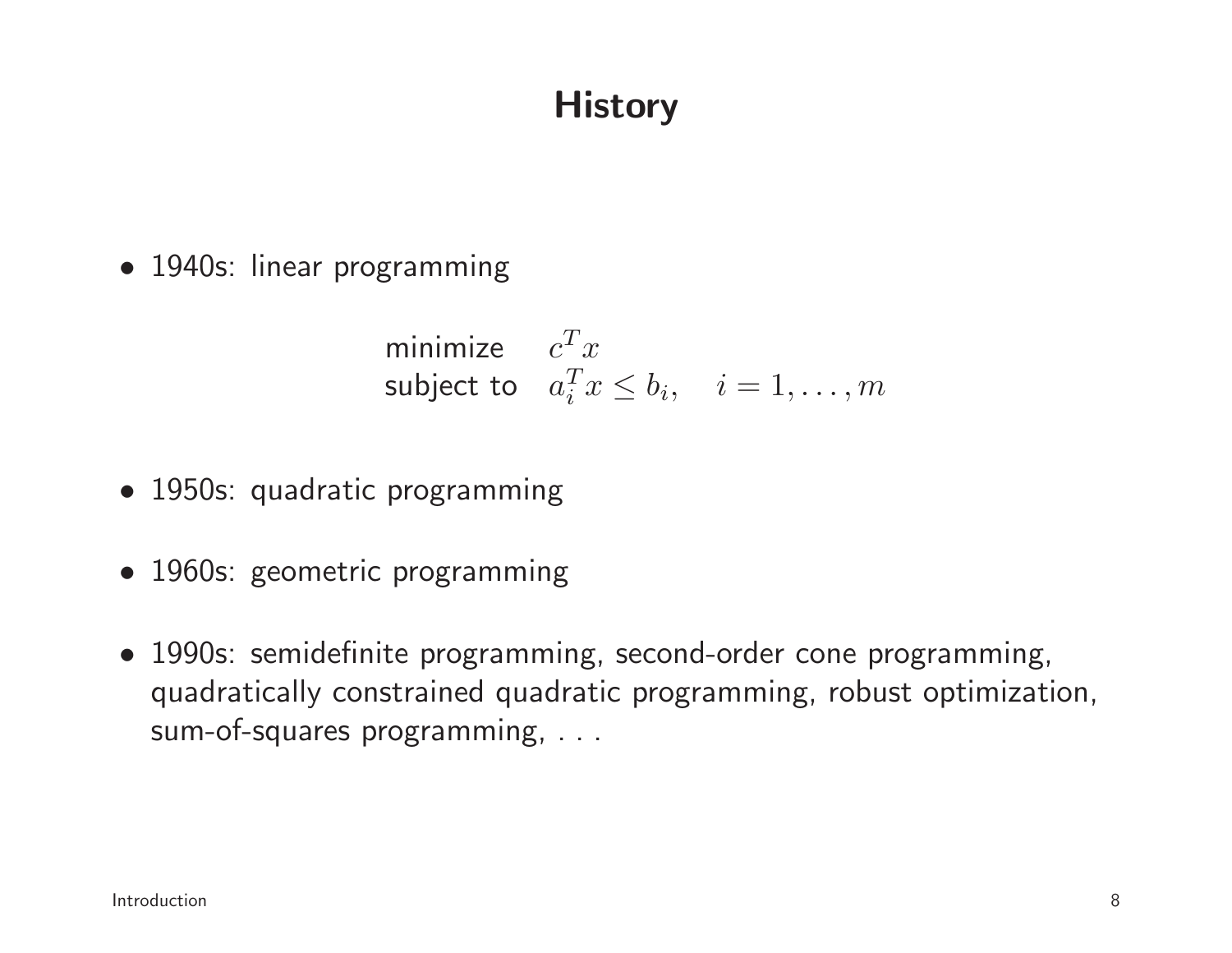# History

- 1940s: linear programming

$$
\begin{array}{ll}
\text{minimize} & c^T x \\
\text{subject to} & a_i^T x \leq b_i, \quad i = 1, \ldots, m
\end{array}
$$

- 1950s: quadratic programming
- 1960s: geometric programming
- 1990s: semidefinite programming, second-order cone programming, quadratically constrained quadratic programming, robust optimization, sum-of-squares programming, . . .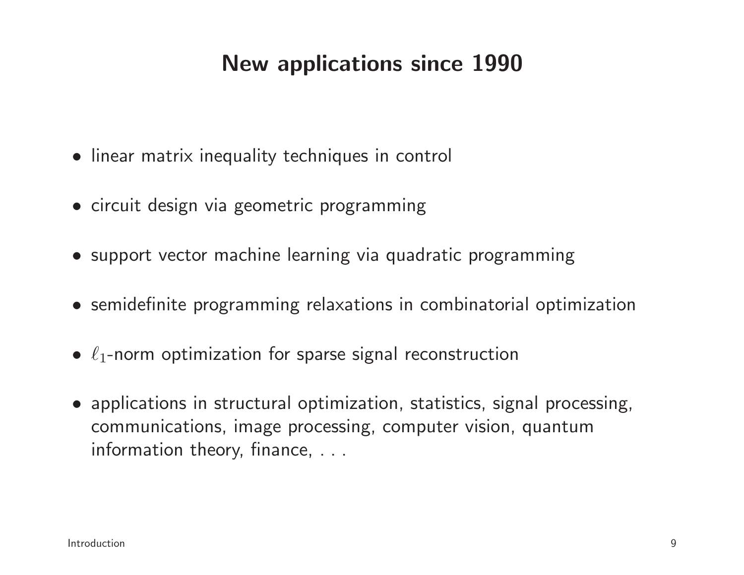# New applications since 1990

- linear matrix inequality techniques in control
- circuit design via geometric programming
- support vector machine learning via quadratic programming
- semidefinite programming relaxations in combinatorial optimization
- $\ell_1$-norm optimization for sparse signal reconstruction
- applications in structural optimization, statistics, signal processing, communications, image processing, computer vision, quantum information theory, finance, . . .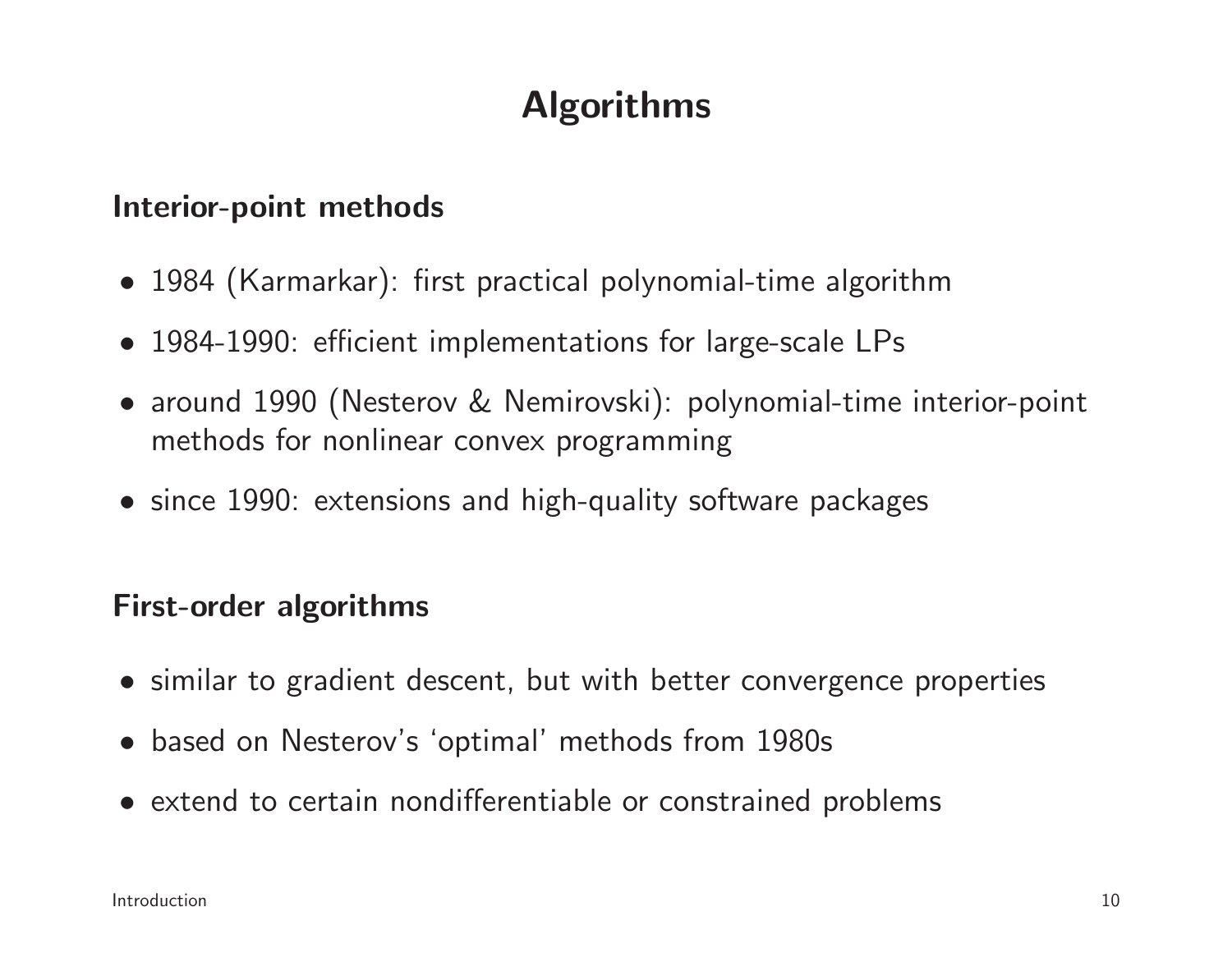# Algorithms

### Interior-point methods

- 1984 (Karmarkar): first practical polynomial-time algorithm
- 1984-1990: efficient implementations for large-scale LPs
- around 1990 (Nesterov & Nemirovski): polynomial-time interior-point methods for nonlinear convex programming
- since 1990: extensions and high-quality software packages

### First-order algorithms

- similar to gradient descent, but with better convergence properties
- based on Nesterov's 'optimal' methods from 1980s
- extend to certain nondifferentiable or constrained problems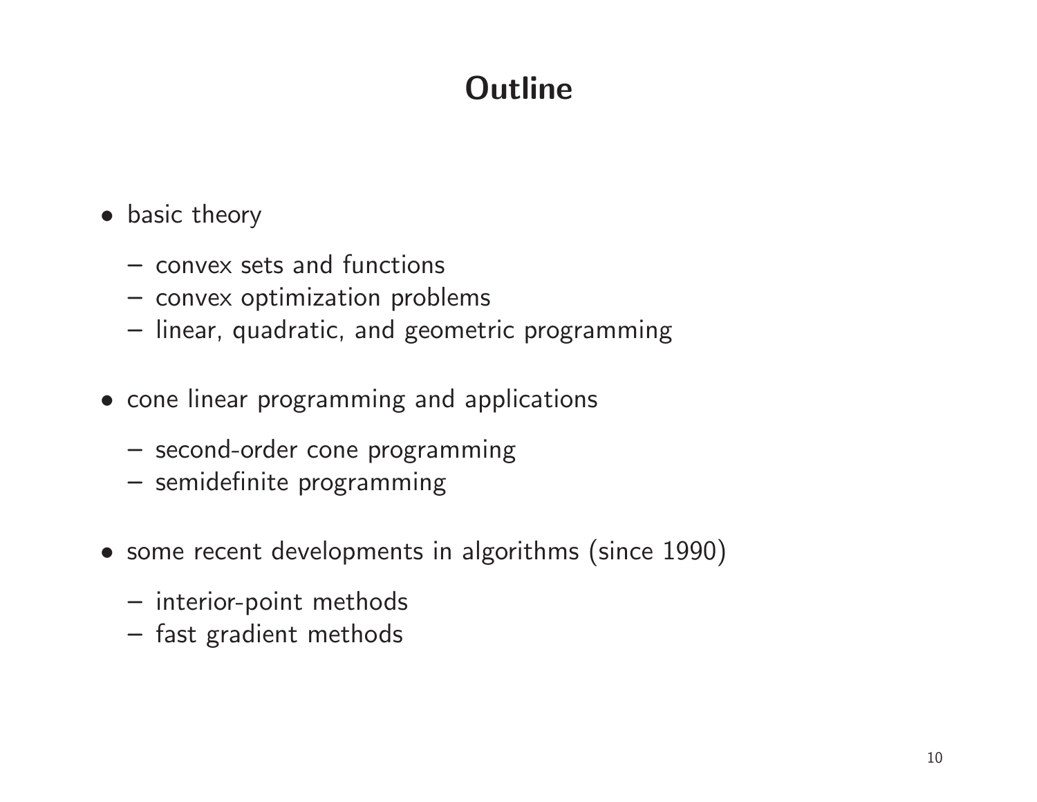# Outline

- basic theory
  - convex sets and functions
  - convex optimization problems
  - linear, quadratic, and geometric programming
- cone linear programming and applications
  - second-order cone programming
  - semidefinite programming
- some recent developments in algorithms (since 1990)
  - interior-point methods
  - fast gradient methods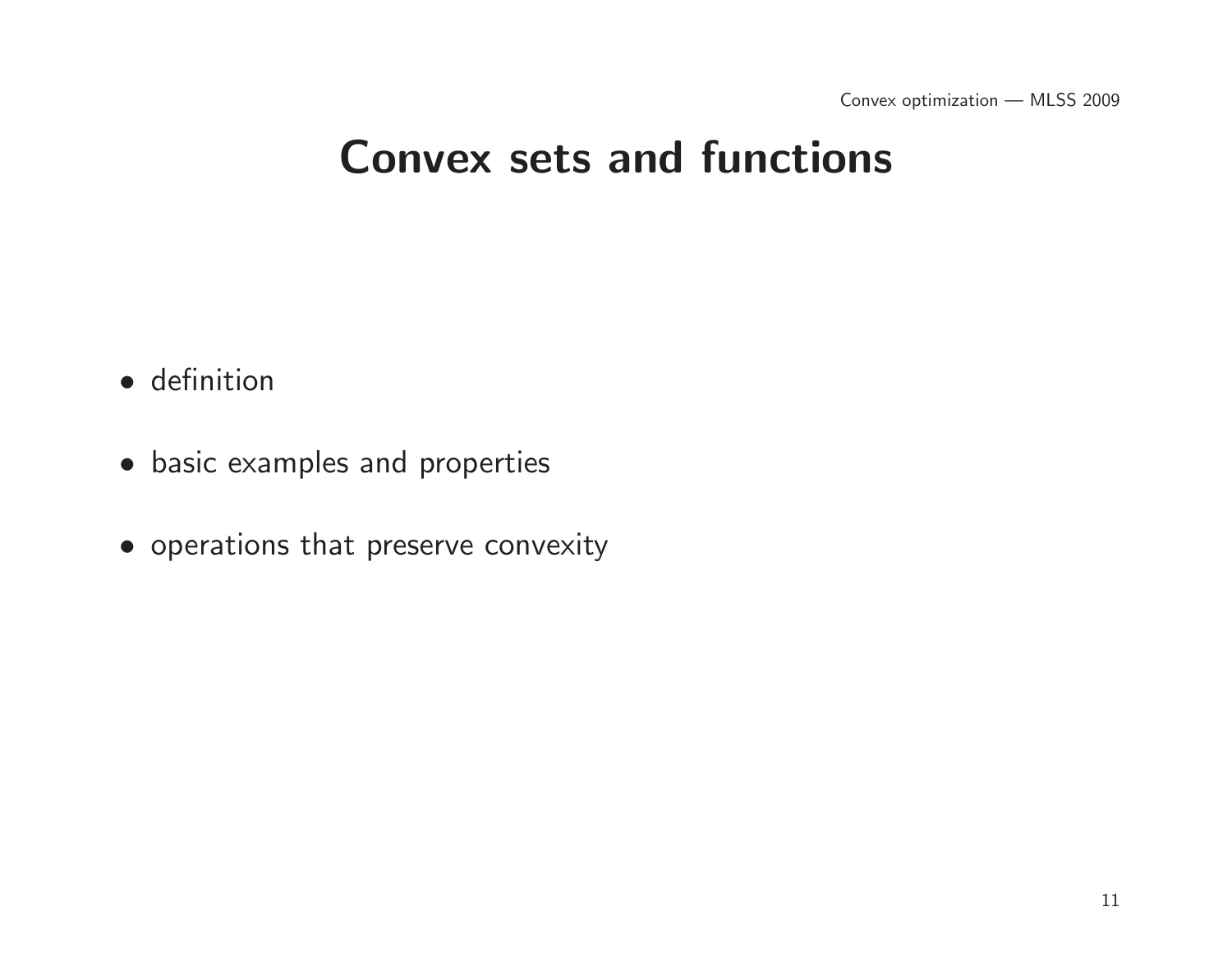# Convex sets and functions

- definition
- basic examples and properties
- operations that preserve convexity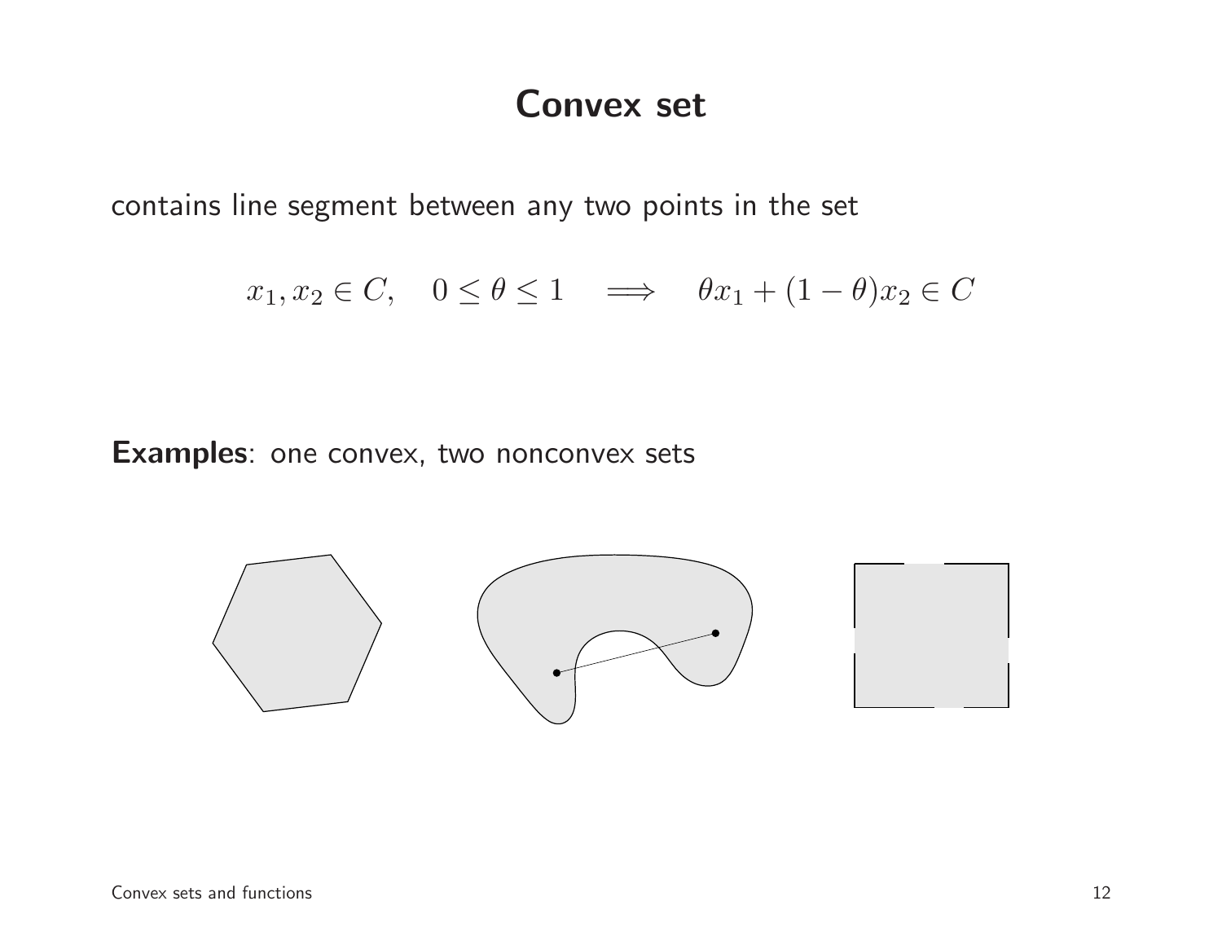# Convex set

contains line segment between any two points in the set

$$x_1, x_2 \in C, \quad 0 \leq \theta \leq 1 \quad \Longrightarrow \quad \theta x_1 + (1 - \theta) x_2 \in C$$

**Examples**: one convex, two nonconvex sets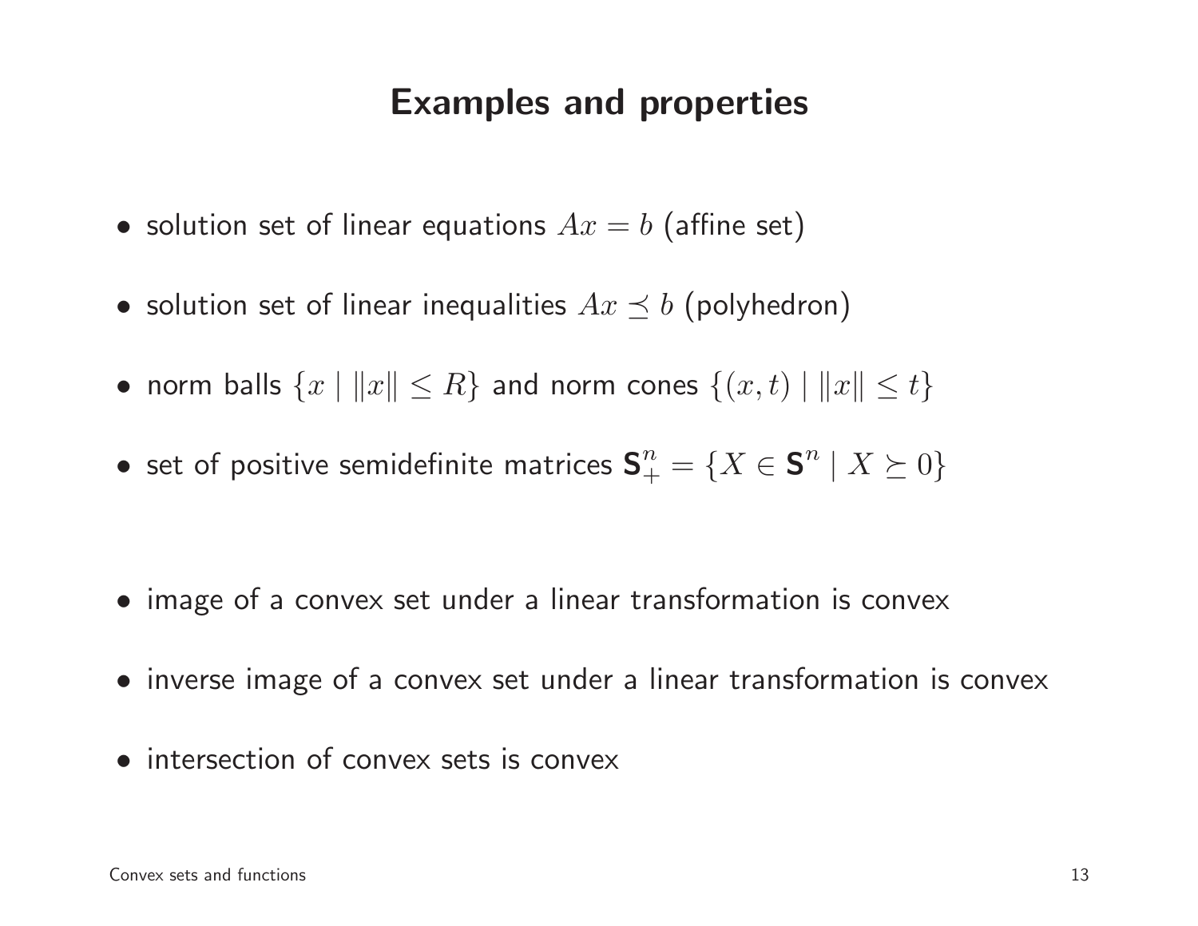# Examples and properties

- solution set of linear equations $Ax = b$ (affine set)
- solution set of linear inequalities $Ax \preceq b$ (polyhedron)
- norm balls $\{x \mid \|x\| \leq R\}$ and norm cones $\{(x,t) \mid \|x\| \leq t\}$
- set of positive semidefinite matrices $\mathbf{S}^n_+ = \{X \in \mathbf{S}^n \mid X \succeq 0\}$

- image of a convex set under a linear transformation is convex
- inverse image of a convex set under a linear transformation is convex
- intersection of convex sets is convex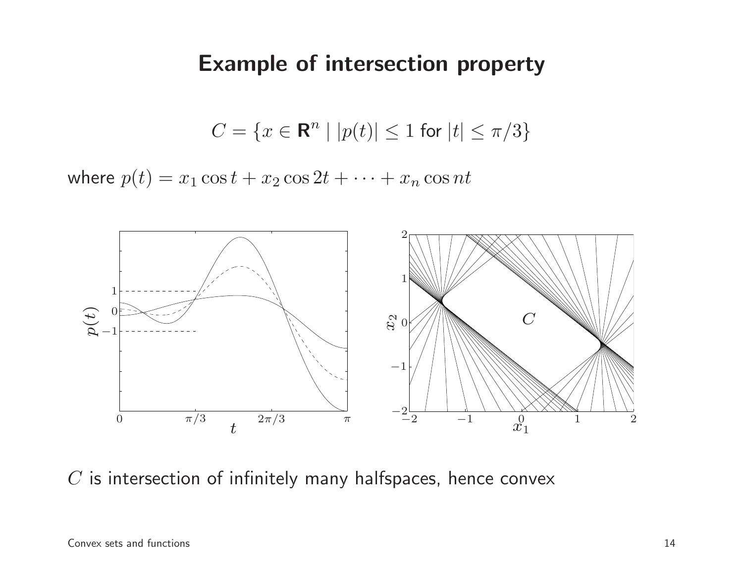# Example of intersection property

$$C = \{x \in \mathbf{R}^n \mid |p(t)| \leq 1 \text{ for } |t| \leq \pi/3\}$$

where $p(t) = x_1 \cos t + x_2 \cos 2t + \cdots + x_n \cos nt$

$C$ is intersection of infinitely many halfspaces, hence convex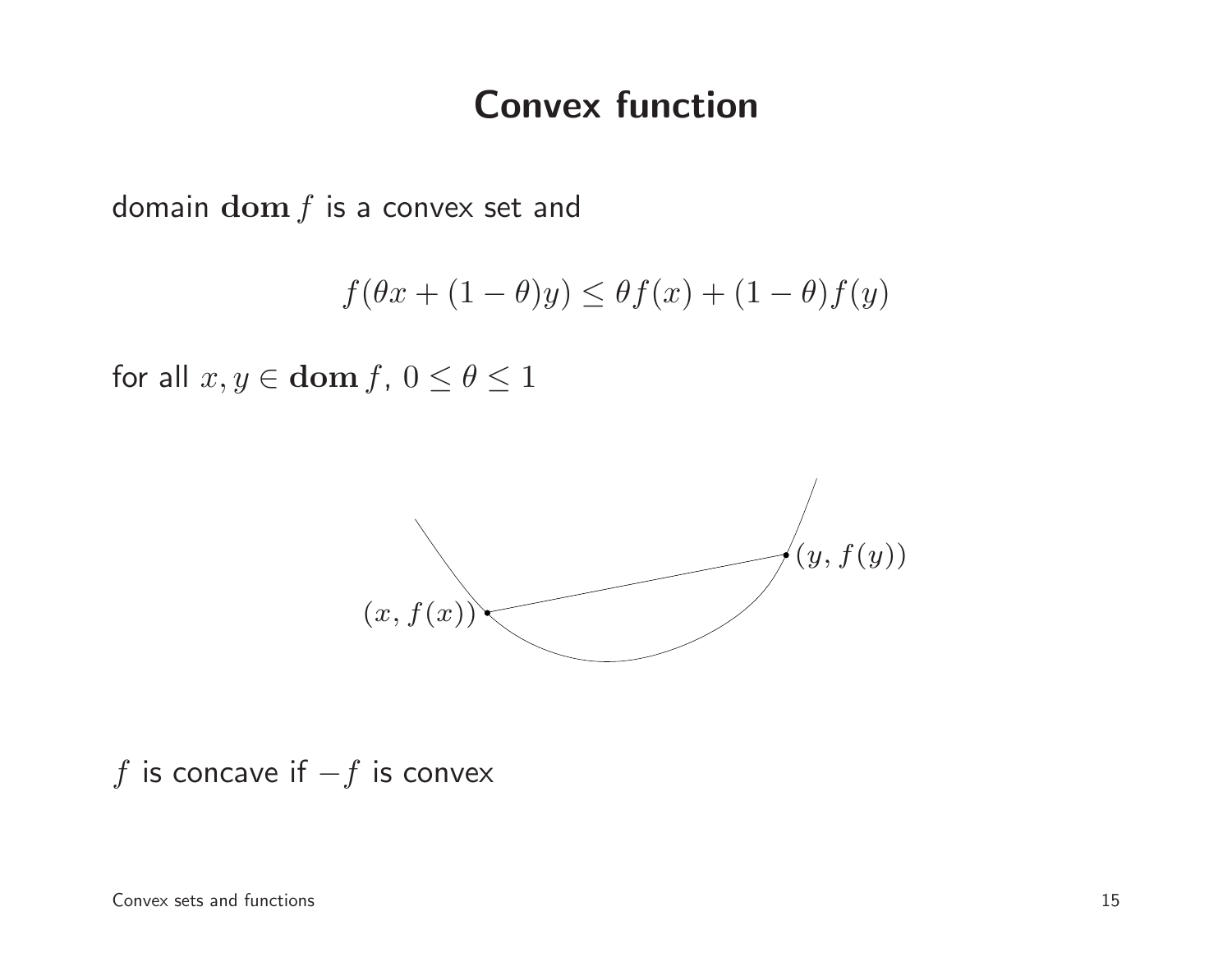# Convex function

domain $\mathbf{dom}\, f$ is a convex set and

$$f(\theta x + (1-\theta)y) \leq \theta f(x) + (1-\theta) f(y)$$

for all $x, y \in \mathbf{dom}\, f$, $0 \leq \theta \leq 1$

$(x, f(x))$

$(y, f(y))$

$f$ is concave if $-f$ is convex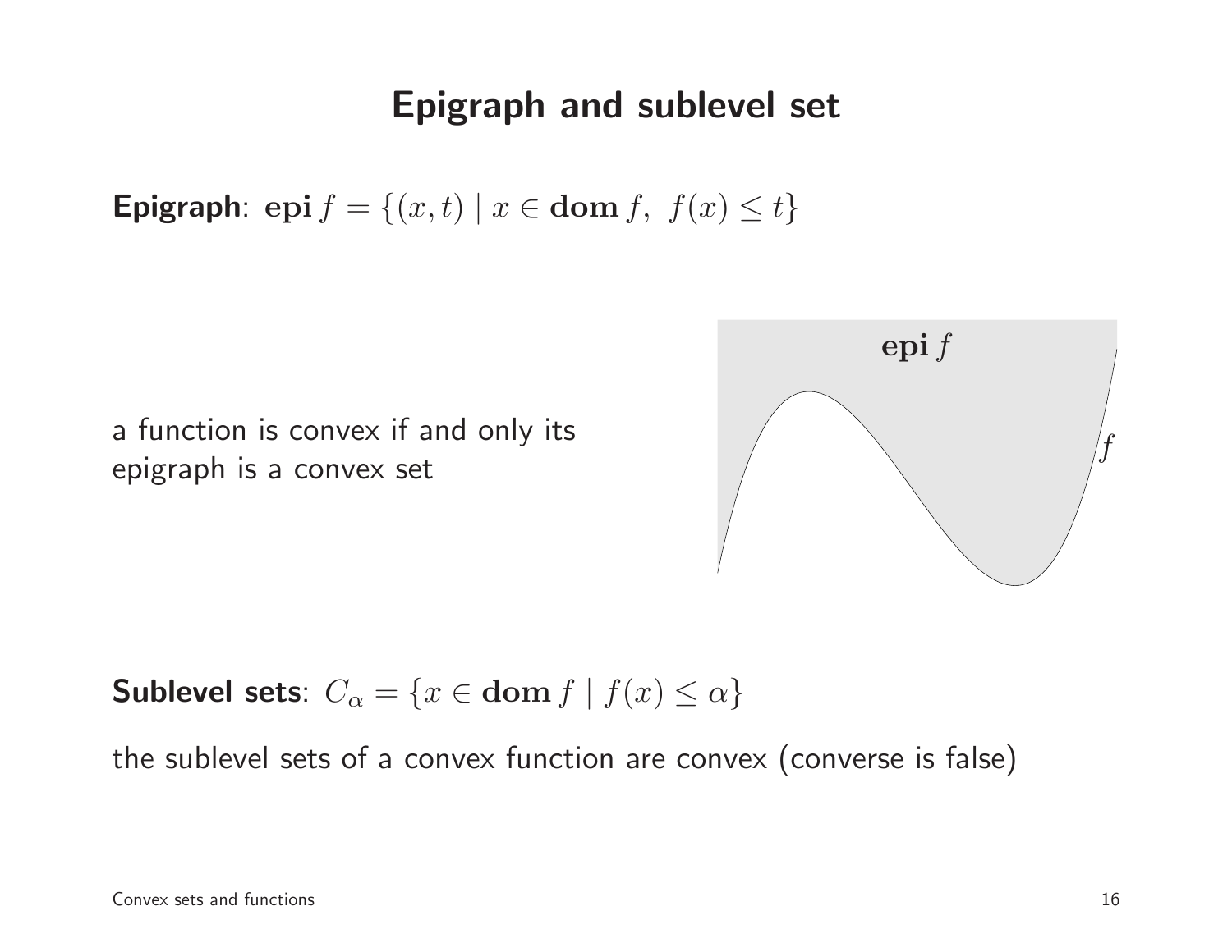# Epigraph and sublevel set

**Epigraph**: $\mathbf{epi}\, f = \{(x, t) \mid x \in \mathbf{dom}\, f,\ f(x) \leq t\}$

a function is convex if and only its epigraph is a convex set

**Sublevel sets**: $C_\alpha = \{x \in \mathbf{dom}\, f \mid f(x) \leq \alpha\}$

the sublevel sets of a convex function are convex (converse is false)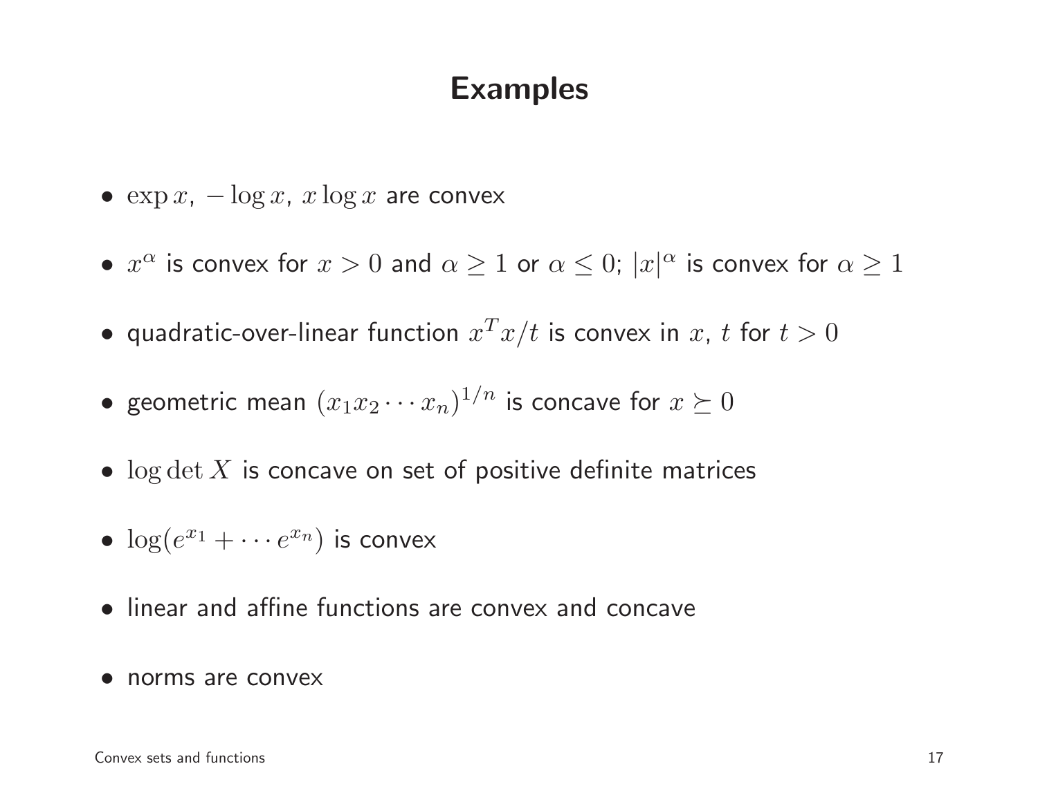# Examples

- $\exp x$, $-\log x$, $x \log x$ are convex
- $x^\alpha$ is convex for $x > 0$ and $\alpha \geq 1$ or $\alpha \leq 0$; $|x|^\alpha$ is convex for $\alpha \geq 1$
- quadratic-over-linear function $x^T x/t$ is convex in $x$, $t$ for $t > 0$
- geometric mean $(x_1 x_2 \cdots x_n)^{1/n}$ is concave for $x \succeq 0$
- $\log \det X$ is concave on set of positive definite matrices
- $\log(e^{x_1} + \cdots e^{x_n})$ is convex
- linear and affine functions are convex and concave
- norms are convex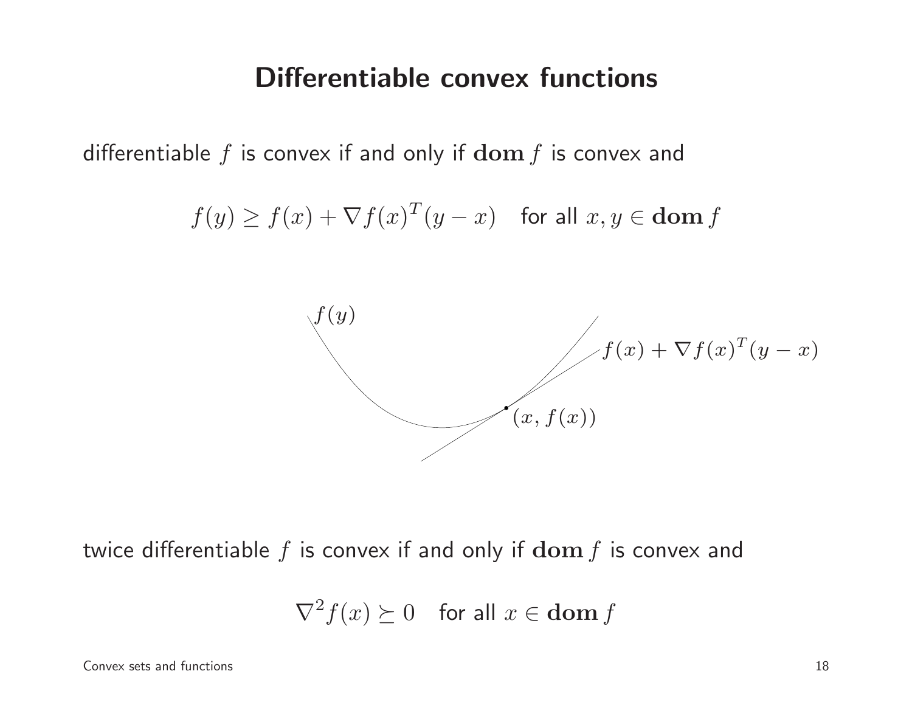# Differentiable convex functions

differentiable $f$ is convex if and only if $\mathbf{dom}\, f$ is convex and

$$f(y) \geq f(x) + \nabla f(x)^T (y - x) \quad \text{for all } x, y \in \mathbf{dom}\, f$$

twice differentiable $f$ is convex if and only if $\mathbf{dom}\, f$ is convex and

$$\nabla^2 f(x) \succeq 0 \quad \text{for all } x \in \mathbf{dom}\, f$$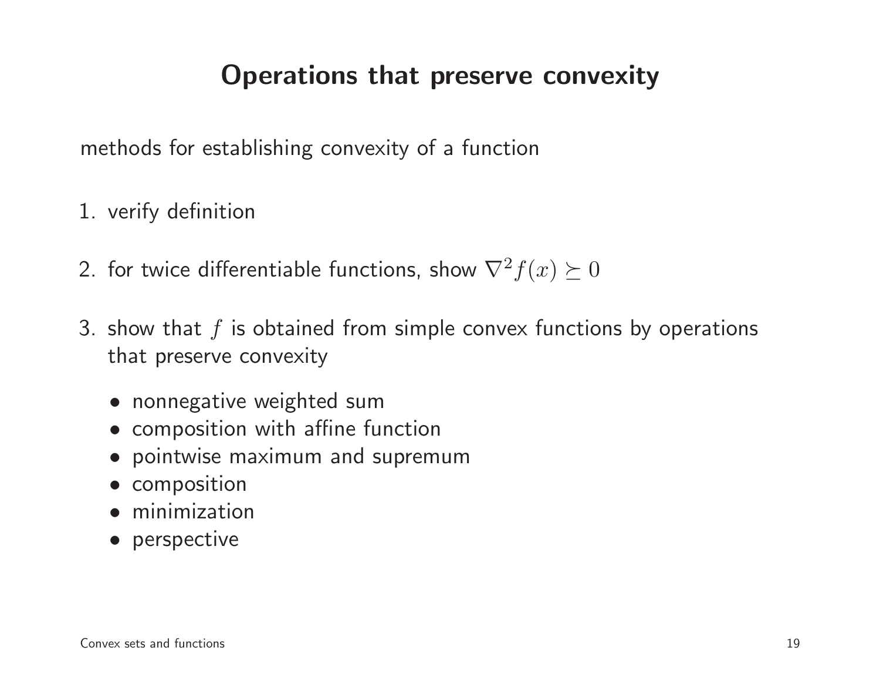# Operations that preserve convexity

methods for establishing convexity of a function

1. verify definition

2. for twice differentiable functions, show $\nabla^2 f(x) \succeq 0$

3. show that $f$ is obtained from simple convex functions by operations that preserve convexity

   - nonnegative weighted sum
   - composition with affine function
   - pointwise maximum and supremum
   - composition
   - minimization
   - perspective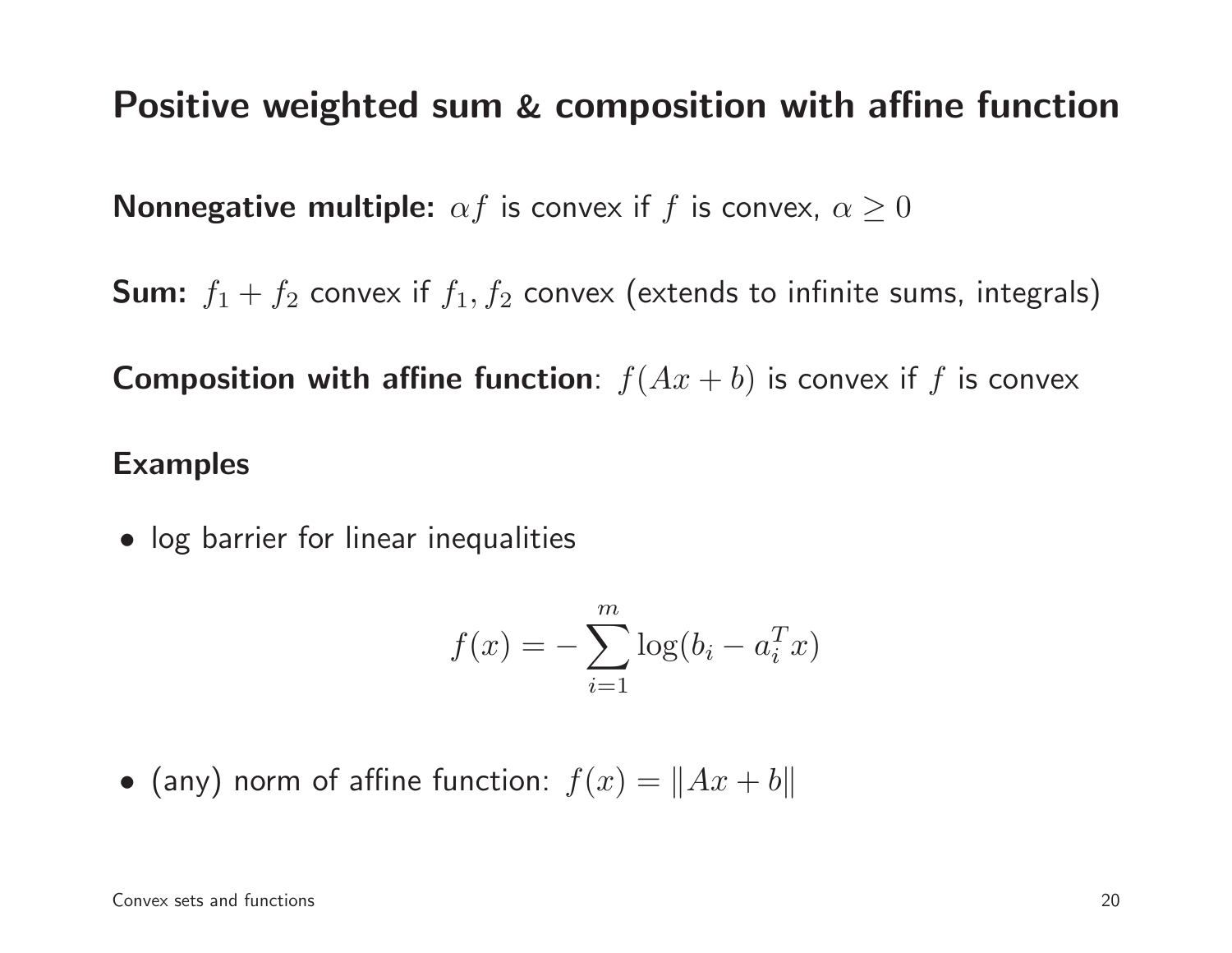## Positive weighted sum & composition with affine function

**Nonnegative multiple:** $\alpha f$ is convex if $f$ is convex, $\alpha \geq 0$

**Sum:** $f_1 + f_2$ convex if $f_1, f_2$ convex (extends to infinite sums, integrals)

**Composition with affine function**: $f(Ax + b)$ is convex if $f$ is convex

**Examples**

- log barrier for linear inequalities

$$f(x) = -\sum_{i=1}^{m} \log(b_i - a_i^T x)$$

- (any) norm of affine function: $f(x) = \|Ax + b\|$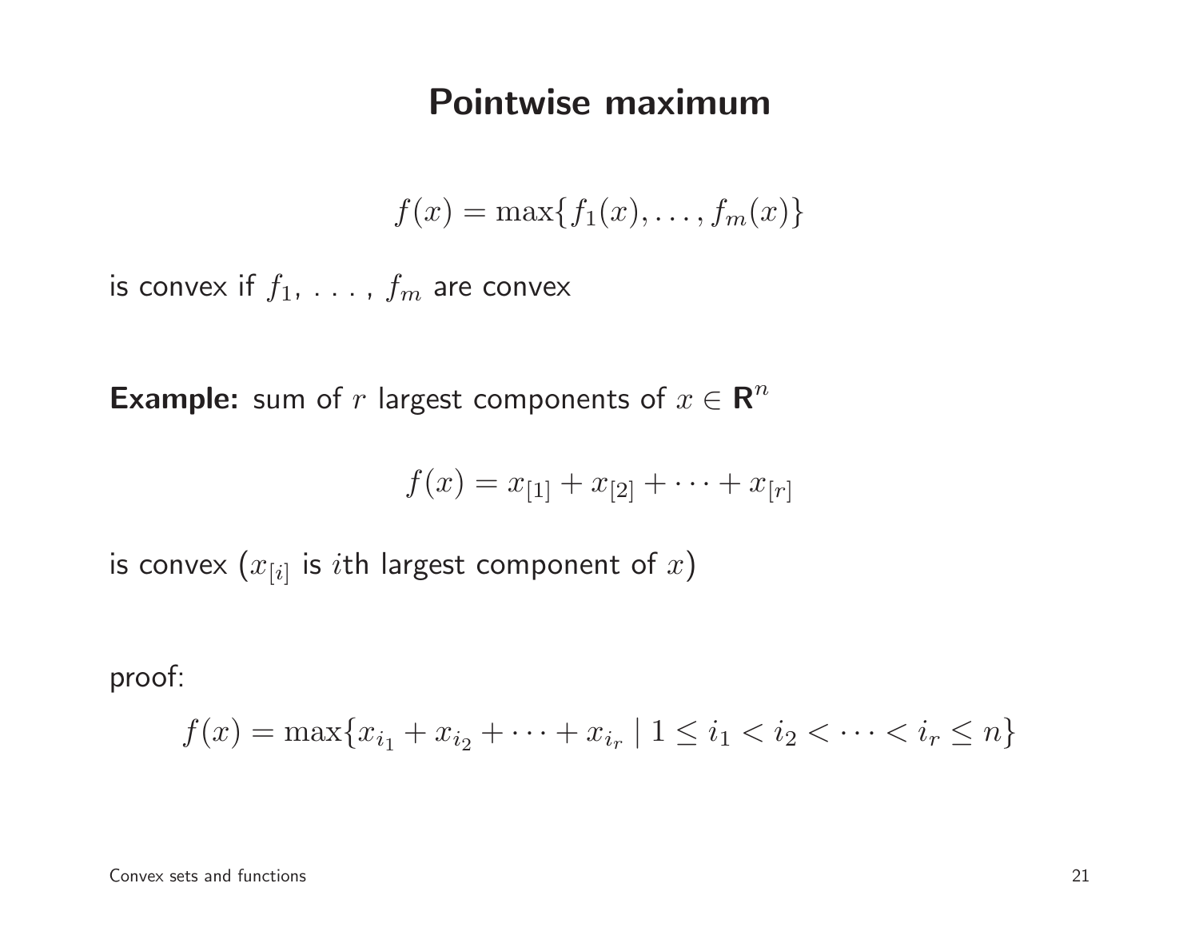# Pointwise maximum

$$f(x) = \max\{f_1(x), \ldots, f_m(x)\}$$

is convex if $f_1$, . . . , $f_m$ are convex

**Example:** sum of $r$ largest components of $x \in \mathbf{R}^n$

$$f(x) = x_{[1]} + x_{[2]} + \cdots + x_{[r]}$$

is convex ($x_{[i]}$ is $i$th largest component of $x$)

proof:

$$f(x) = \max\{x_{i_1} + x_{i_2} + \cdots + x_{i_r} \mid 1 \leq i_1 < i_2 < \cdots < i_r \leq n\}$$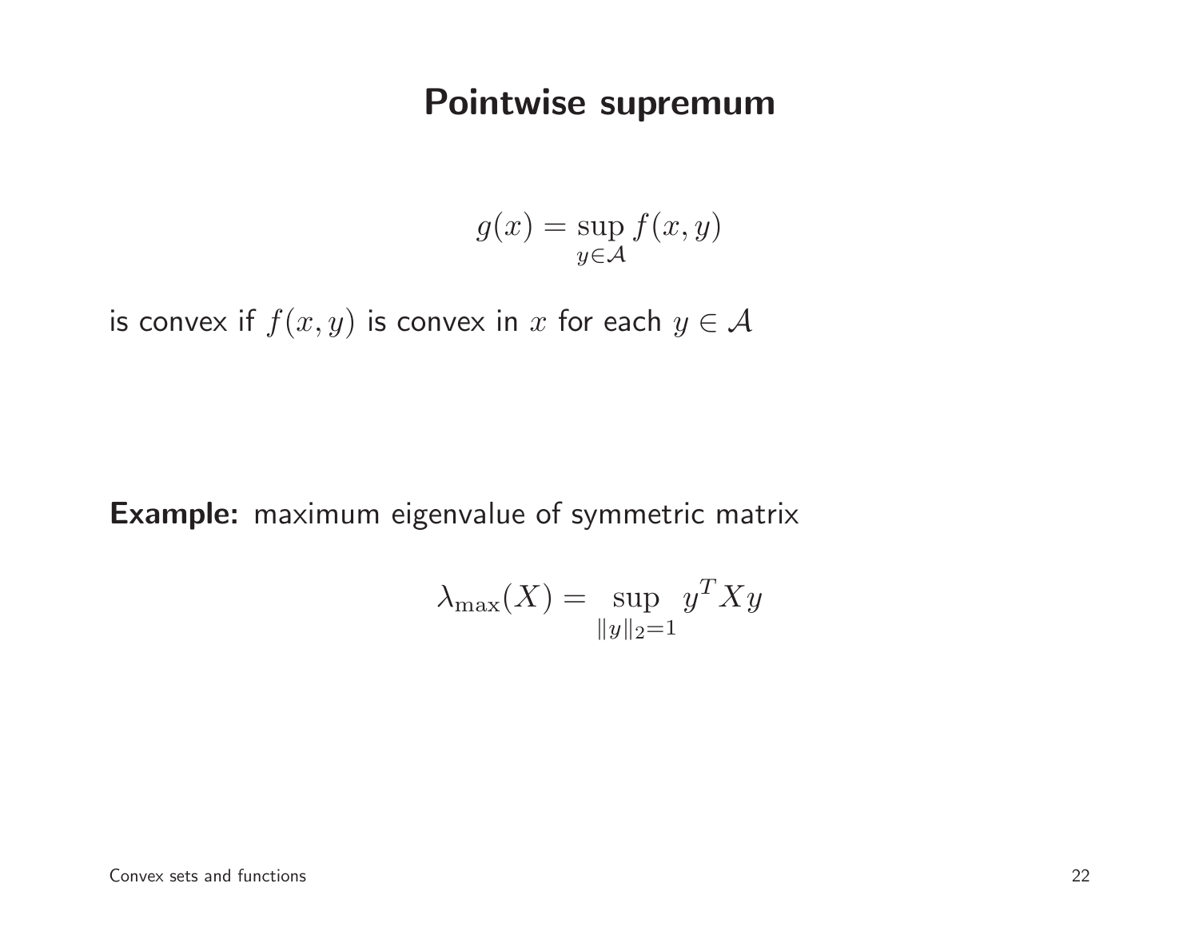# Pointwise supremum

$$g(x) = \sup_{y \in \mathcal{A}} f(x, y)$$

is convex if $f(x, y)$ is convex in $x$ for each $y \in \mathcal{A}$

**Example:** maximum eigenvalue of symmetric matrix

$$\lambda_{\max}(X) = \sup_{\|y\|_2 = 1} y^T X y$$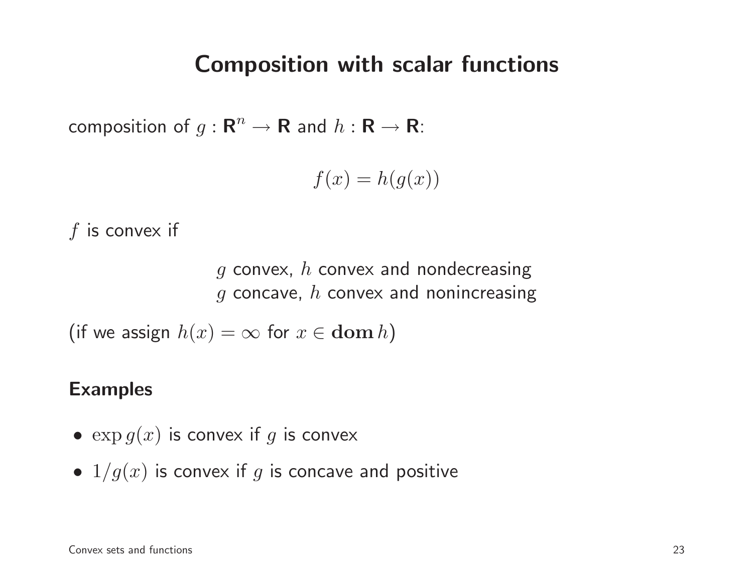# Composition with scalar functions

composition of $g : \mathbf{R}^n \to \mathbf{R}$ and $h : \mathbf{R} \to \mathbf{R}$:

$$f(x) = h(g(x))$$

$f$ is convex if

$$\begin{array}{l} g \text{ convex, } h \text{ convex and nondecreasing} \\ g \text{ concave, } h \text{ convex and nonincreasing} \end{array}$$

(if we assign $h(x) = \infty$ for $x \in \mathbf{dom}\, h$)

### Examples

- $\exp g(x)$ is convex if $g$ is convex
- $1/g(x)$ is convex if $g$ is concave and positive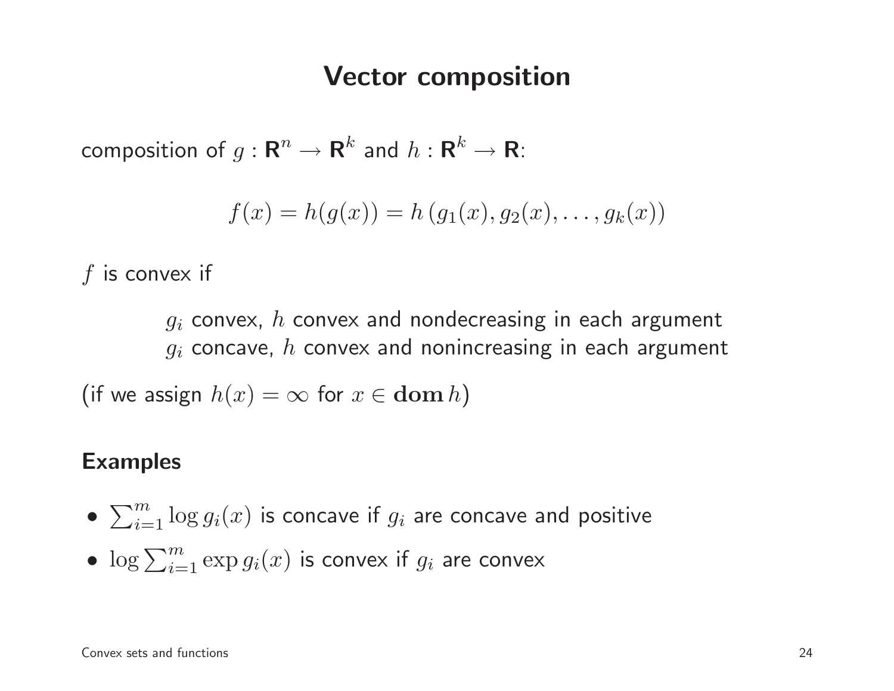# Vector composition

composition of $g : \mathbf{R}^n \to \mathbf{R}^k$ and $h : \mathbf{R}^k \to \mathbf{R}$:

$$f(x) = h(g(x)) = h\left(g_1(x), g_2(x), \ldots, g_k(x)\right)$$

$f$ is convex if

> $g_i$ convex, $h$ convex and nondecreasing in each argument
> $g_i$ concave, $h$ convex and nonincreasing in each argument

(if we assign $h(x) = \infty$ for $x \in \mathbf{dom}\, h$)

## Examples

- $\sum_{i=1}^{m} \log g_i(x)$ is concave if $g_i$ are concave and positive
- $\log \sum_{i=1}^{m} \exp g_i(x)$ is convex if $g_i$ are convex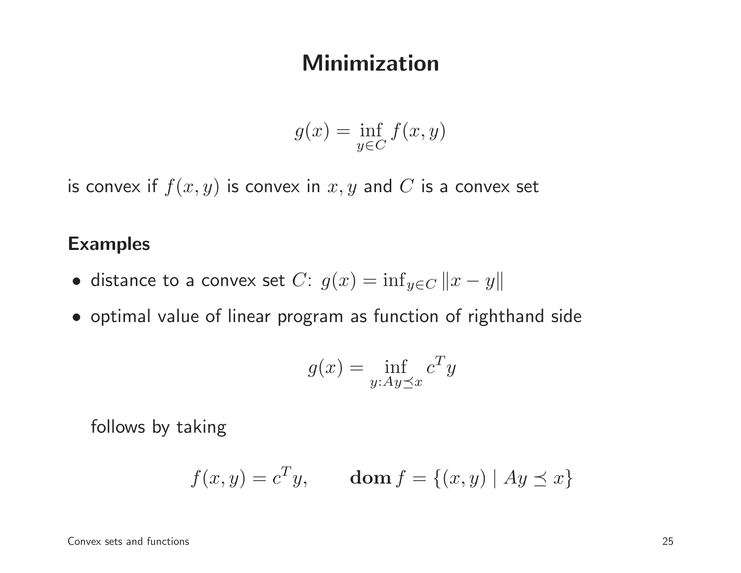# Minimization

$$g(x) = \inf_{y \in C} f(x, y)$$

is convex if $f(x, y)$ is convex in $x, y$ and $C$ is a convex set

## Examples

- distance to a convex set $C$: $g(x) = \inf_{y \in C} \|x - y\|$
- optimal value of linear program as function of righthand side

$$g(x) = \inf_{y : Ay \preceq x} c^T y$$

  follows by taking

$$f(x, y) = c^T y, \qquad \mathbf{dom}\, f = \{(x, y) \mid Ay \preceq x\}$$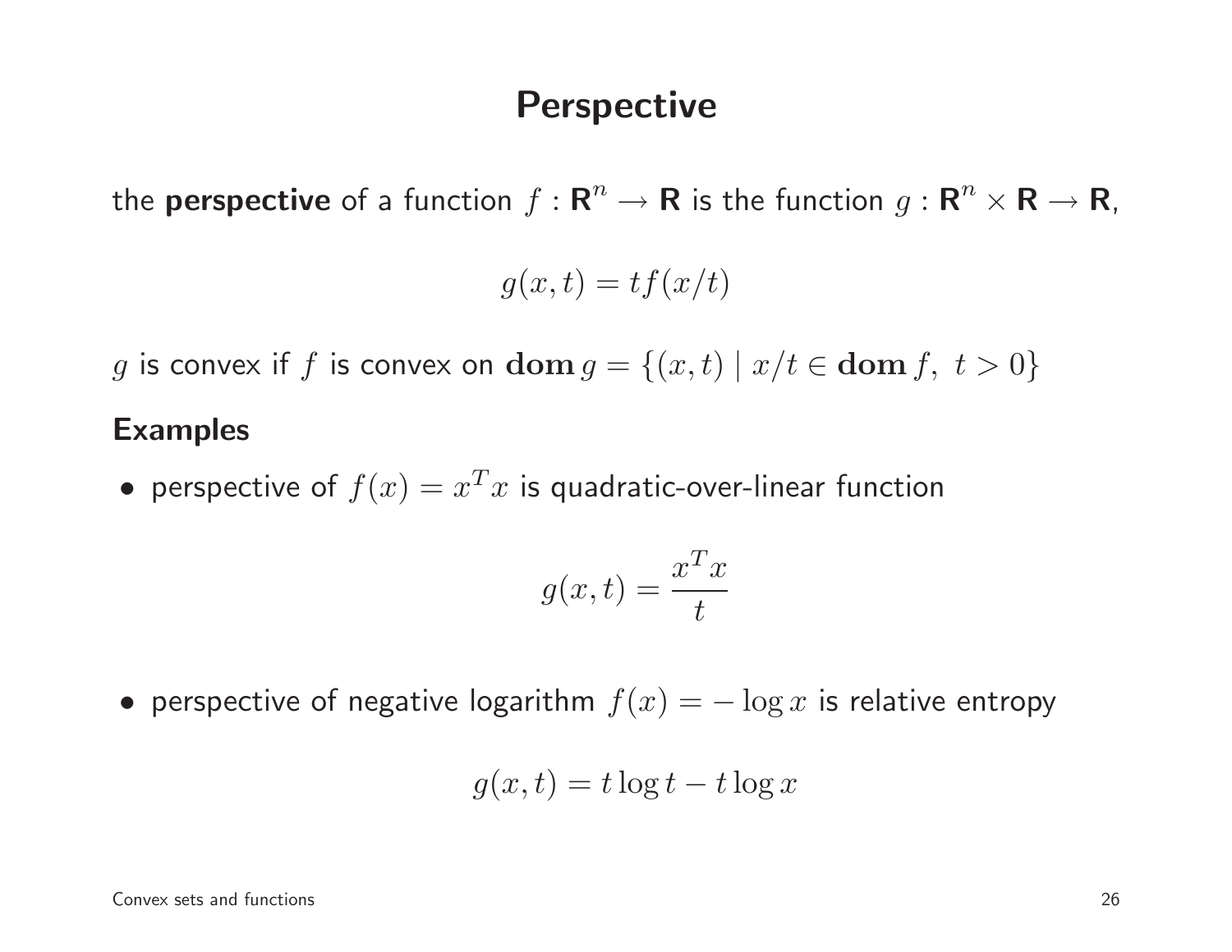# Perspective

the **perspective** of a function $f : \mathbf{R}^n \to \mathbf{R}$ is the function $g : \mathbf{R}^n \times \mathbf{R} \to \mathbf{R}$,

$$g(x, t) = t f(x/t)$$

$g$ is convex if $f$ is convex on $\mathbf{dom}\, g = \{(x, t) \mid x/t \in \mathbf{dom}\, f,\ t > 0\}$

## Examples

- perspective of $f(x) = x^T x$ is quadratic-over-linear function

$$g(x, t) = \frac{x^T x}{t}$$

- perspective of negative logarithm $f(x) = -\log x$ is relative entropy

$$g(x, t) = t \log t - t \log x$$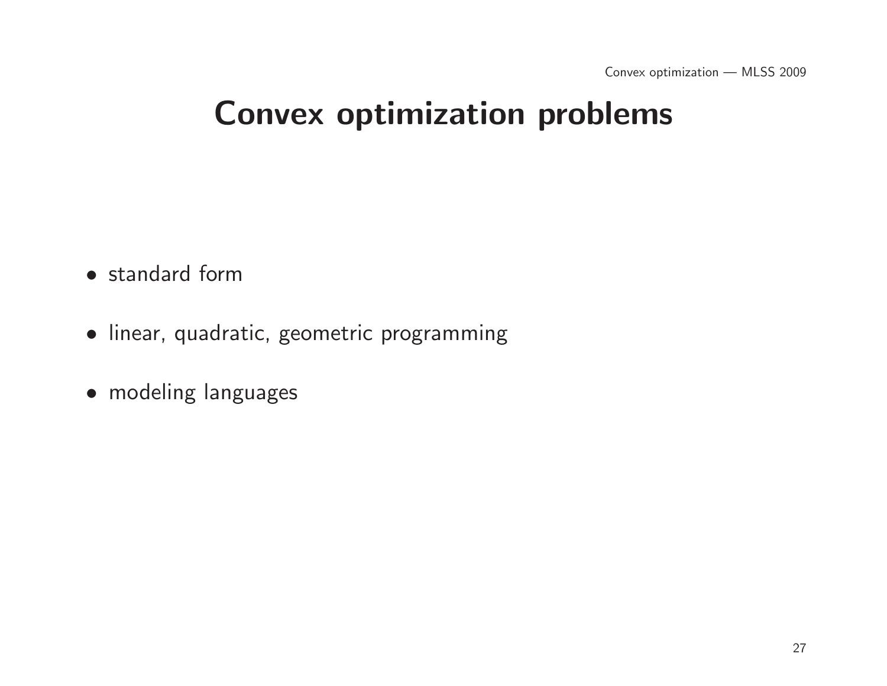# Convex optimization problems

- standard form
- linear, quadratic, geometric programming
- modeling languages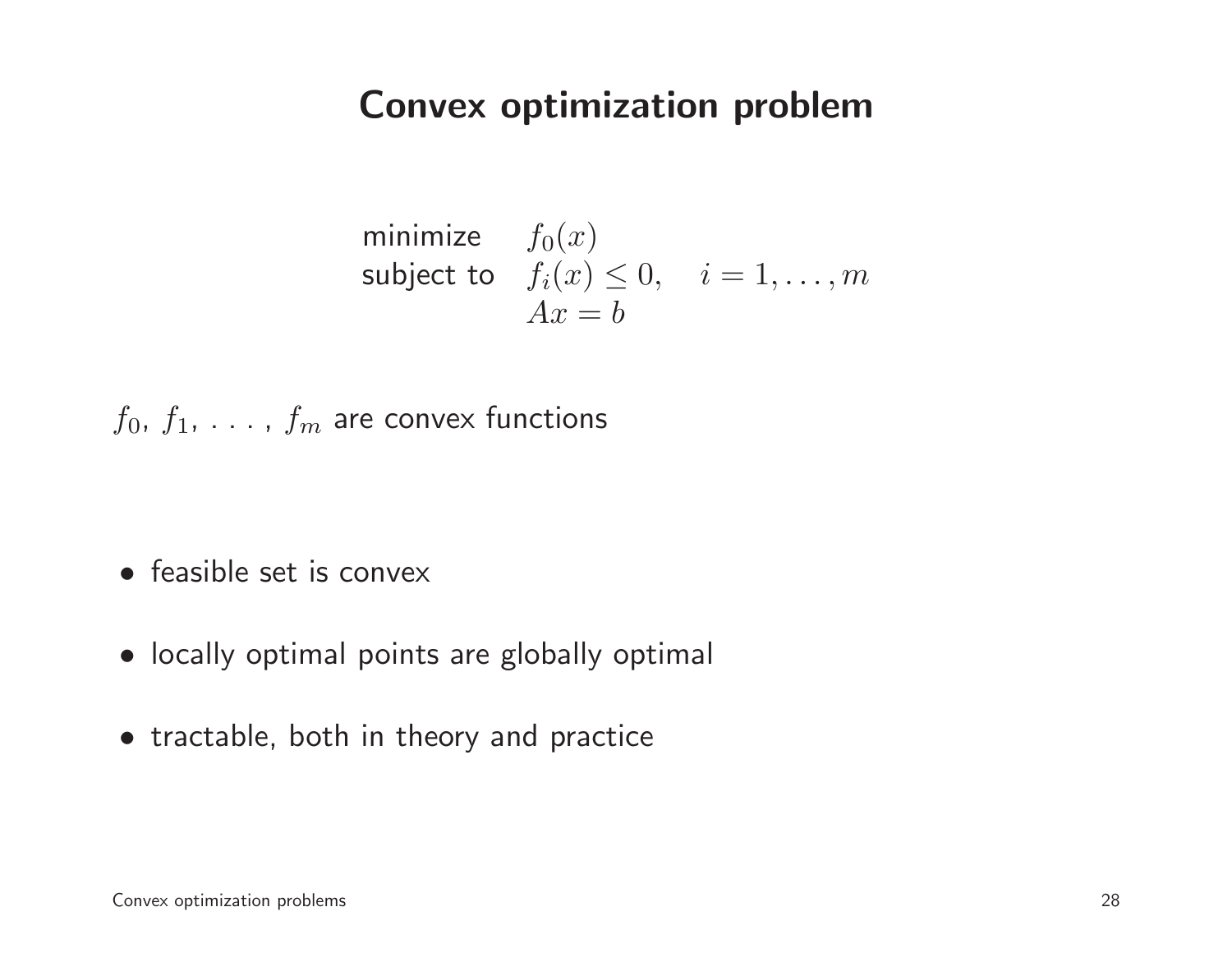# Convex optimization problem

$$
\begin{array}{ll}
\text{minimize} & f_0(x) \\
\text{subject to} & f_i(x) \leq 0, \quad i = 1, \ldots, m \\
& Ax = b
\end{array}
$$

$f_0$, $f_1$, . . . , $f_m$ are convex functions

- feasible set is convex
- locally optimal points are globally optimal
- tractable, both in theory and practice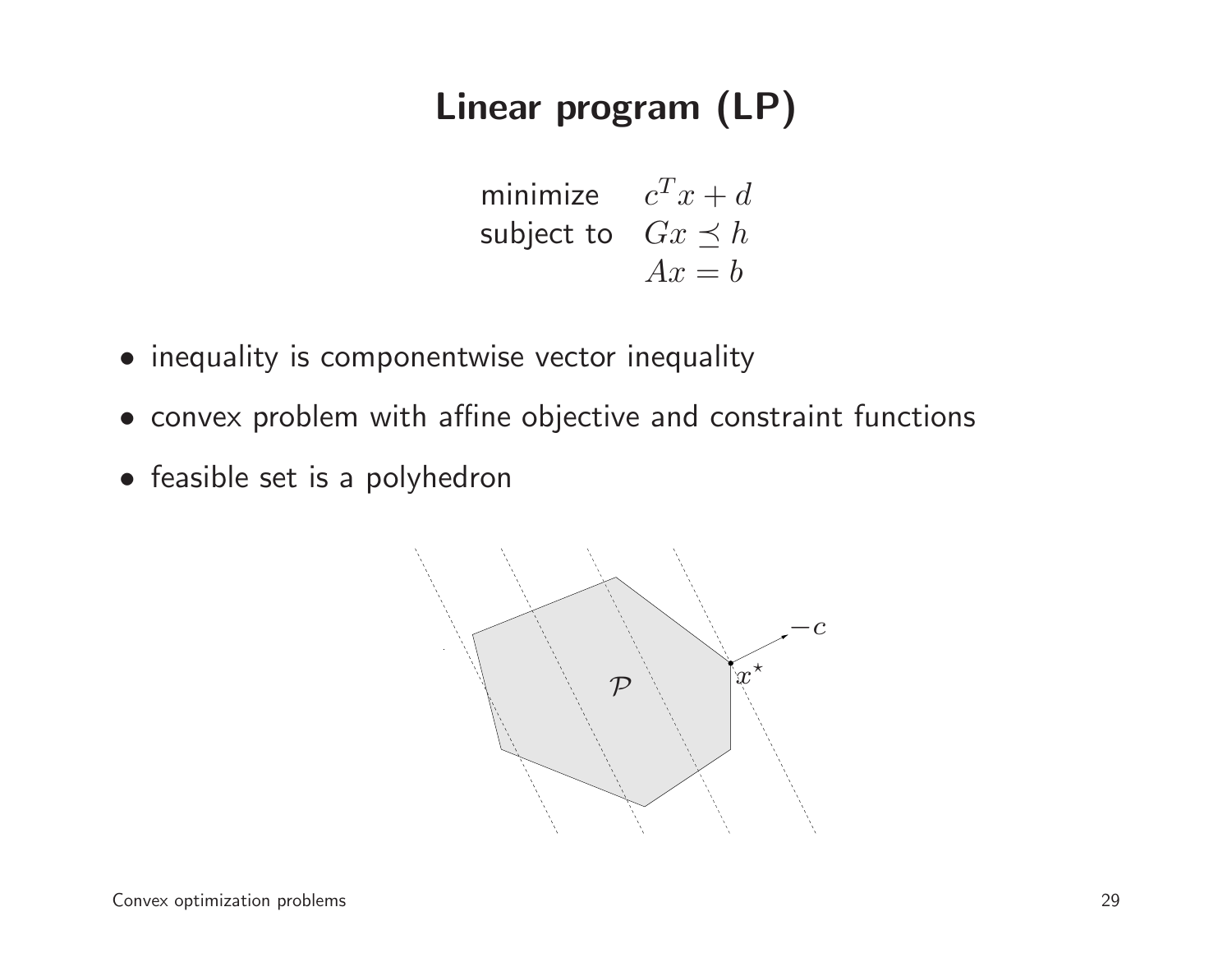# Linear program (LP)

$$
\begin{array}{ll}
\text{minimize} & c^T x + d \\
\text{subject to} & Gx \preceq h \\
& Ax = b
\end{array}
$$

- inequality is componentwise vector inequality
- convex problem with affine objective and constraint functions
- feasible set is a polyhedron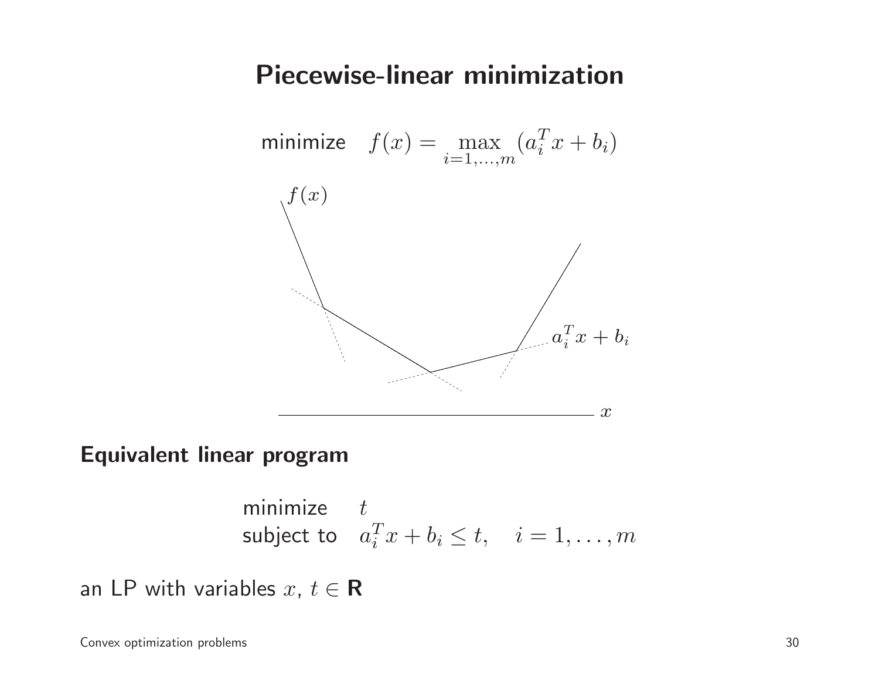# Piecewise-linear minimization

$$\text{minimize} \quad f(x) = \max_{i=1,\ldots,m} (a_i^T x + b_i)$$

**Equivalent linear program**

$$\begin{array}{ll} \text{minimize} & t \\ \text{subject to} & a_i^T x + b_i \leq t, \quad i = 1, \ldots, m \end{array}$$

an LP with variables $x$, $t \in \mathbf{R}$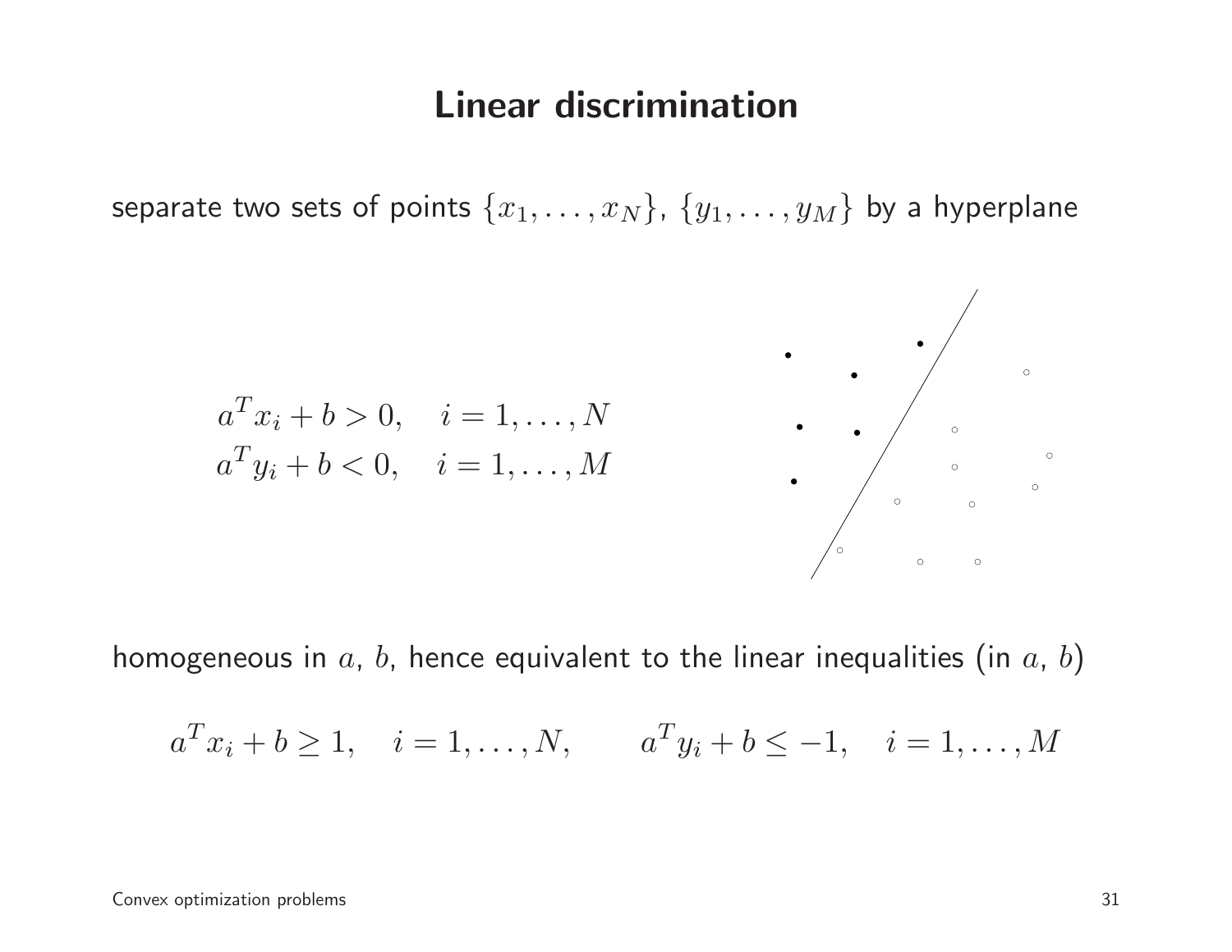# Linear discrimination

separate two sets of points $\{x_1, \ldots, x_N\}$, $\{y_1, \ldots, y_M\}$ by a hyperplane

$$
\begin{aligned}
a^T x_i + b > 0, &\quad i = 1, \ldots, N \\
a^T y_i + b < 0, &\quad i = 1, \ldots, M
\end{aligned}
$$

homogeneous in $a$, $b$, hence equivalent to the linear inequalities (in $a$, $b$)

$$
a^T x_i + b \geq 1, \quad i = 1, \ldots, N, \qquad a^T y_i + b \leq -1, \quad i = 1, \ldots, M
$$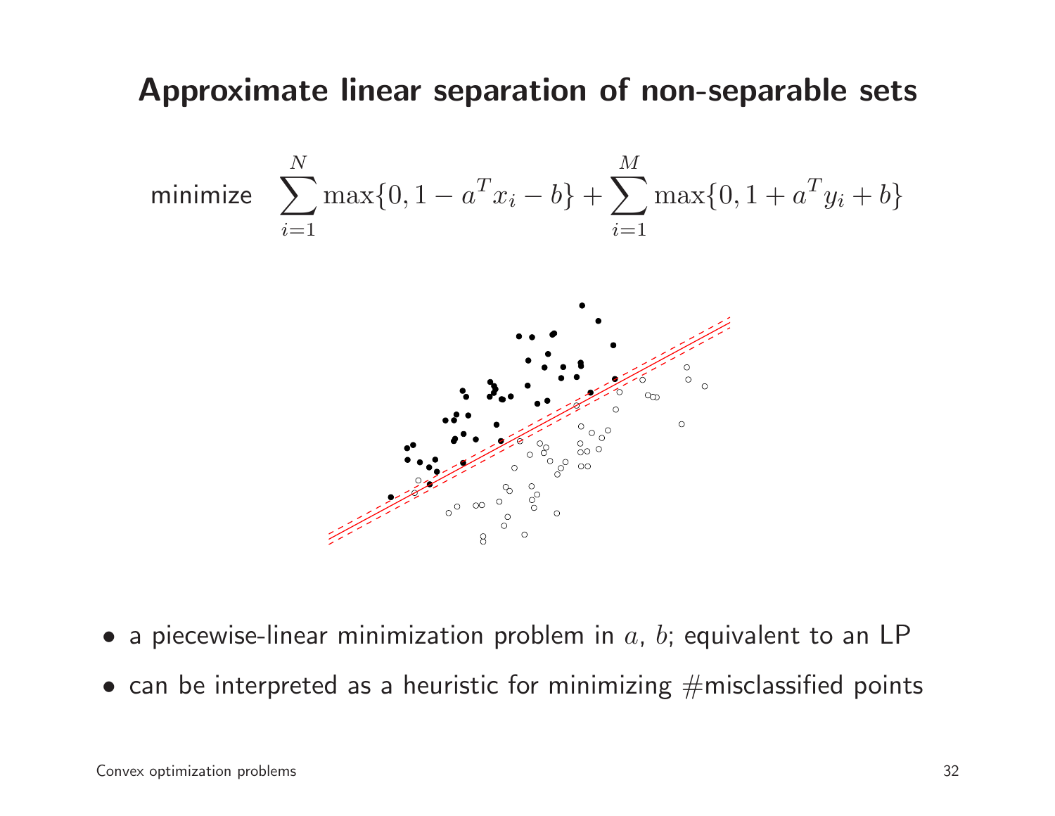## Approximate linear separation of non-separable sets

$$\text{minimize} \quad \sum_{i=1}^{N} \max\{0, 1 - a^T x_i - b\} + \sum_{i=1}^{M} \max\{0, 1 + a^T y_i + b\}$$

- a piecewise-linear minimization problem in $a$, $b$; equivalent to an LP
- can be interpreted as a heuristic for minimizing #misclassified points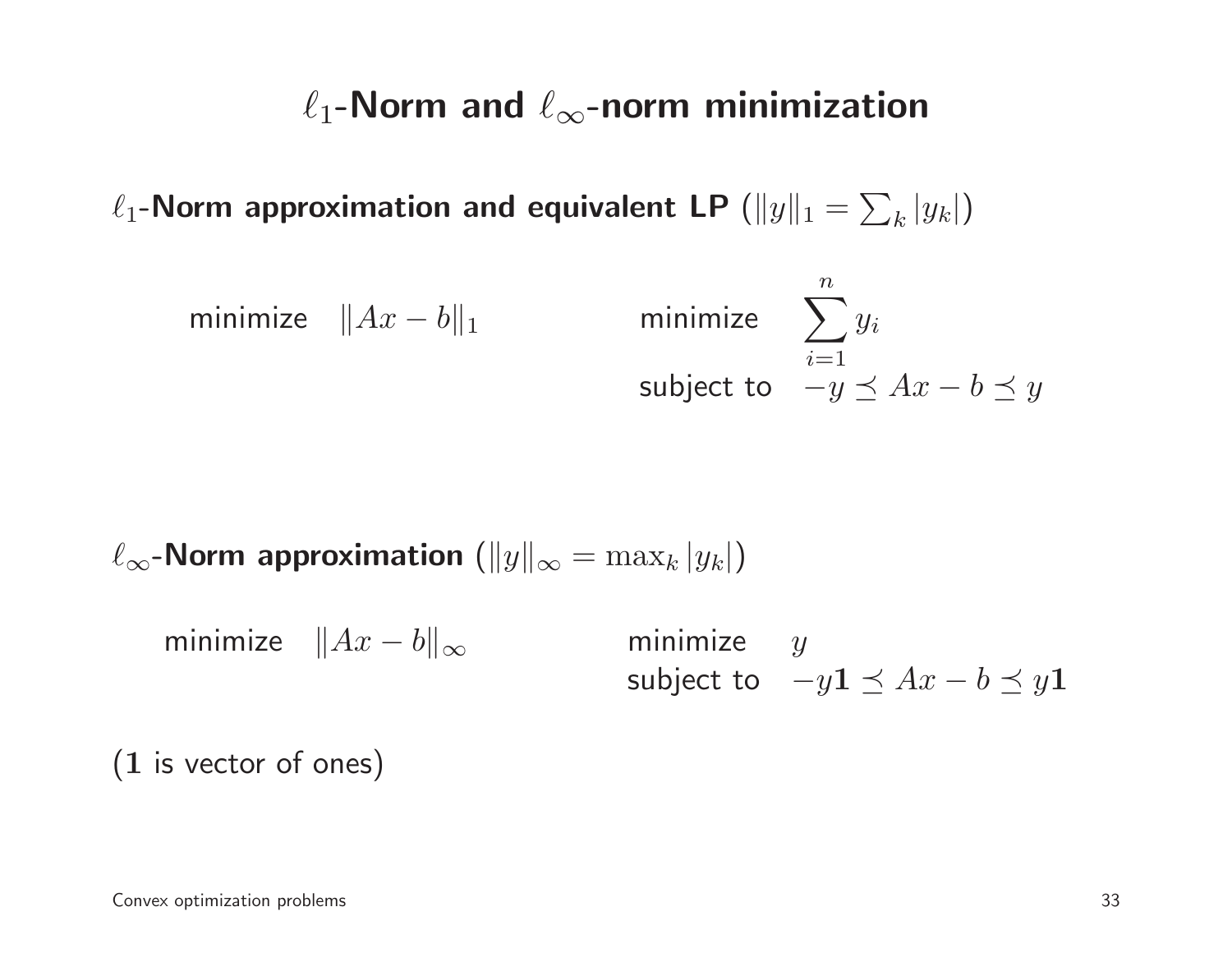# $\ell_1$-Norm and $\ell_\infty$-norm minimization

**$\ell_1$-Norm approximation and equivalent LP** $(\|y\|_1 = \sum_k |y_k|)$

$$
\text{minimize} \quad \|Ax - b\|_1 \qquad\qquad \begin{array}{ll} \text{minimize} & \displaystyle\sum_{i=1}^{n} y_i \\ \text{subject to} & -y \preceq Ax - b \preceq y \end{array}
$$

**$\ell_\infty$-Norm approximation** $(\|y\|_\infty = \max_k |y_k|)$

$$
\text{minimize} \quad \|Ax - b\|_\infty \qquad\qquad \begin{array}{ll} \text{minimize} & y \\ \text{subject to} & -y\mathbf{1} \preceq Ax - b \preceq y\mathbf{1} \end{array}
$$

($\mathbf{1}$ is vector of ones)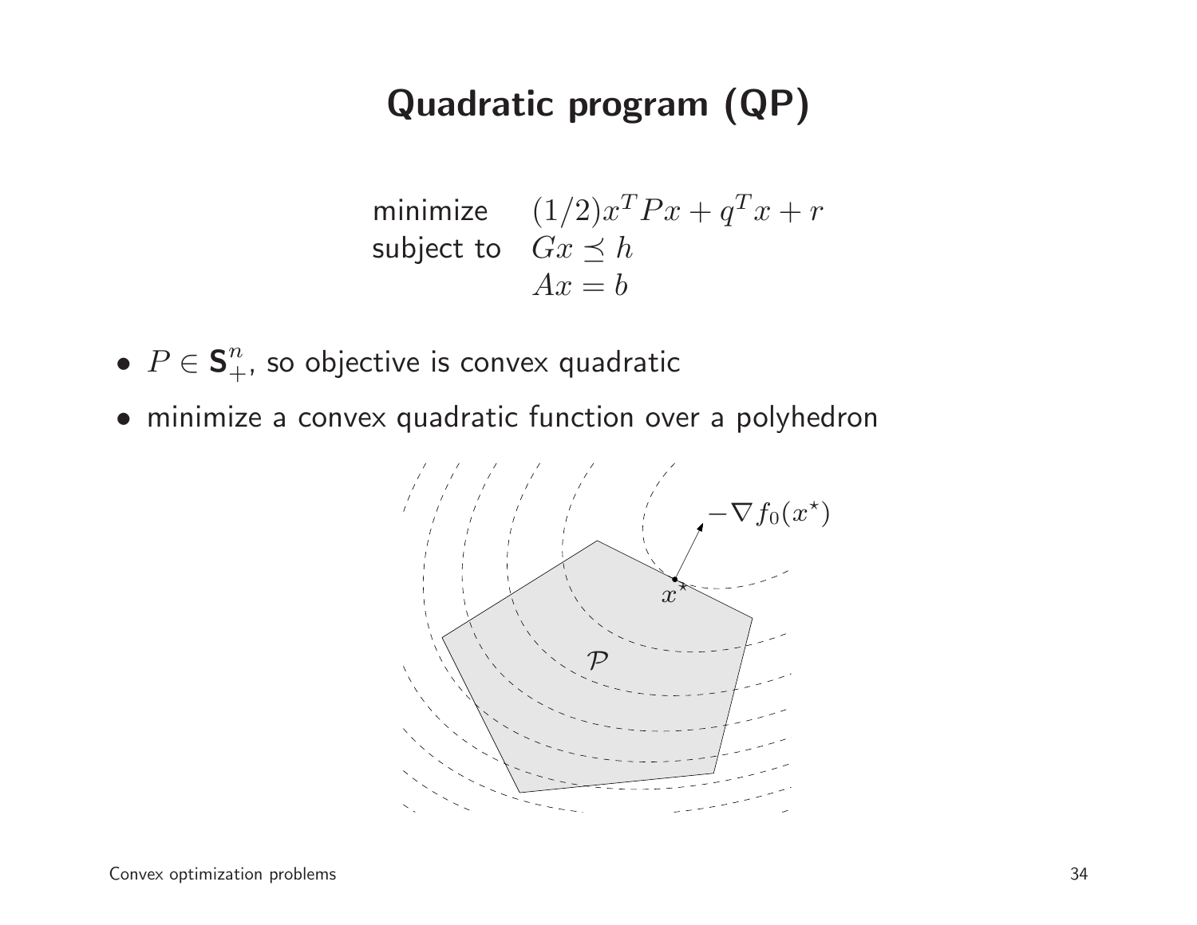# Quadratic program (QP)

$$
\begin{array}{ll}
\text{minimize} & (1/2)x^T P x + q^T x + r \\
\text{subject to} & Gx \preceq h \\
& Ax = b
\end{array}
$$

- $P \in \mathbf{S}_+^n$, so objective is convex quadratic
- minimize a convex quadratic function over a polyhedron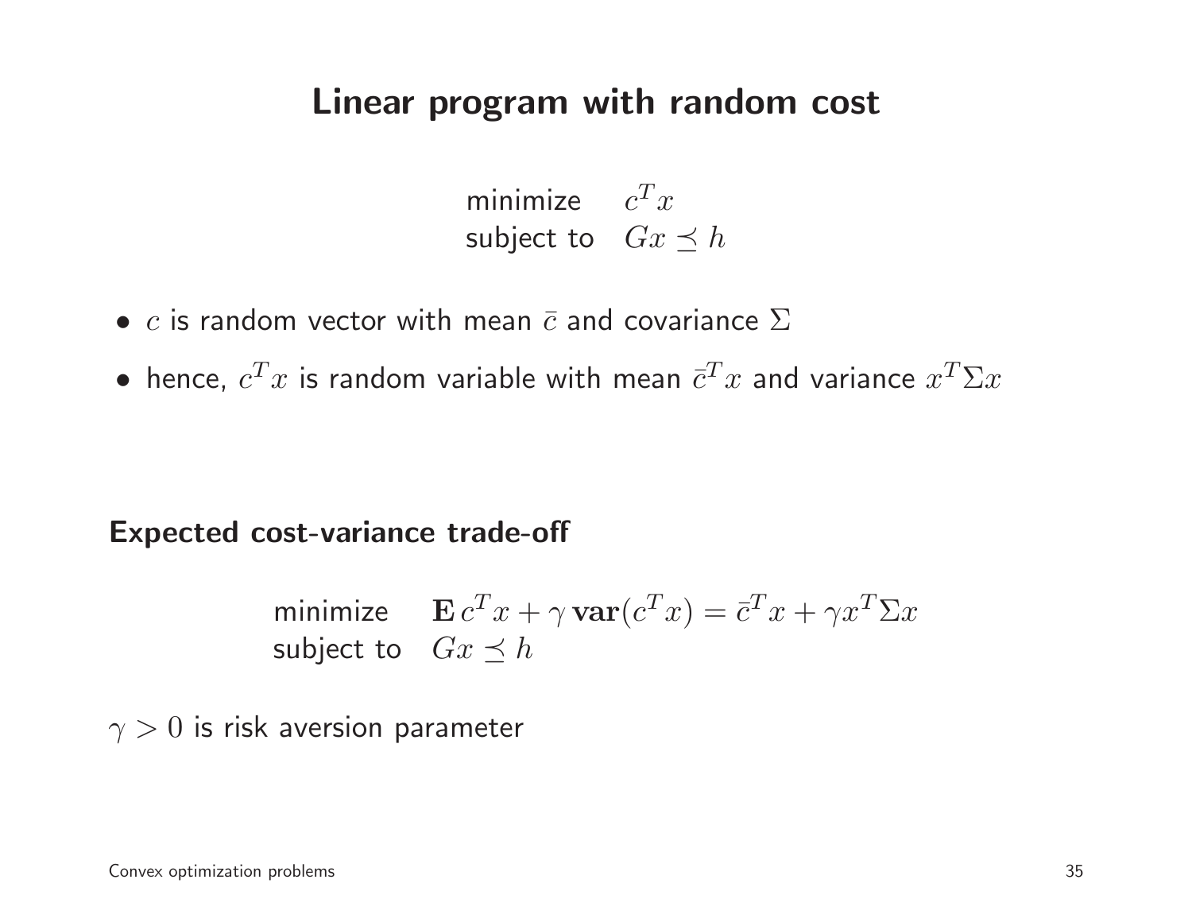# Linear program with random cost

$$
\begin{array}{ll}
\text{minimize} & c^T x \\
\text{subject to} & Gx \preceq h
\end{array}
$$

- $c$ is random vector with mean $\bar{c}$ and covariance $\Sigma$
- hence, $c^T x$ is random variable with mean $\bar{c}^T x$ and variance $x^T \Sigma x$

**Expected cost-variance trade-off**

$$
\begin{array}{ll}
\text{minimize} & \mathbf{E}\, c^T x + \gamma\, \mathbf{var}(c^T x) = \bar{c}^T x + \gamma x^T \Sigma x \\
\text{subject to} & Gx \preceq h
\end{array}
$$

$\gamma > 0$ is risk aversion parameter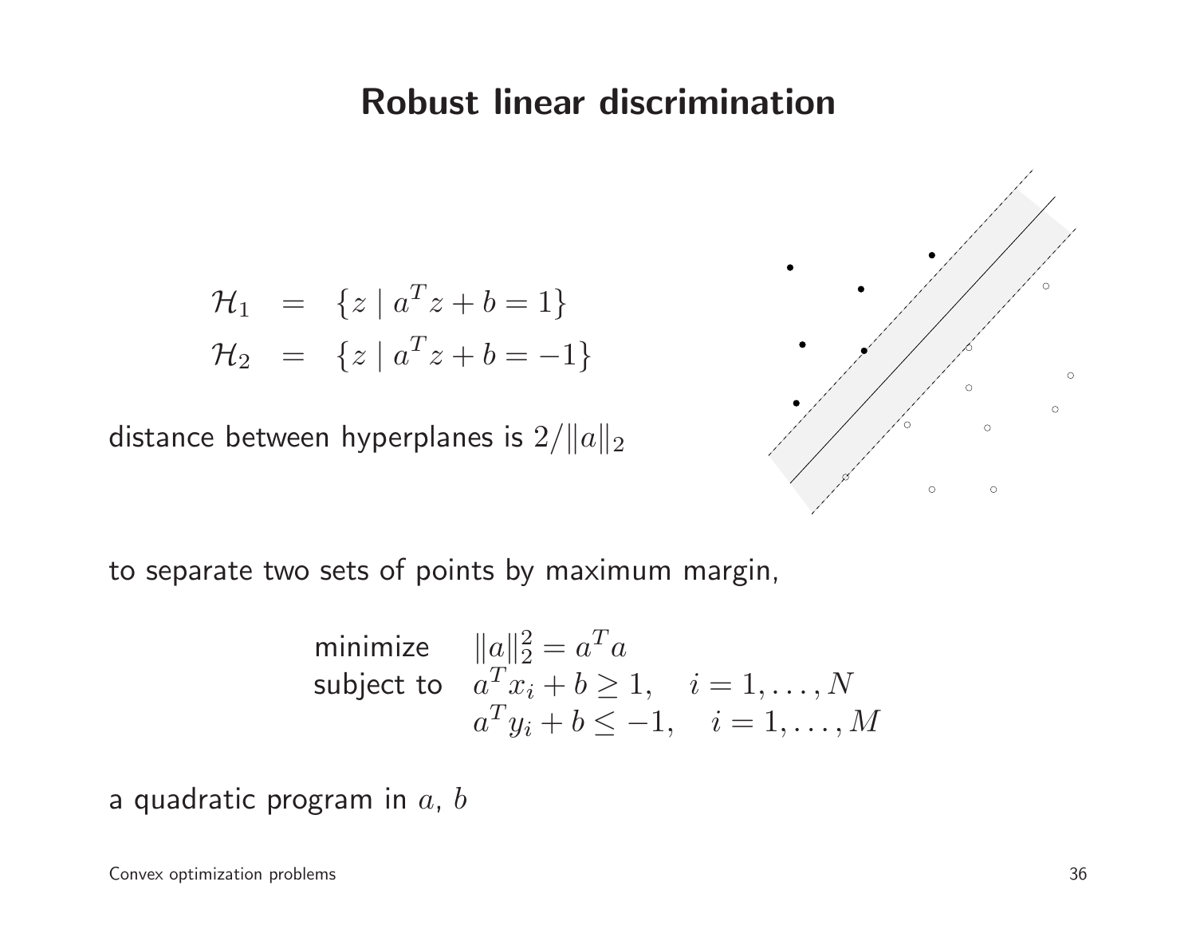# Robust linear discrimination

$$
\begin{aligned}
\mathcal{H}_1 &= \{z \mid a^T z + b = 1\} \\
\mathcal{H}_2 &= \{z \mid a^T z + b = -1\}
\end{aligned}
$$

distance between hyperplanes is $2/\|a\|_2$

to separate two sets of points by maximum margin,

$$
\begin{array}{ll}
\text{minimize} & \|a\|_2^2 = a^T a \\
\text{subject to} & a^T x_i + b \geq 1, \quad i = 1, \ldots, N \\
& a^T y_i + b \leq -1, \quad i = 1, \ldots, M
\end{array}
$$

a quadratic program in $a$, $b$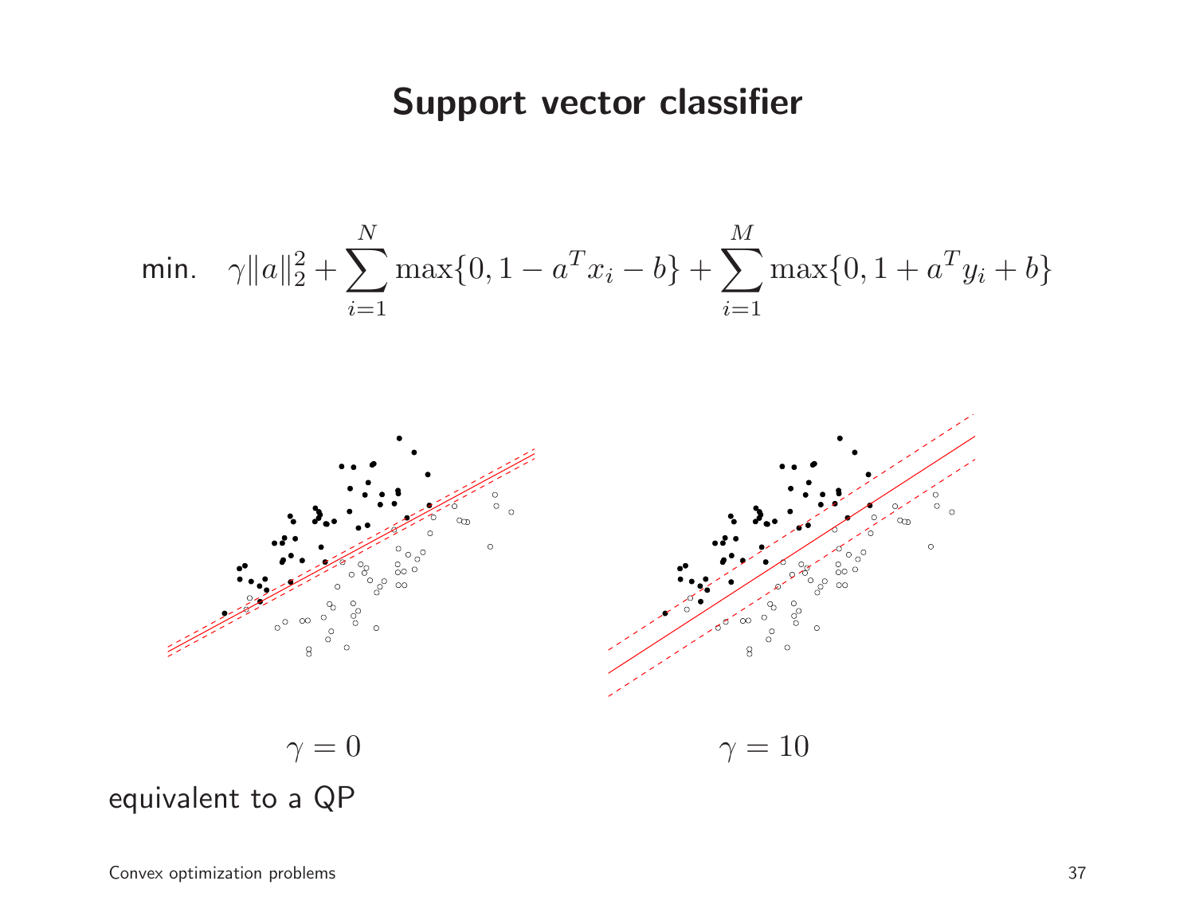# Support vector classifier

$$\text{min.} \quad \gamma \|a\|_2^2 + \sum_{i=1}^{N} \max\{0, 1 - a^T x_i - b\} + \sum_{i=1}^{M} \max\{0, 1 + a^T y_i + b\}$$

$\gamma = 0$ $\qquad\qquad\qquad\qquad$ $\gamma = 10$

equivalent to a QP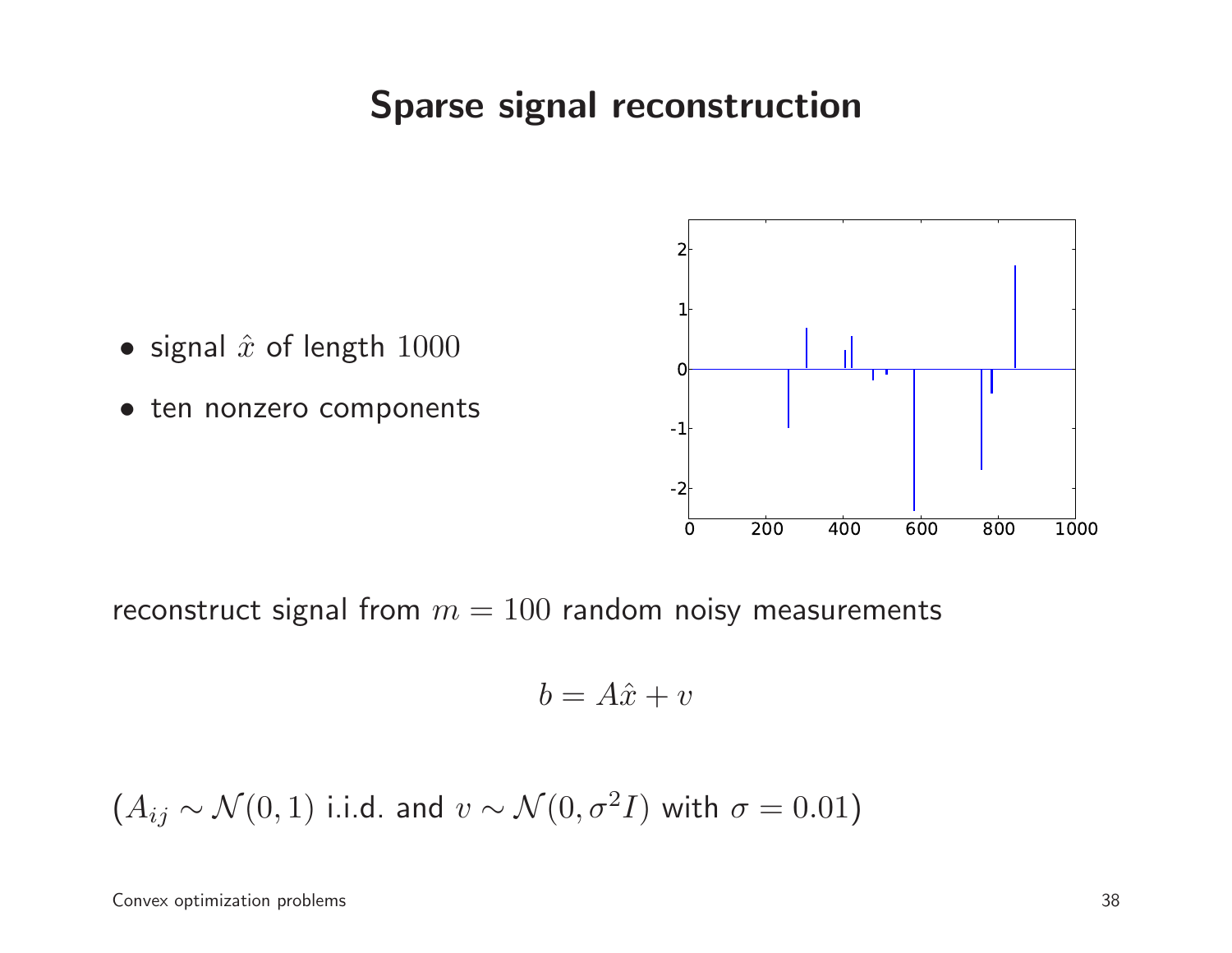# Sparse signal reconstruction

- signal $\hat{x}$ of length $1000$
- ten nonzero components

reconstruct signal from $m = 100$ random noisy measurements

$$b = A\hat{x} + v$$

($A_{ij} \sim \mathcal{N}(0, 1)$ i.i.d. and $v \sim \mathcal{N}(0, \sigma^2 I)$ with $\sigma = 0.01$)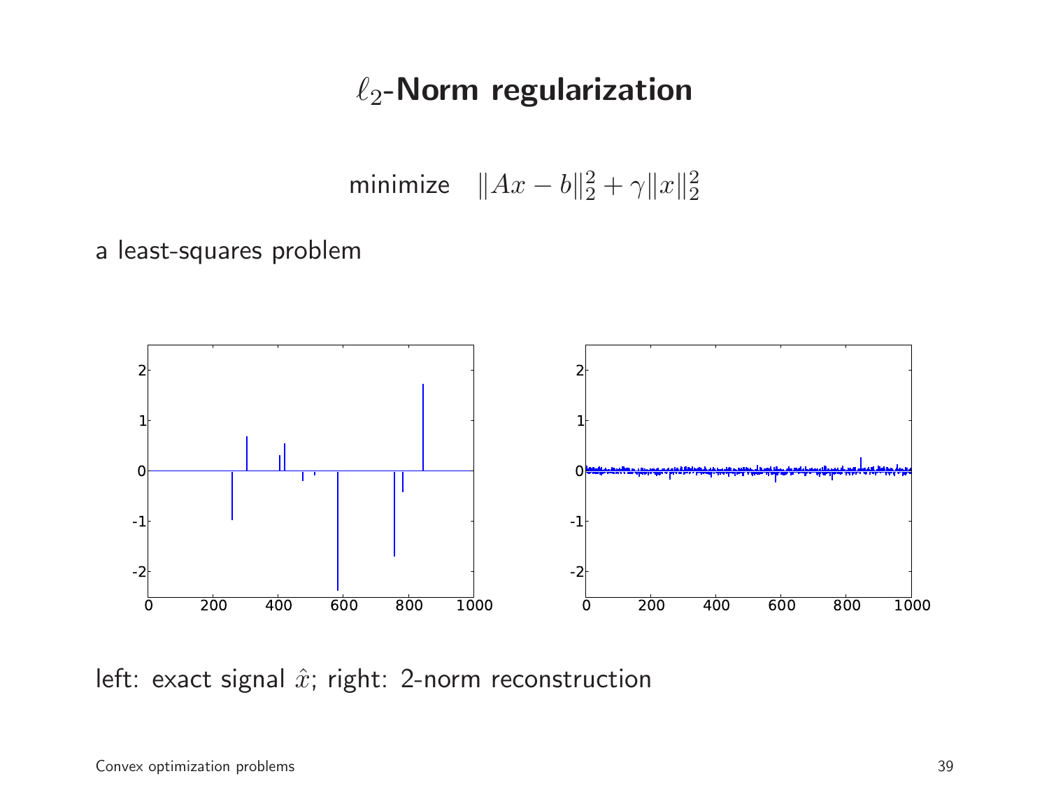# $\ell_2$-Norm regularization

$$\text{minimize} \quad \|Ax - b\|_2^2 + \gamma \|x\|_2^2$$

a least-squares problem

left: exact signal $\hat{x}$; right: 2-norm reconstruction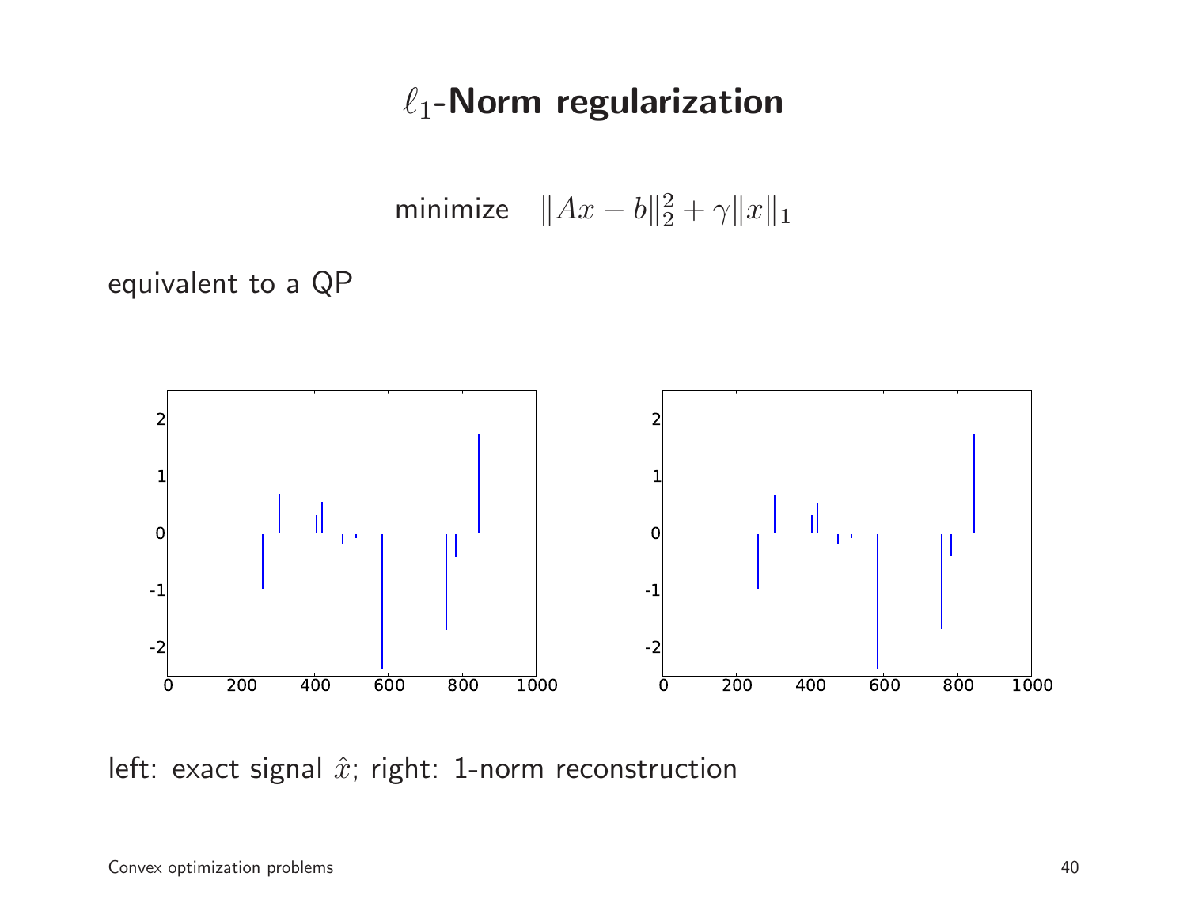# $\ell_1$-Norm regularization

$$\text{minimize} \quad \|Ax - b\|_2^2 + \gamma \|x\|_1$$

equivalent to a QP

left: exact signal $\hat{x}$; right: 1-norm reconstruction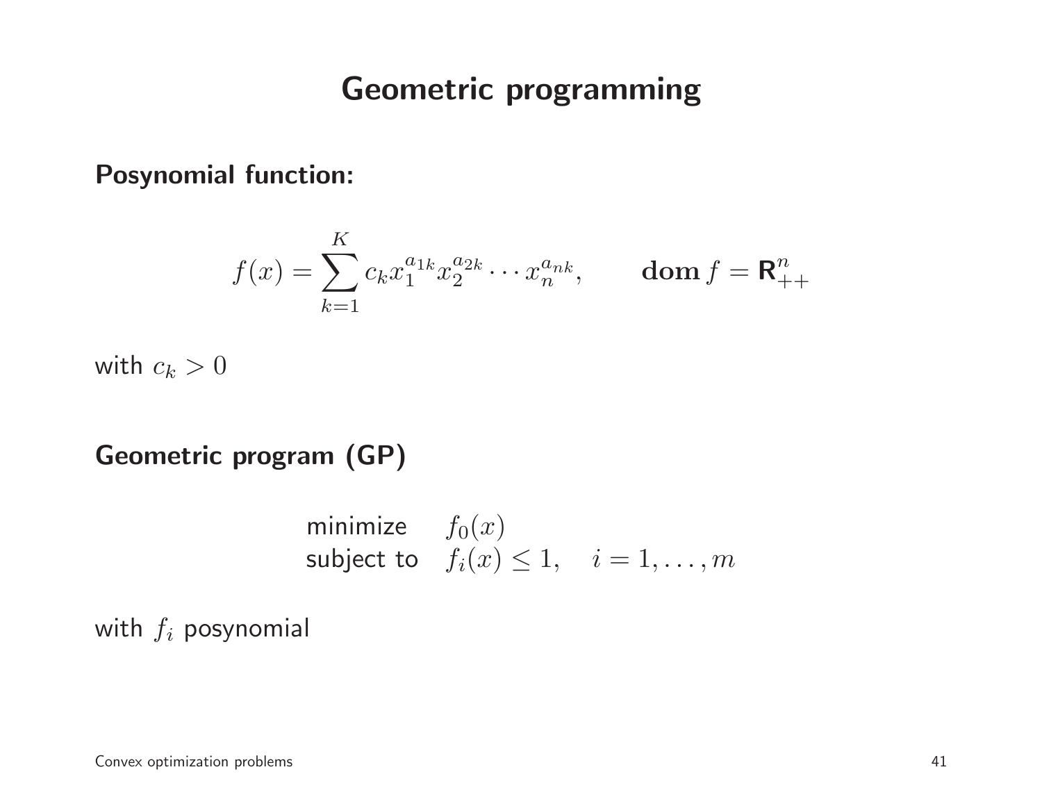# Geometric programming

**Posynomial function:**

$$f(x) = \sum_{k=1}^{K} c_k x_1^{a_{1k}} x_2^{a_{2k}} \cdots x_n^{a_{nk}}, \qquad \mathbf{dom}\, f = \mathbf{R}^n_{++}$$

with $c_k > 0$

**Geometric program (GP)**

$$\begin{array}{ll} \text{minimize} & f_0(x) \\ \text{subject to} & f_i(x) \leq 1, \quad i = 1, \ldots, m \end{array}$$

with $f_i$ posynomial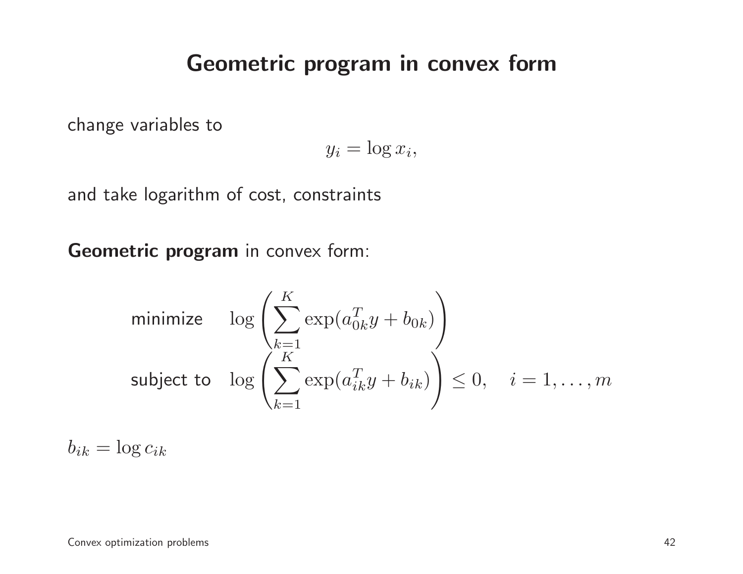# Geometric program in convex form

change variables to

$$y_i = \log x_i,$$

and take logarithm of cost, constraints

**Geometric program** in convex form:

$$\begin{array}{ll} \text{minimize} & \log\left(\displaystyle\sum_{k=1}^{K} \exp(a_{0k}^T y + b_{0k})\right) \\ \text{subject to} & \log\left(\displaystyle\sum_{k=1}^{K} \exp(a_{ik}^T y + b_{ik})\right) \leq 0, \quad i = 1, \ldots, m \end{array}$$

$b_{ik} = \log c_{ik}$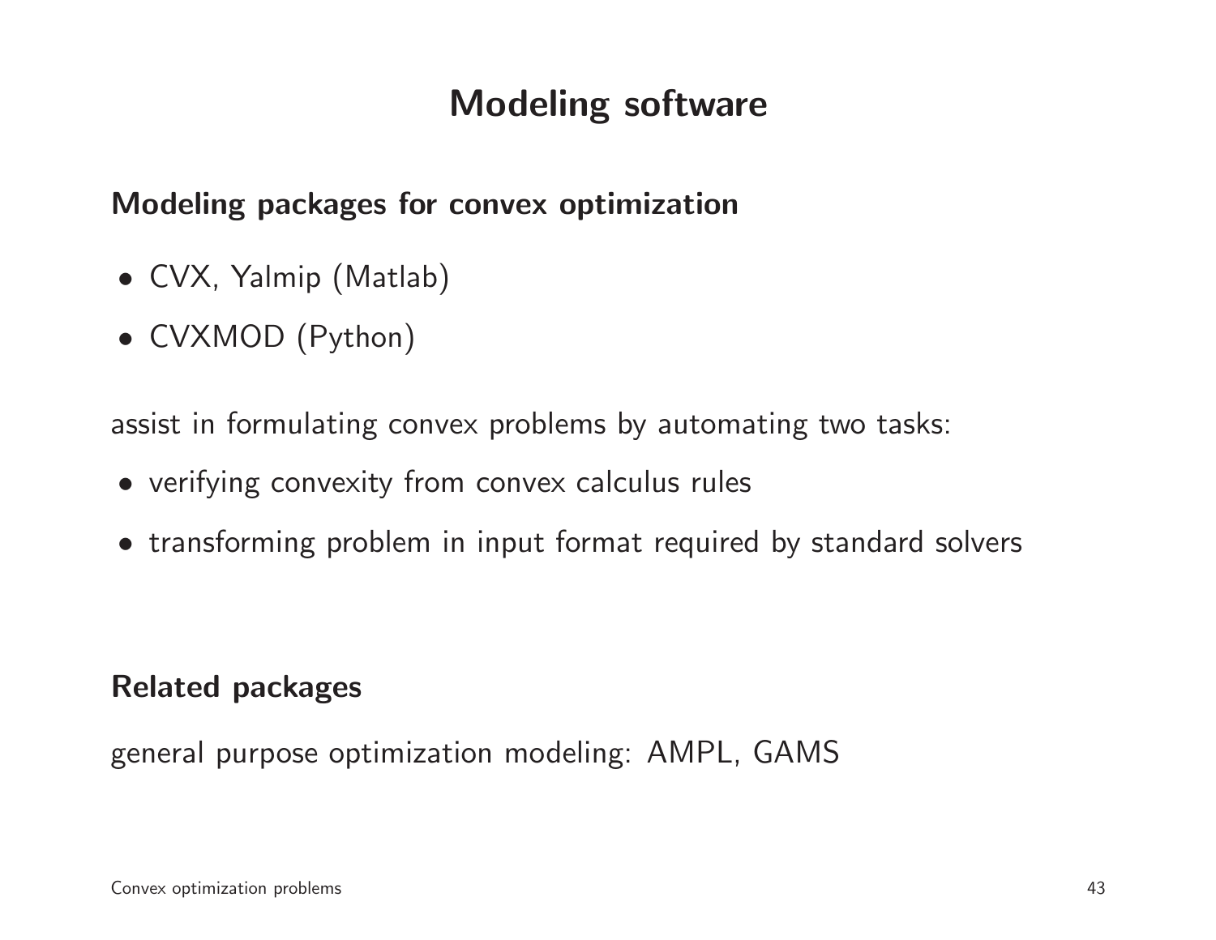# Modeling software

## Modeling packages for convex optimization

- CVX, Yalmip (Matlab)
- CVXMOD (Python)

assist in formulating convex problems by automating two tasks:

- verifying convexity from convex calculus rules
- transforming problem in input format required by standard solvers

## Related packages

general purpose optimization modeling: AMPL, GAMS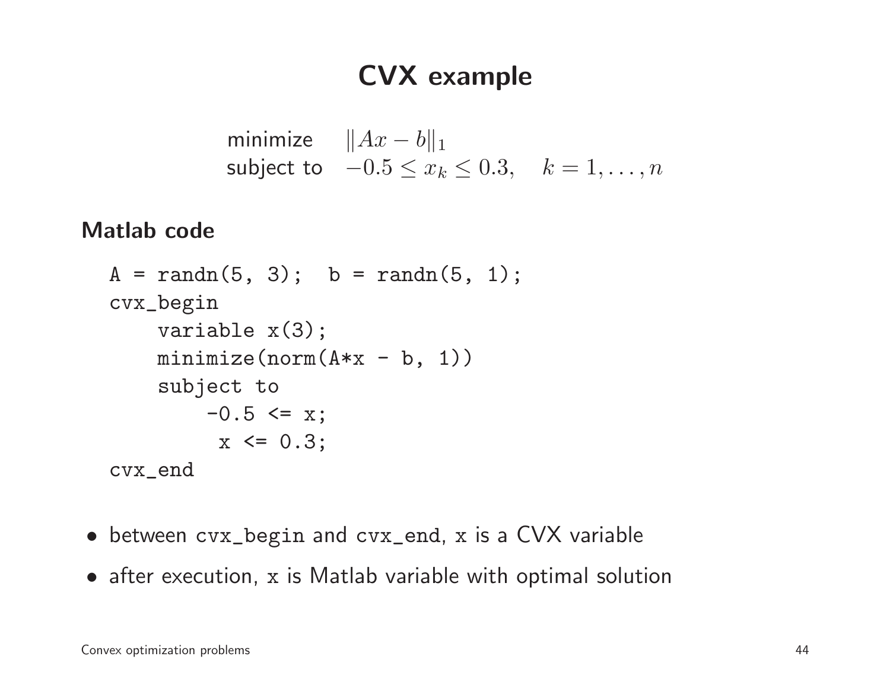# CVX example

$$
\begin{array}{ll}
\text{minimize} & \|Ax - b\|_1 \\
\text{subject to} & -0.5 \leq x_k \leq 0.3, \quad k = 1, \ldots, n
\end{array}
$$

**Matlab code**

```
A = randn(5, 3);  b = randn(5, 1);
cvx_begin
    variable x(3);
    minimize(norm(A*x - b, 1))
    subject to
        -0.5 <= x;
         x <= 0.3;
cvx_end
```

- between `cvx_begin` and `cvx_end`, `x` is a CVX variable
- after execution, `x` is Matlab variable with optimal solution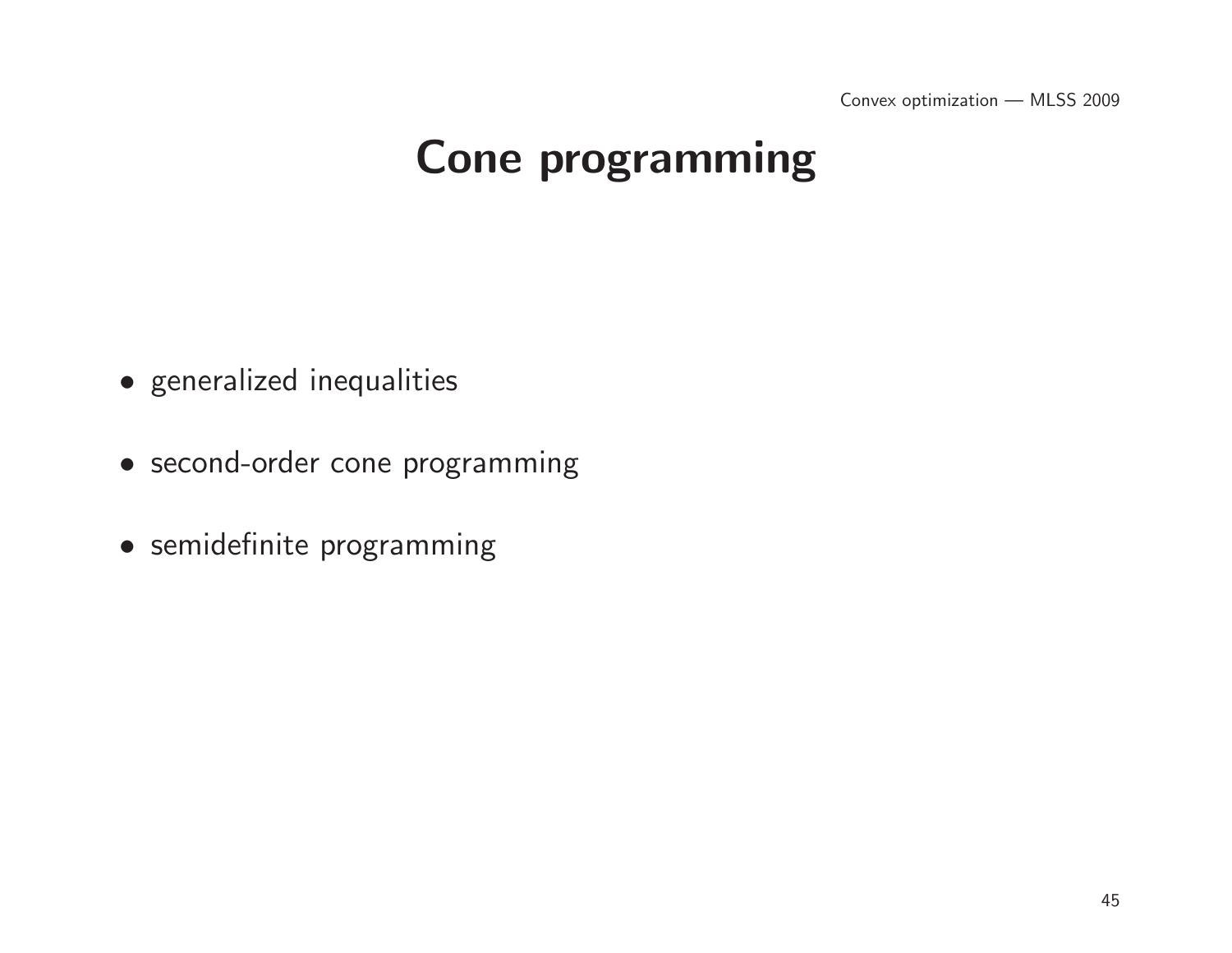# Cone programming

- generalized inequalities
- second-order cone programming
- semidefinite programming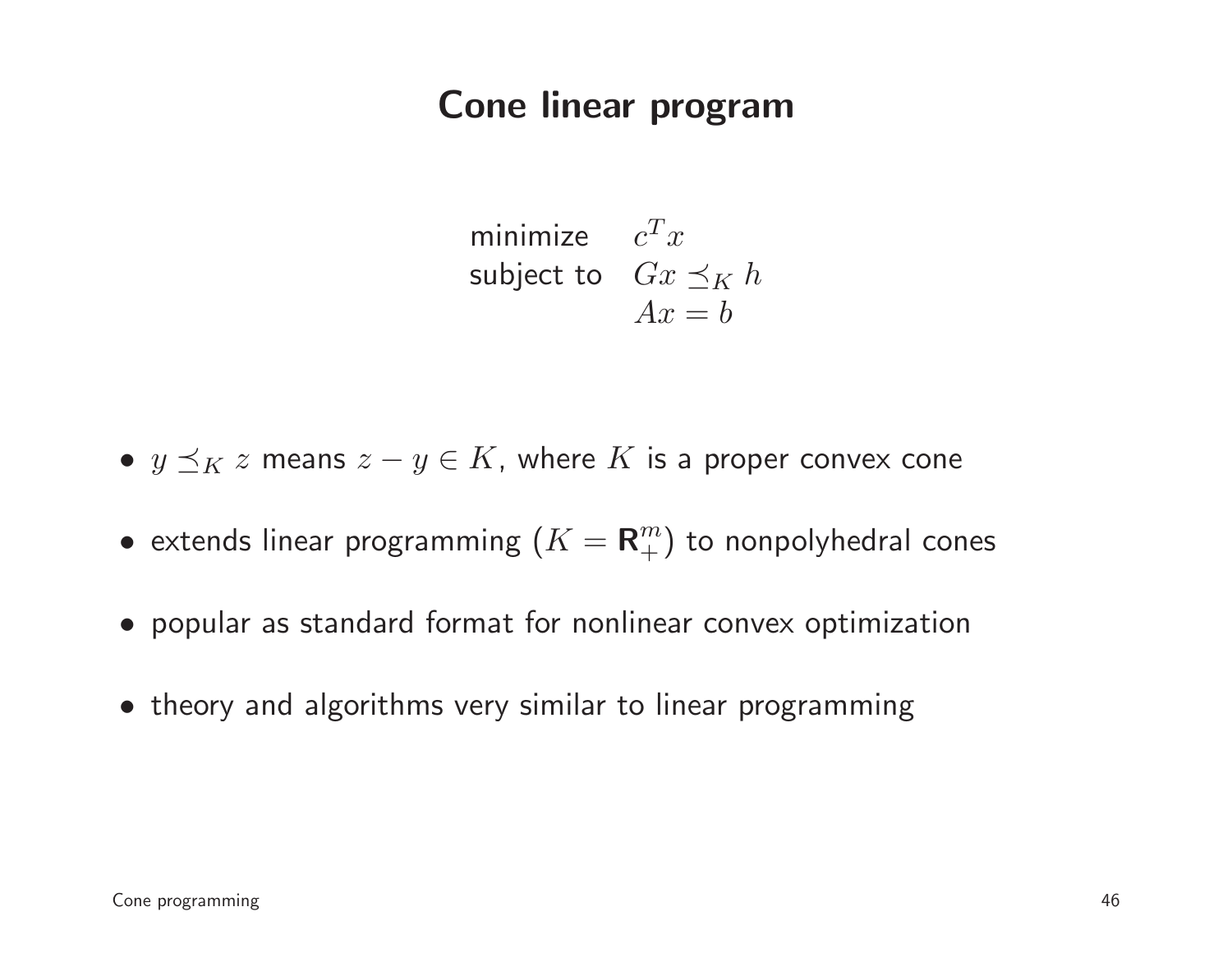# Cone linear program

$$
\begin{array}{ll}
\text{minimize} & c^T x \\
\text{subject to} & Gx \preceq_K h \\
& Ax = b
\end{array}
$$

- $y \preceq_K z$ means $z - y \in K$, where $K$ is a proper convex cone
- extends linear programming ($K = \mathbf{R}^m_+$) to nonpolyhedral cones
- popular as standard format for nonlinear convex optimization
- theory and algorithms very similar to linear programming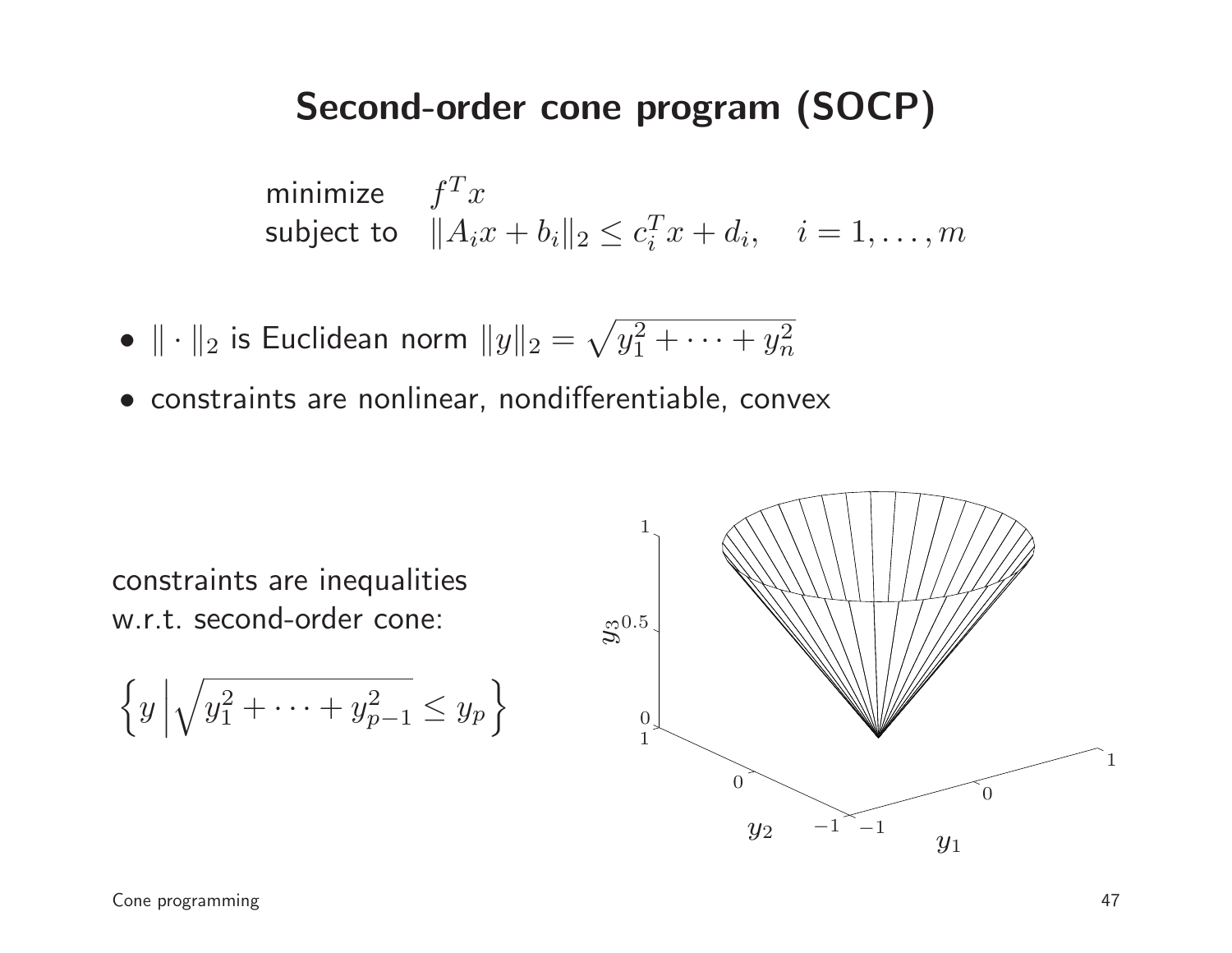# Second-order cone program (SOCP)

$$
\begin{array}{ll}
\text{minimize} & f^T x \\
\text{subject to} & \|A_i x + b_i\|_2 \leq c_i^T x + d_i, \quad i = 1, \ldots, m
\end{array}
$$

- $\|\cdot\|_2$ is Euclidean norm $\|y\|_2 = \sqrt{y_1^2 + \cdots + y_n^2}$
- constraints are nonlinear, nondifferentiable, convex

constraints are inequalities w.r.t. second-order cone:

$$
\left\{ y \,\middle|\, \sqrt{y_1^2 + \cdots + y_{p-1}^2} \leq y_p \right\}
$$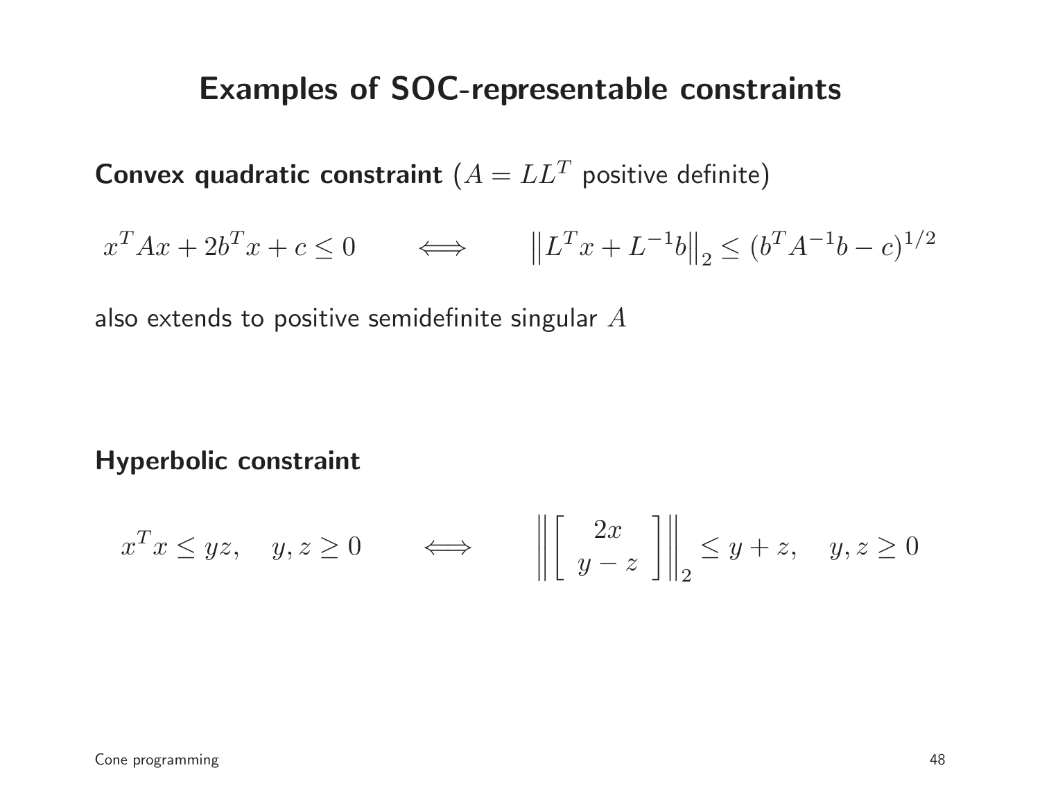# Examples of SOC-representable constraints

**Convex quadratic constraint** ($A = LL^T$ positive definite)

$$x^T A x + 2b^T x + c \leq 0 \qquad \Longleftrightarrow \qquad \left\| L^T x + L^{-1} b \right\|_2 \leq (b^T A^{-1} b - c)^{1/2}$$

also extends to positive semidefinite singular $A$

**Hyperbolic constraint**

$$x^T x \leq yz, \quad y, z \geq 0 \qquad \Longleftrightarrow \qquad \left\| \begin{bmatrix} 2x \\ y - z \end{bmatrix} \right\|_2 \leq y + z, \quad y, z \geq 0$$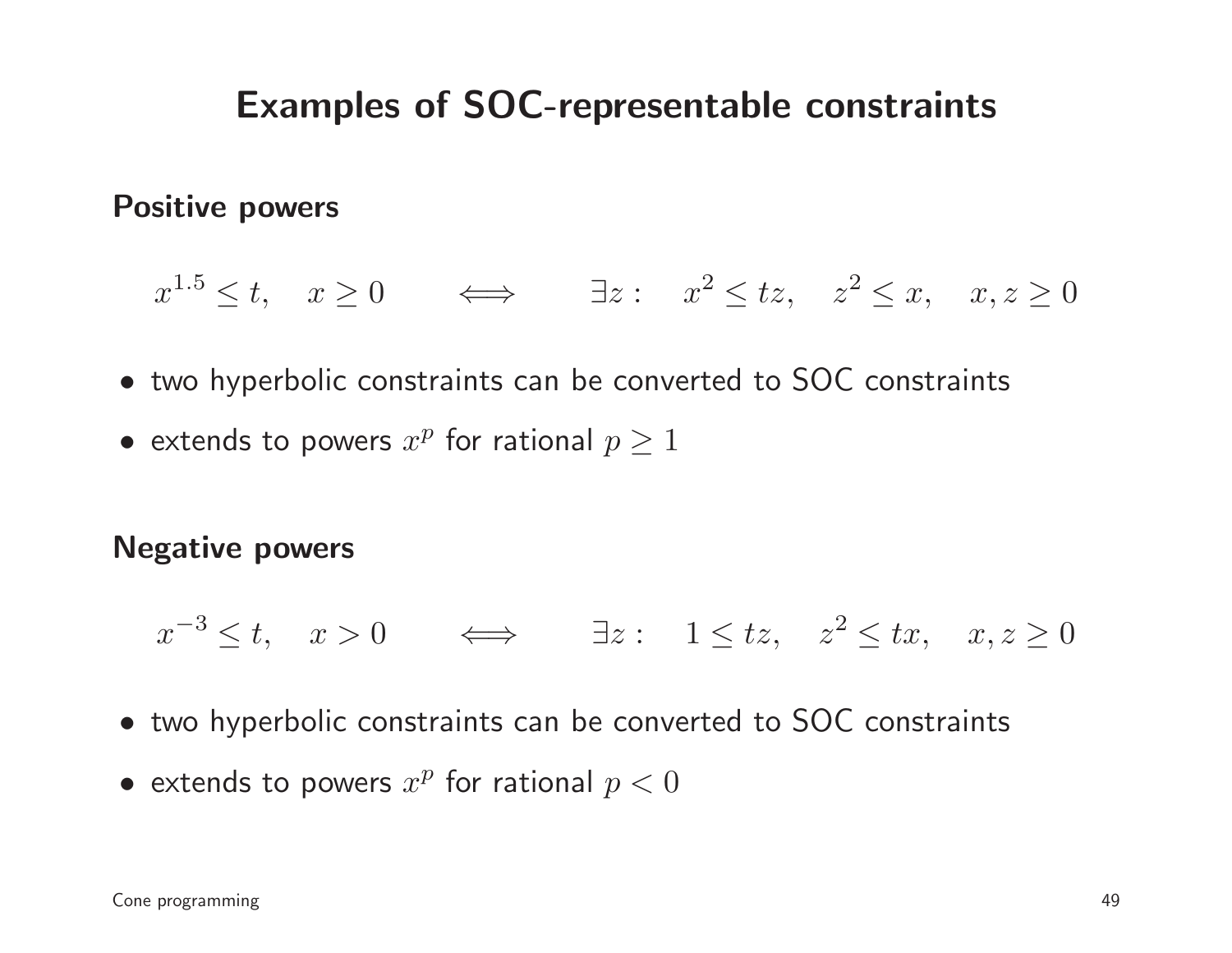# Examples of SOC-representable constraints

**Positive powers**

$$x^{1.5} \leq t, \quad x \geq 0 \qquad \Longleftrightarrow \qquad \exists z: \quad x^2 \leq tz, \quad z^2 \leq x, \quad x, z \geq 0$$

- two hyperbolic constraints can be converted to SOC constraints
- extends to powers $x^p$ for rational $p \geq 1$

**Negative powers**

$$x^{-3} \leq t, \quad x > 0 \qquad \Longleftrightarrow \qquad \exists z: \quad 1 \leq tz, \quad z^2 \leq tx, \quad x, z \geq 0$$

- two hyperbolic constraints can be converted to SOC constraints
- extends to powers $x^p$ for rational $p < 0$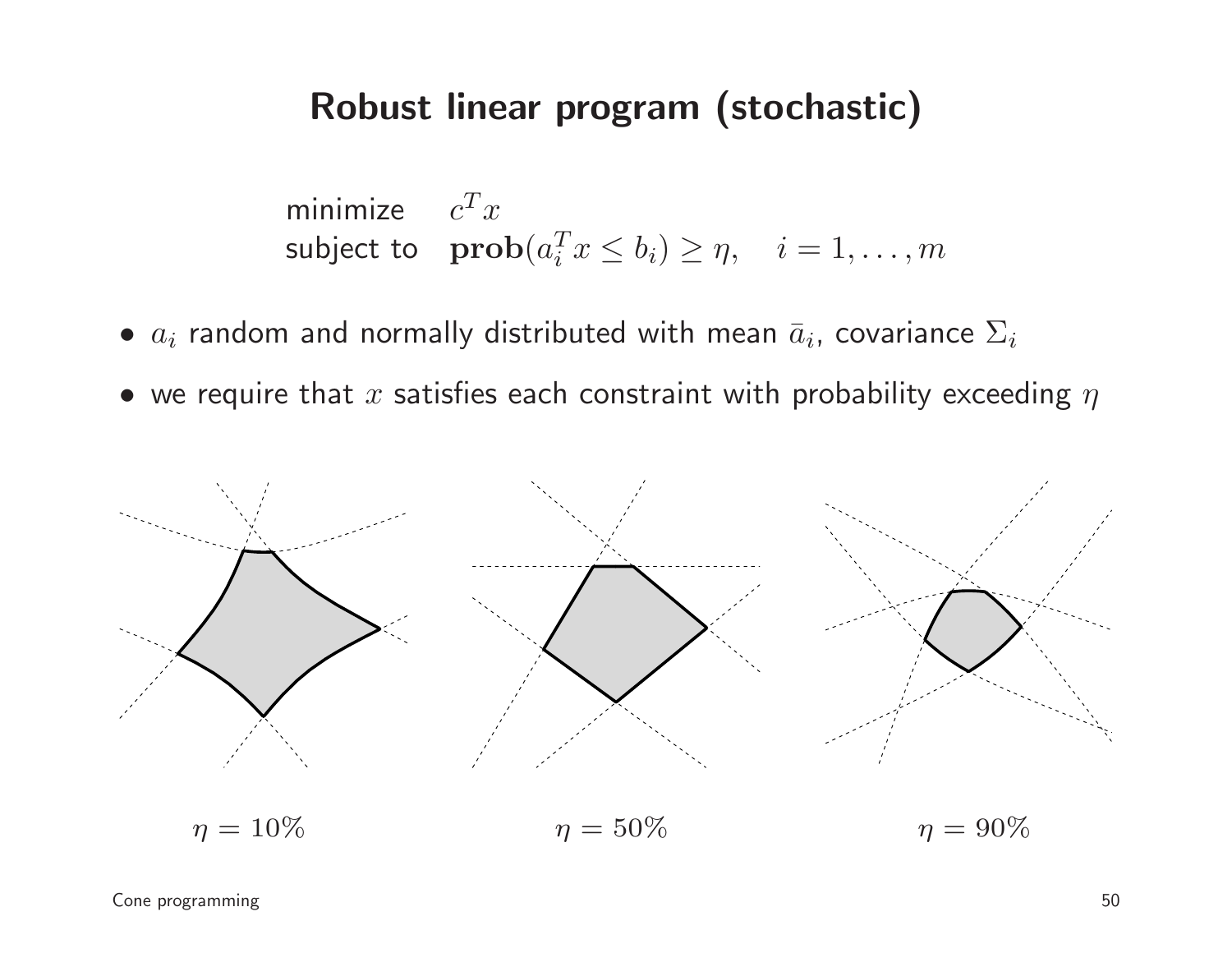# Robust linear program (stochastic)

$$
\begin{array}{ll}
\text{minimize} & c^T x \\
\text{subject to} & \mathbf{prob}(a_i^T x \leq b_i) \geq \eta, \quad i = 1, \ldots, m
\end{array}
$$

- $a_i$ random and normally distributed with mean $\bar{a}_i$, covariance $\Sigma_i$
- we require that $x$ satisfies each constraint with probability exceeding $\eta$

$\eta = 10\%$ $\eta = 50\%$ $\eta = 90\%$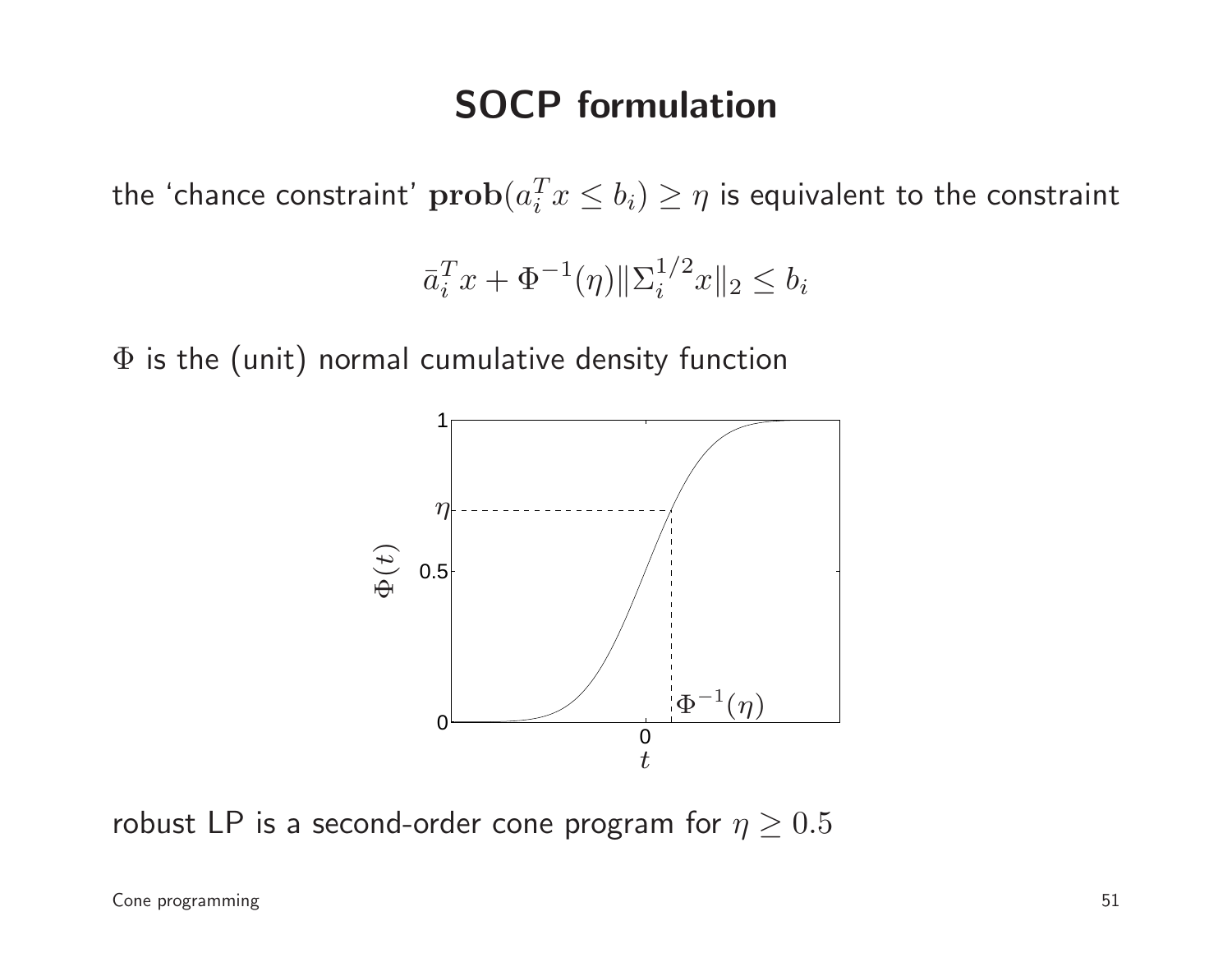# SOCP formulation

the 'chance constraint' $\mathbf{prob}(a_i^T x \leq b_i) \geq \eta$ is equivalent to the constraint

$$\bar{a}_i^T x + \Phi^{-1}(\eta) \|\Sigma_i^{1/2} x\|_2 \leq b_i$$

$\Phi$ is the (unit) normal cumulative density function

robust LP is a second-order cone program for $\eta \geq 0.5$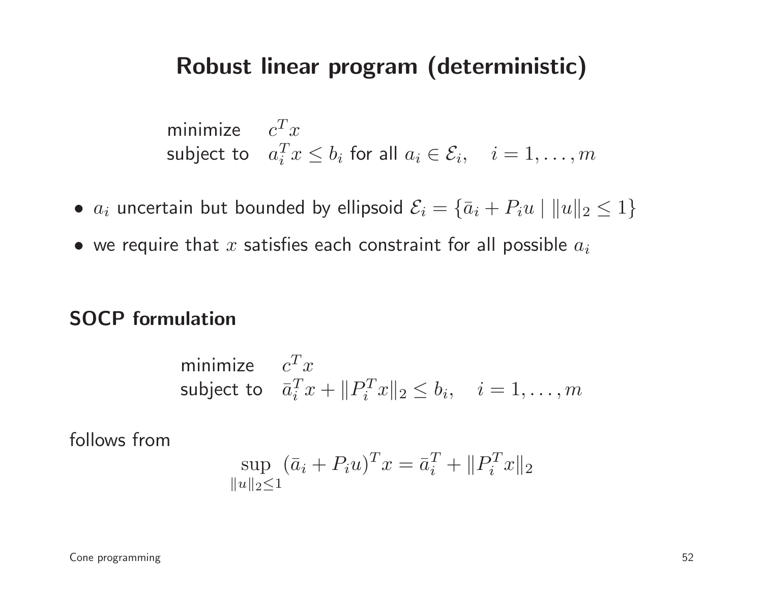# Robust linear program (deterministic)

$$
\begin{array}{ll}
\text{minimize} & c^T x \\
\text{subject to} & a_i^T x \le b_i \text{ for all } a_i \in \mathcal{E}_i, \quad i = 1, \ldots, m
\end{array}
$$

- $a_i$ uncertain but bounded by ellipsoid $\mathcal{E}_i = \{\bar{a}_i + P_i u \mid \|u\|_2 \le 1\}$
- we require that $x$ satisfies each constraint for all possible $a_i$

## SOCP formulation

$$
\begin{array}{ll}
\text{minimize} & c^T x \\
\text{subject to} & \bar{a}_i^T x + \|P_i^T x\|_2 \le b_i, \quad i = 1, \ldots, m
\end{array}
$$

follows from

$$
\sup_{\|u\|_2 \le 1} (\bar{a}_i + P_i u)^T x = \bar{a}_i^T + \|P_i^T x\|_2
$$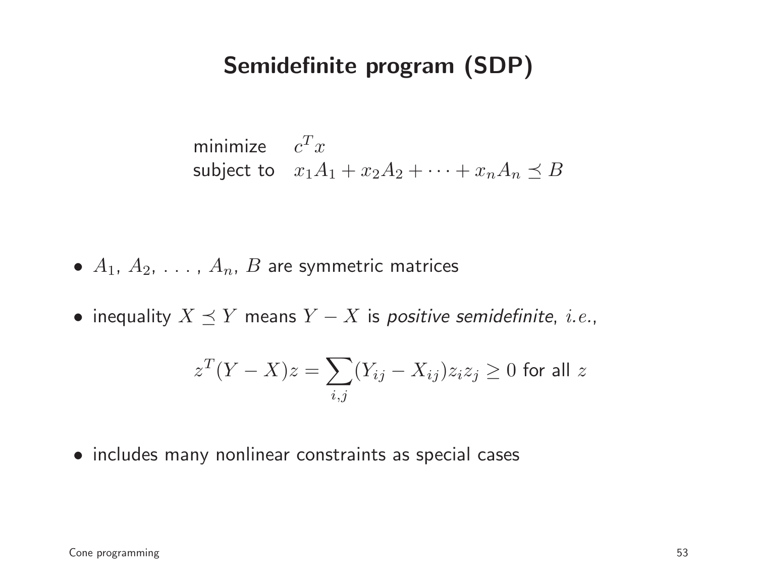# Semidefinite program (SDP)

$$
\begin{array}{ll}
\text{minimize} & c^T x \\
\text{subject to} & x_1 A_1 + x_2 A_2 + \cdots + x_n A_n \preceq B
\end{array}
$$

- $A_1$, $A_2$, . . . , $A_n$, $B$ are symmetric matrices
- inequality $X \preceq Y$ means $Y - X$ is *positive semidefinite*, *i.e.*,

$$
z^T(Y - X)z = \sum_{i,j}(Y_{ij} - X_{ij})z_i z_j \geq 0 \text{ for all } z
$$

- includes many nonlinear constraints as special cases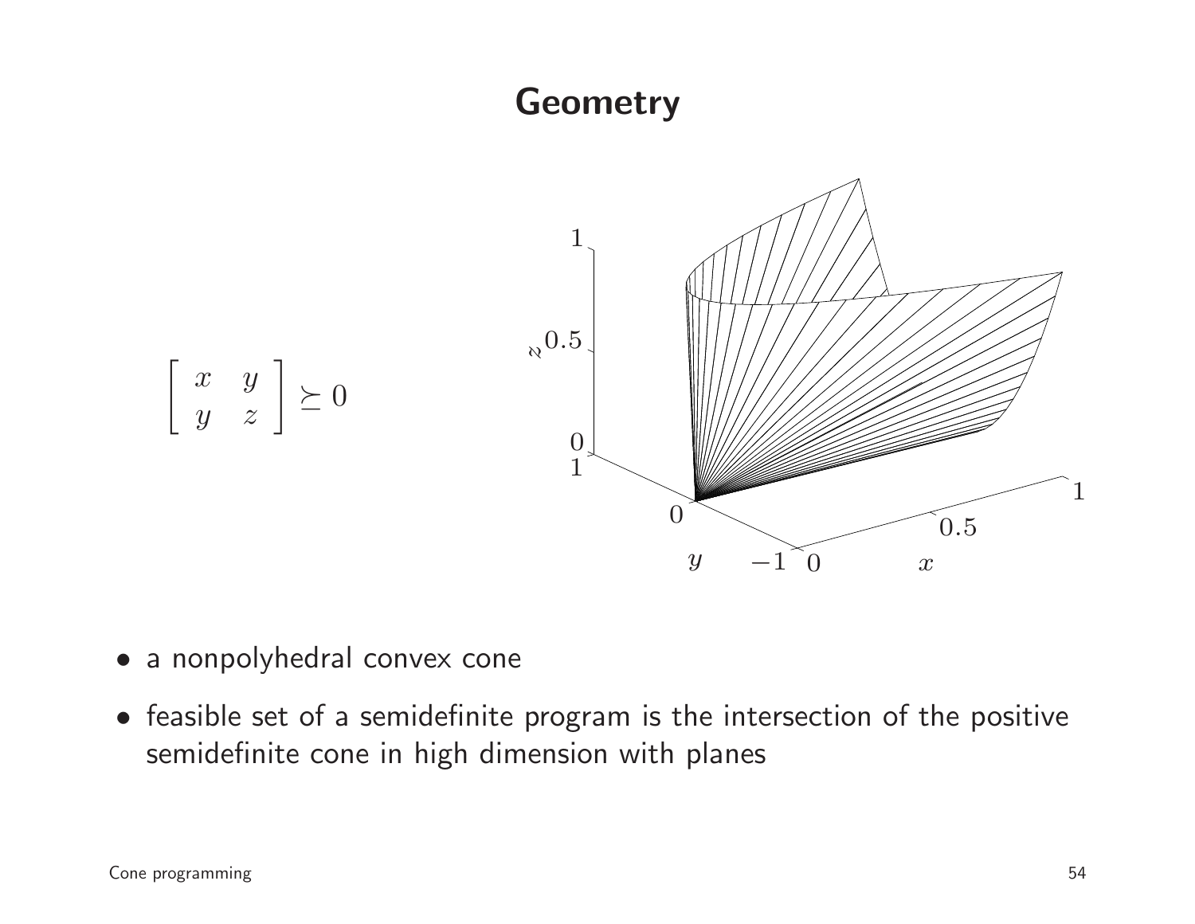# Geometry

$$\begin{bmatrix} x & y \\ y & z \end{bmatrix} \succeq 0$$

- a nonpolyhedral convex cone
- feasible set of a semidefinite program is the intersection of the positive semidefinite cone in high dimension with planes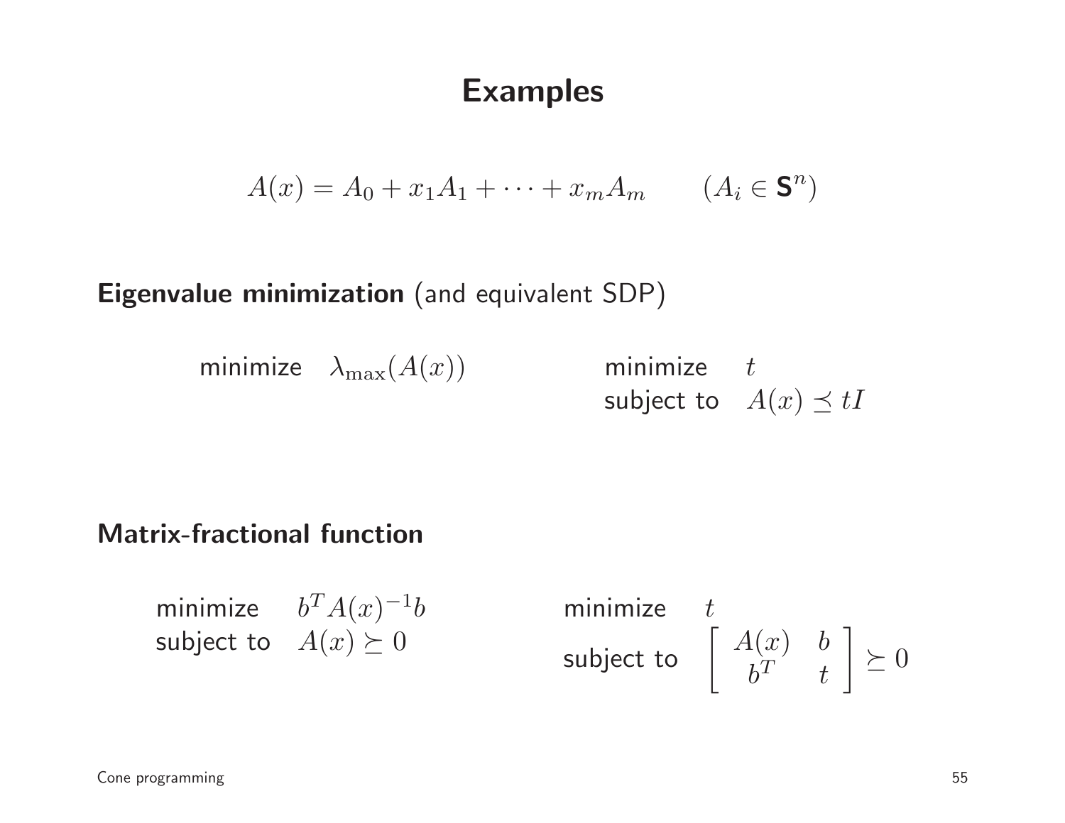# Examples

$$A(x) = A_0 + x_1 A_1 + \cdots + x_m A_m \qquad (A_i \in \mathbf{S}^n)$$

**Eigenvalue minimization** (and equivalent SDP)

$$\text{minimize} \quad \lambda_{\max}(A(x))$$

$$\begin{array}{ll} \text{minimize} & t \\ \text{subject to} & A(x) \preceq tI \end{array}$$

**Matrix-fractional function**

$$\begin{array}{ll} \text{minimize} & b^T A(x)^{-1} b \\ \text{subject to} & A(x) \succeq 0 \end{array}$$

$$\begin{array}{ll} \text{minimize} & t \\ \text{subject to} & \left[ \begin{array}{cc} A(x) & b \\ b^T & t \end{array} \right] \succeq 0 \end{array}$$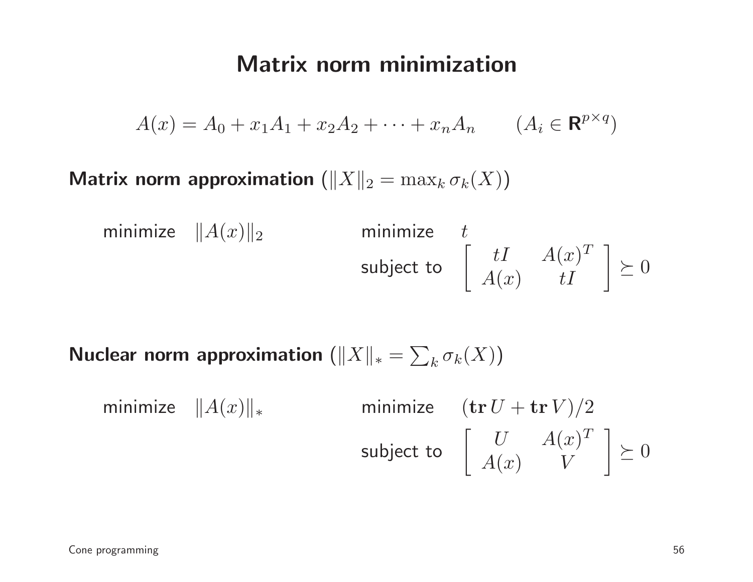# Matrix norm minimization

$$A(x) = A_0 + x_1 A_1 + x_2 A_2 + \cdots + x_n A_n \qquad (A_i \in \mathbf{R}^{p\times q})$$

**Matrix norm approximation** ($\|X\|_2 = \max_k \sigma_k(X)$)

minimize $\|A(x)\|_2$

$$\begin{array}{ll} \text{minimize} & t \\ \text{subject to} & \left[\begin{array}{cc} tI & A(x)^T \\ A(x) & tI \end{array}\right] \succeq 0 \end{array}$$

**Nuclear norm approximation** ($\|X\|_* = \sum_k \sigma_k(X)$)

minimize $\|A(x)\|_*$

$$\begin{array}{ll} \text{minimize} & (\mathbf{tr}\, U + \mathbf{tr}\, V)/2 \\ \text{subject to} & \left[\begin{array}{cc} U & A(x)^T \\ A(x) & V \end{array}\right] \succeq 0 \end{array}$$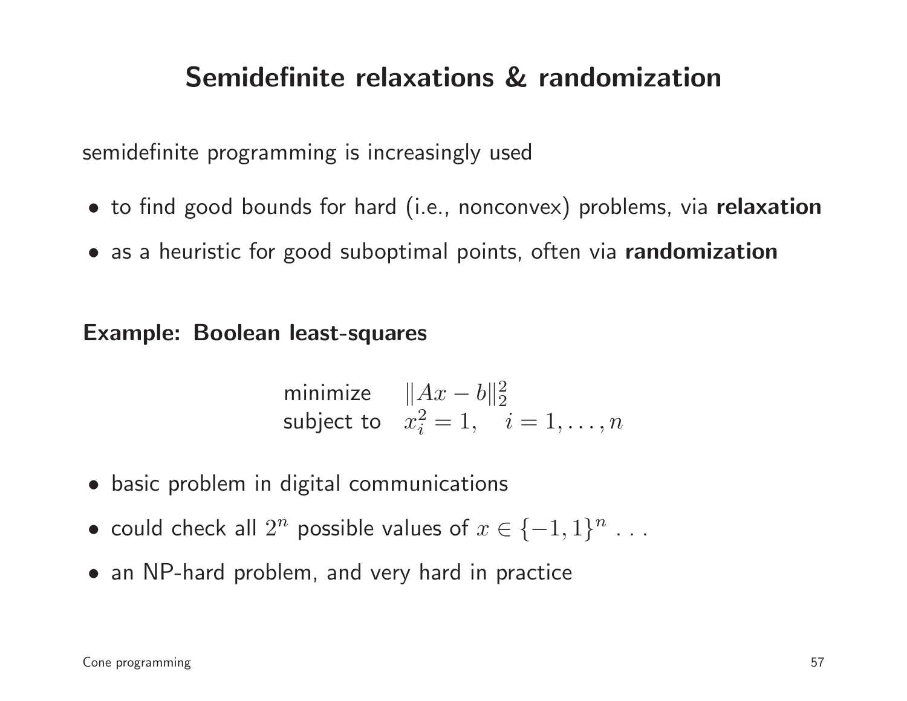# Semidefinite relaxations & randomization

semidefinite programming is increasingly used

- to find good bounds for hard (i.e., nonconvex) problems, via **relaxation**
- as a heuristic for good suboptimal points, often via **randomization**

**Example: Boolean least-squares**

$$
\begin{array}{ll}
\text{minimize} & \|Ax - b\|_2^2 \\
\text{subject to} & x_i^2 = 1, \quad i = 1, \ldots, n
\end{array}
$$

- basic problem in digital communications
- could check all $2^n$ possible values of $x \in \{-1, 1\}^n$ . . .
- an NP-hard problem, and very hard in practice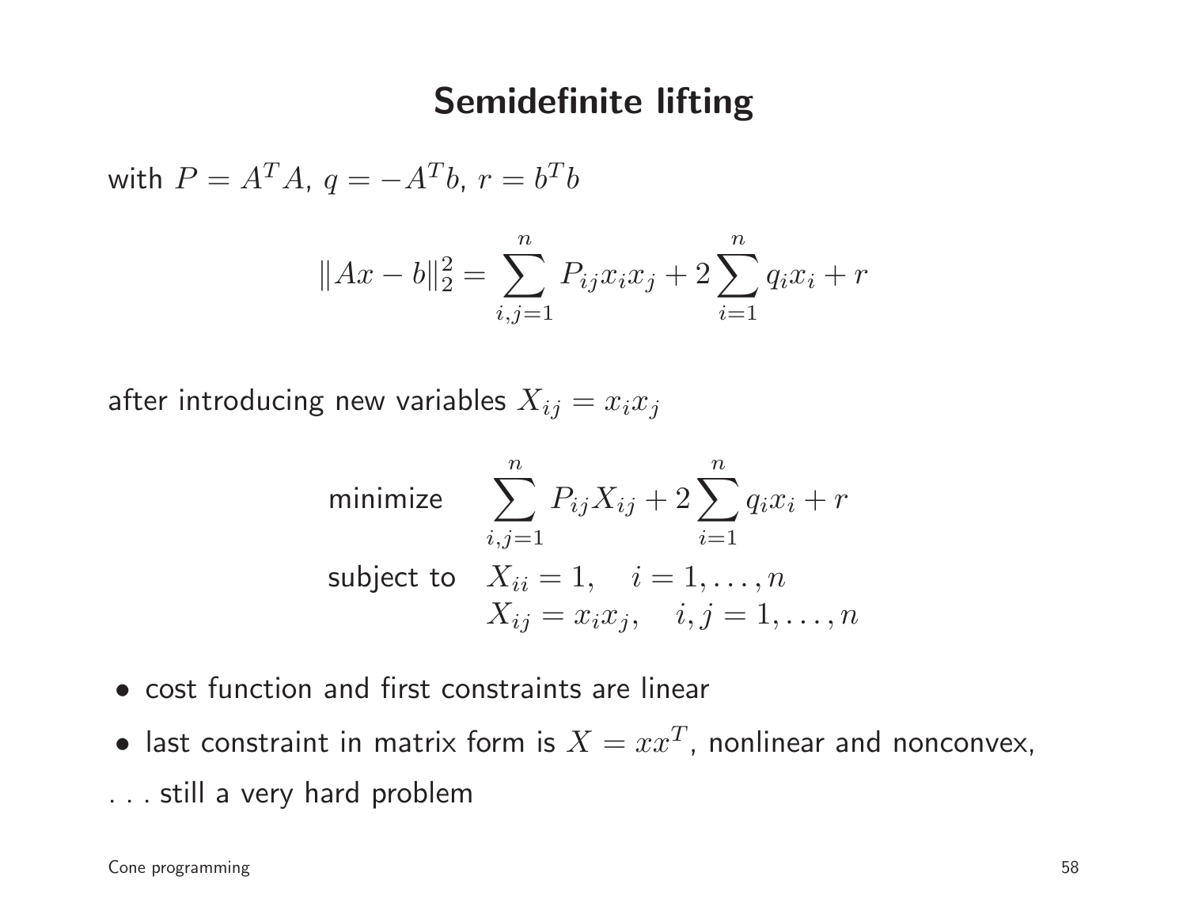# Semidefinite lifting

with $P = A^T A$, $q = -A^T b$, $r = b^T b$

$$\|Ax - b\|_2^2 = \sum_{i,j=1}^{n} P_{ij} x_i x_j + 2 \sum_{i=1}^{n} q_i x_i + r$$

after introducing new variables $X_{ij} = x_i x_j$

$$\begin{array}{ll} \text{minimize} & \displaystyle\sum_{i,j=1}^{n} P_{ij} X_{ij} + 2 \sum_{i=1}^{n} q_i x_i + r \\ \text{subject to} & X_{ii} = 1, \quad i = 1, \ldots, n \\ & X_{ij} = x_i x_j, \quad i, j = 1, \ldots, n \end{array}$$

- cost function and first constraints are linear
- last constraint in matrix form is $X = xx^T$, nonlinear and nonconvex,

. . . still a very hard problem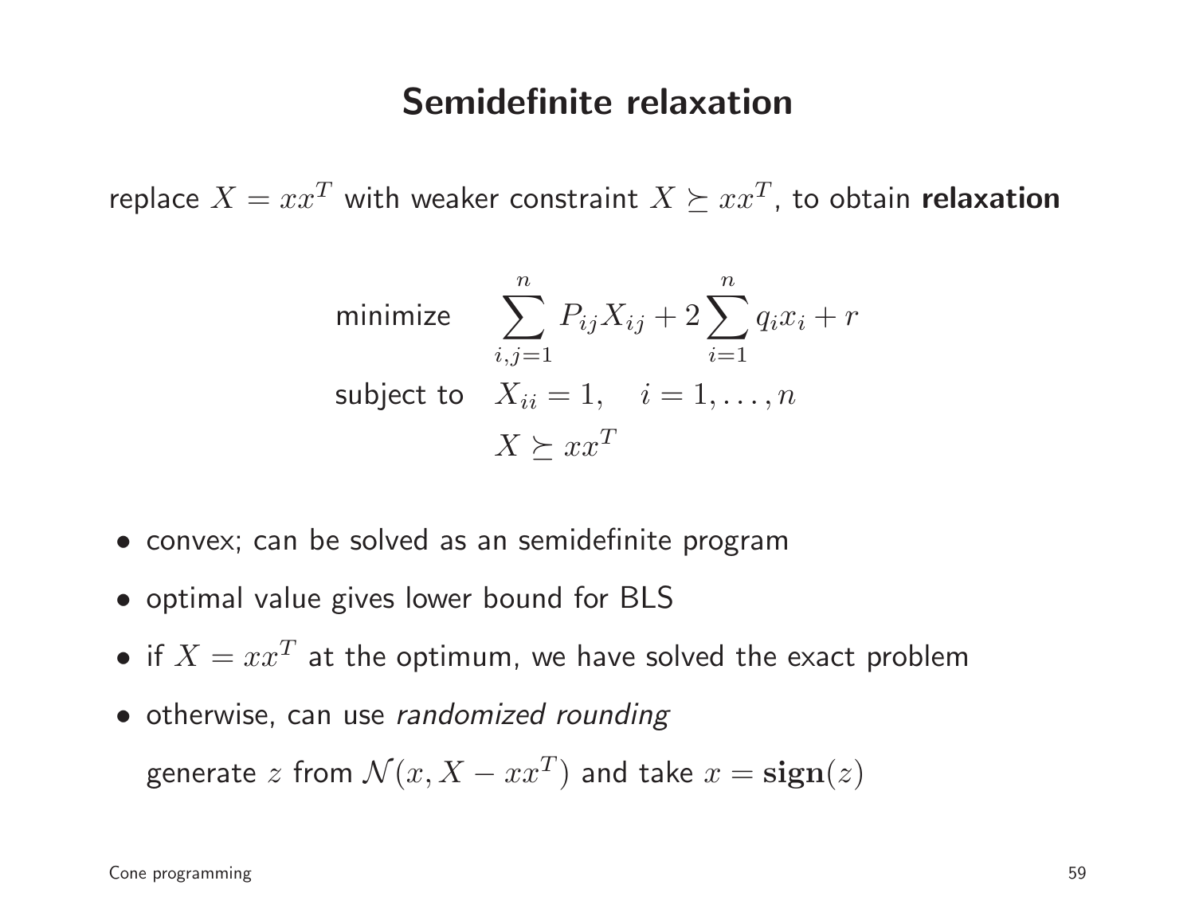# Semidefinite relaxation

replace $X = xx^T$ with weaker constraint $X \succeq xx^T$, to obtain **relaxation**

$$
\begin{array}{ll}
\text{minimize} & \sum_{i,j=1}^{n} P_{ij} X_{ij} + 2 \sum_{i=1}^{n} q_i x_i + r \\
\text{subject to} & X_{ii} = 1, \quad i = 1, \ldots, n \\
& X \succeq xx^T
\end{array}
$$

- convex; can be solved as an semidefinite program
- optimal value gives lower bound for BLS
- if $X = xx^T$ at the optimum, we have solved the exact problem
- otherwise, can use *randomized rounding*

  generate $z$ from $\mathcal{N}(x, X - xx^T)$ and take $x = \mathbf{sign}(z)$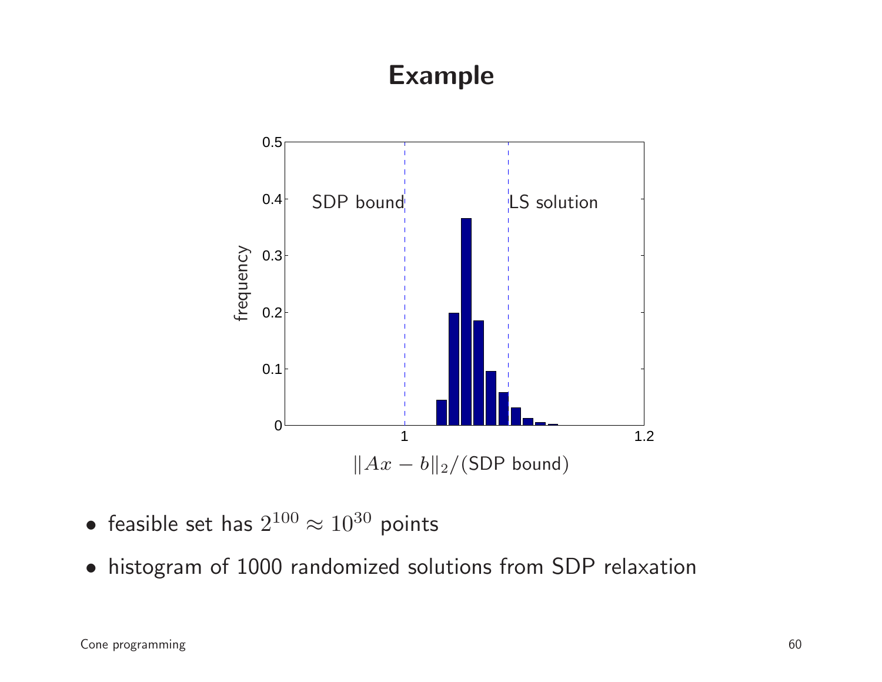# Example

- feasible set has $2^{100} \approx 10^{30}$ points
- histogram of 1000 randomized solutions from SDP relaxation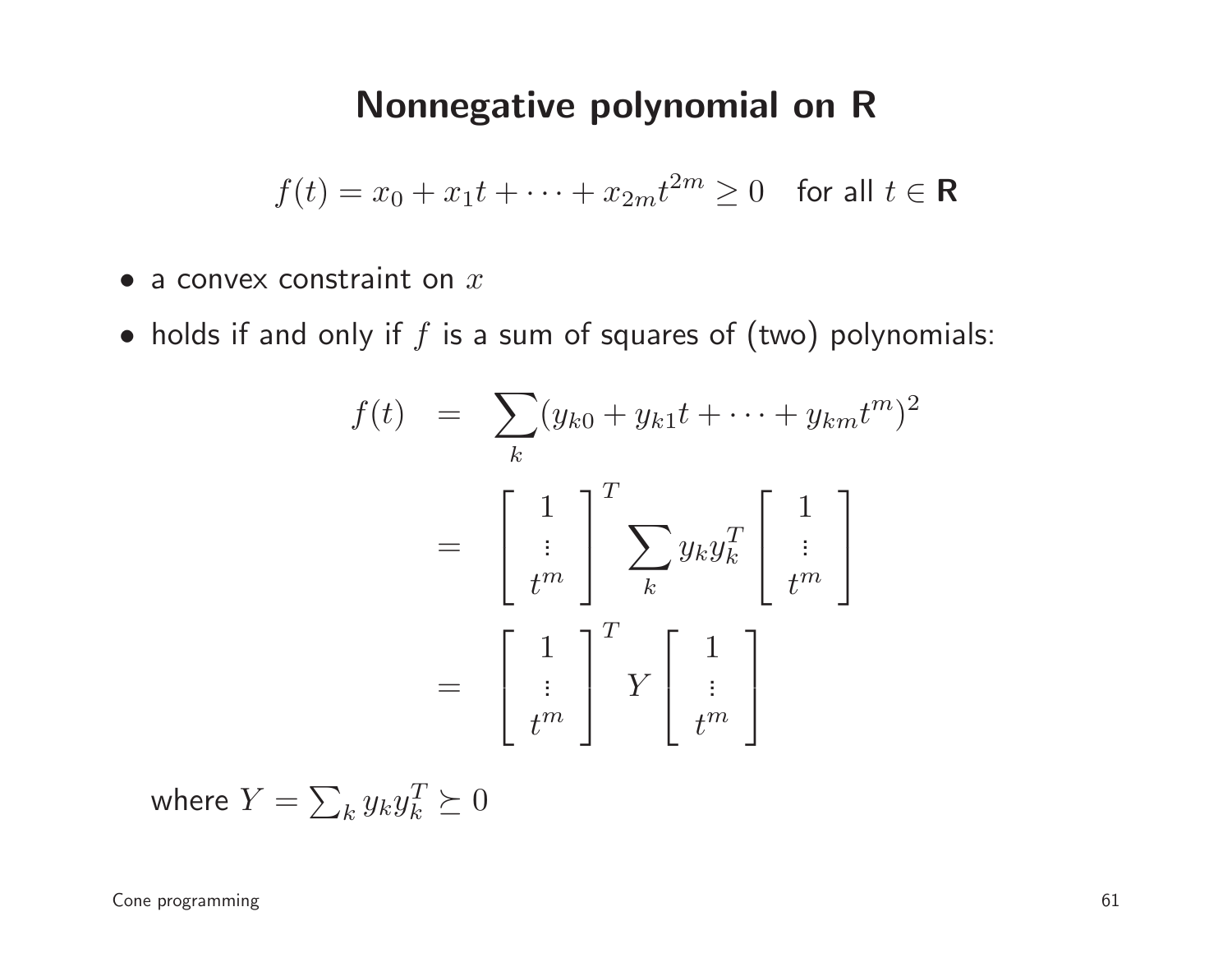# Nonnegative polynomial on R

$$f(t) = x_0 + x_1 t + \cdots + x_{2m} t^{2m} \geq 0 \quad \text{for all } t \in \mathbf{R}$$

- a convex constraint on $x$
- holds if and only if $f$ is a sum of squares of (two) polynomials:

$$
\begin{aligned}
f(t) &= \sum_k (y_{k0} + y_{k1} t + \cdots + y_{km} t^m)^2 \\
&= \begin{bmatrix} 1 \\ \vdots \\ t^m \end{bmatrix}^T \sum_k y_k y_k^T \begin{bmatrix} 1 \\ \vdots \\ t^m \end{bmatrix} \\
&= \begin{bmatrix} 1 \\ \vdots \\ t^m \end{bmatrix}^T Y \begin{bmatrix} 1 \\ \vdots \\ t^m \end{bmatrix}
\end{aligned}
$$

where $Y = \sum_k y_k y_k^T \succeq 0$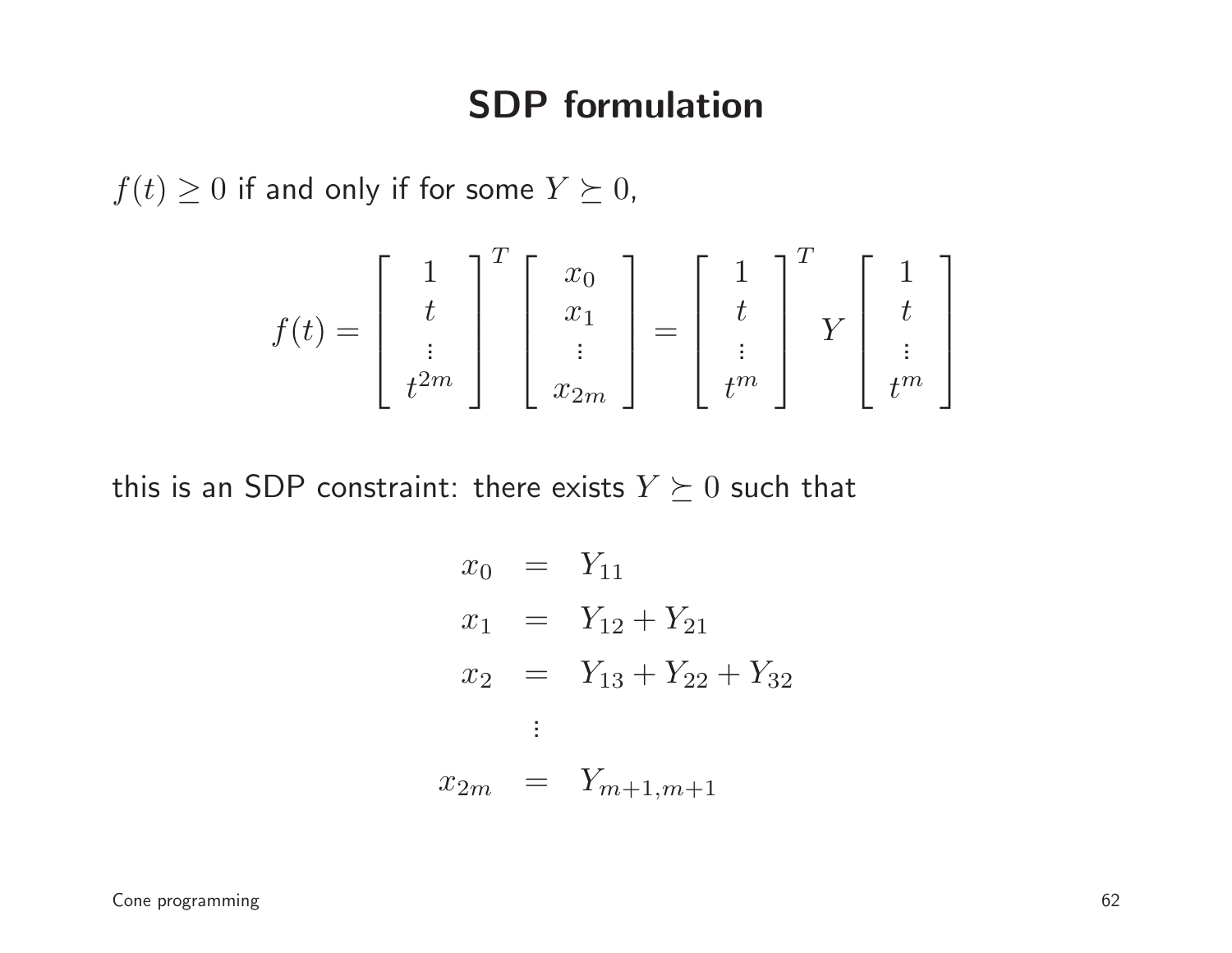# SDP formulation

$f(t) \geq 0$ if and only if for some $Y \succeq 0$,

$$
f(t) = \begin{bmatrix} 1 \\ t \\ \vdots \\ t^{2m} \end{bmatrix}^T \begin{bmatrix} x_0 \\ x_1 \\ \vdots \\ x_{2m} \end{bmatrix} = \begin{bmatrix} 1 \\ t \\ \vdots \\ t^{m} \end{bmatrix}^T Y \begin{bmatrix} 1 \\ t \\ \vdots \\ t^{m} \end{bmatrix}
$$

this is an SDP constraint: there exists $Y \succeq 0$ such that

$$
\begin{aligned}
x_0 &= Y_{11} \\
x_1 &= Y_{12} + Y_{21} \\
x_2 &= Y_{13} + Y_{22} + Y_{32} \\
&\;\vdots \\
x_{2m} &= Y_{m+1,m+1}
\end{aligned}
$$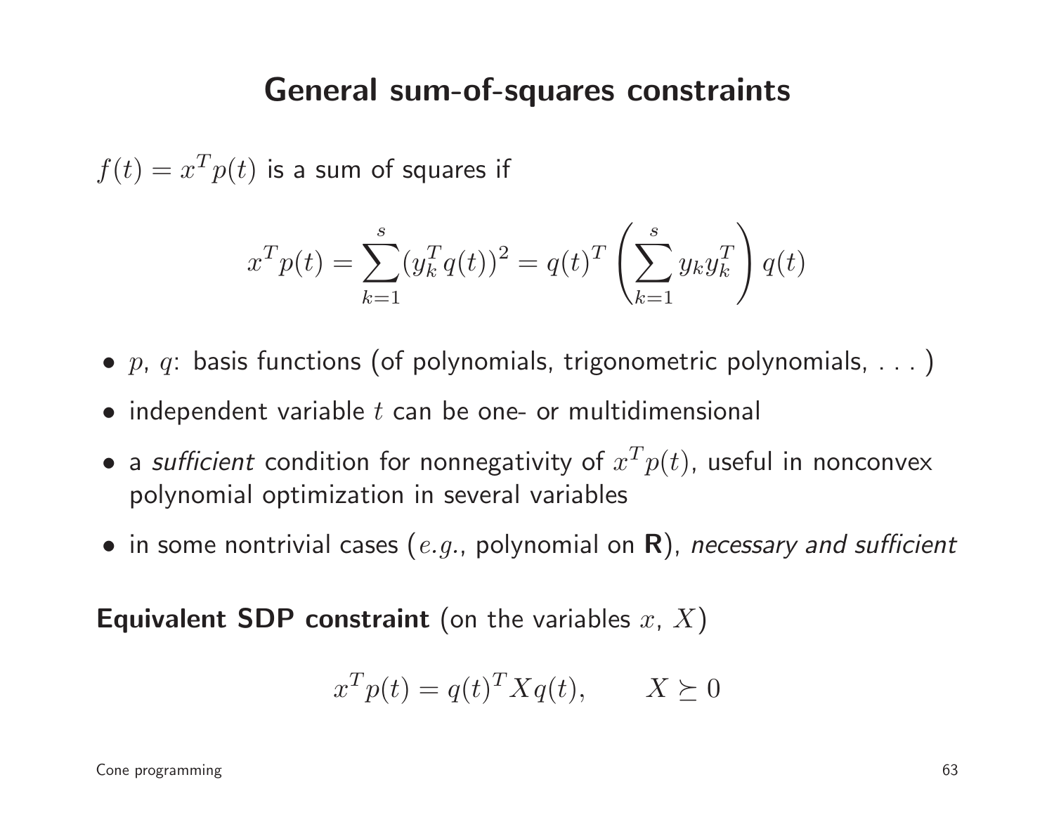# General sum-of-squares constraints

$f(t) = x^T p(t)$ is a sum of squares if

$$x^T p(t) = \sum_{k=1}^{s} (y_k^T q(t))^2 = q(t)^T \left( \sum_{k=1}^{s} y_k y_k^T \right) q(t)$$

- $p$, $q$: basis functions (of polynomials, trigonometric polynomials, . . . )
- independent variable $t$ can be one- or multidimensional
- a *sufficient* condition for nonnegativity of $x^T p(t)$, useful in nonconvex polynomial optimization in several variables
- in some nontrivial cases ($e.g.$, polynomial on $\mathbf{R}$), *necessary and sufficient*

**Equivalent SDP constraint** (on the variables $x$, $X$)

$$x^T p(t) = q(t)^T X q(t), \qquad X \succeq 0$$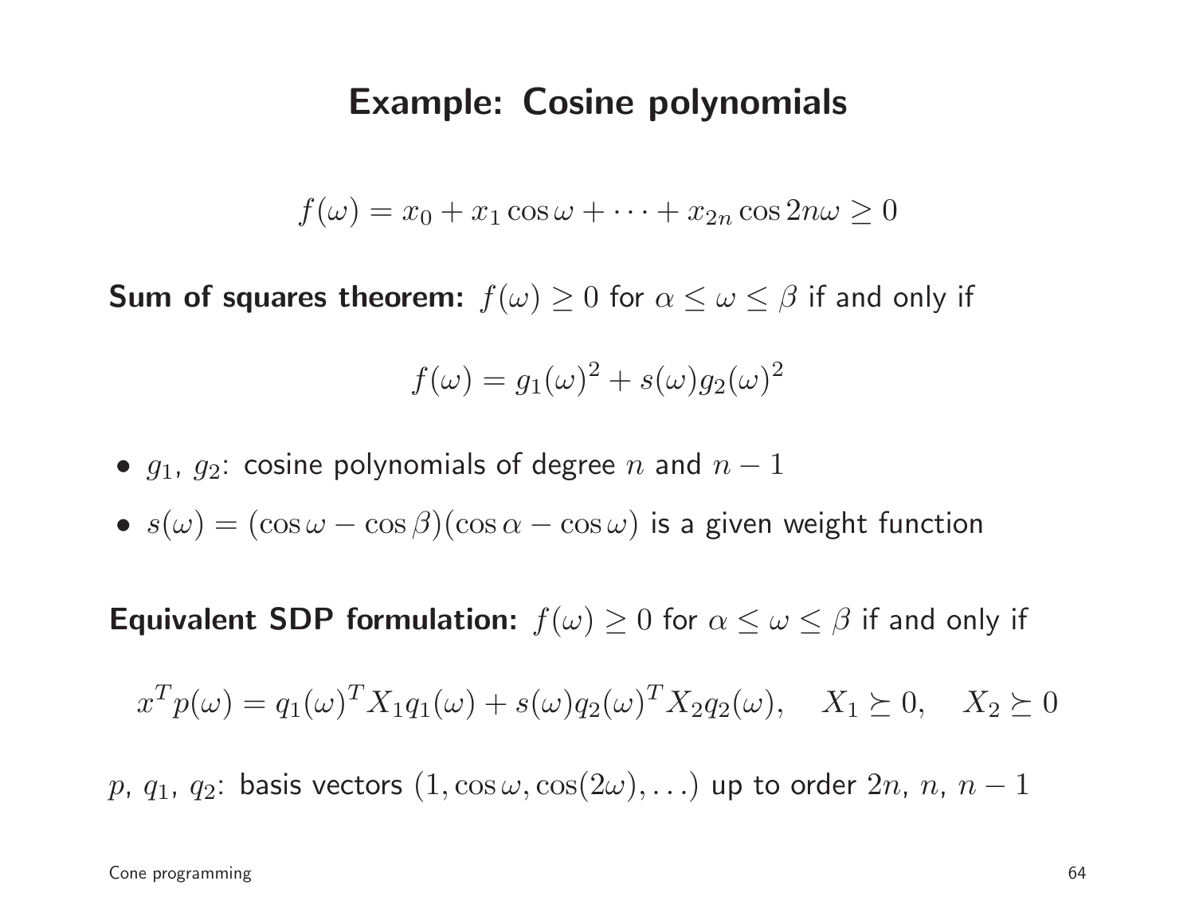# Example: Cosine polynomials

$$f(\omega) = x_0 + x_1 \cos \omega + \cdots + x_{2n} \cos 2n\omega \geq 0$$

**Sum of squares theorem:** $f(\omega) \geq 0$ for $\alpha \leq \omega \leq \beta$ if and only if

$$f(\omega) = g_1(\omega)^2 + s(\omega) g_2(\omega)^2$$

- $g_1$, $g_2$: cosine polynomials of degree $n$ and $n-1$
- $s(\omega) = (\cos \omega - \cos \beta)(\cos \alpha - \cos \omega)$ is a given weight function

**Equivalent SDP formulation:** $f(\omega) \geq 0$ for $\alpha \leq \omega \leq \beta$ if and only if

$$x^T p(\omega) = q_1(\omega)^T X_1 q_1(\omega) + s(\omega) q_2(\omega)^T X_2 q_2(\omega), \quad X_1 \succeq 0, \quad X_2 \succeq 0$$

$p$, $q_1$, $q_2$: basis vectors $(1, \cos \omega, \cos(2\omega), \ldots)$ up to order $2n$, $n$, $n-1$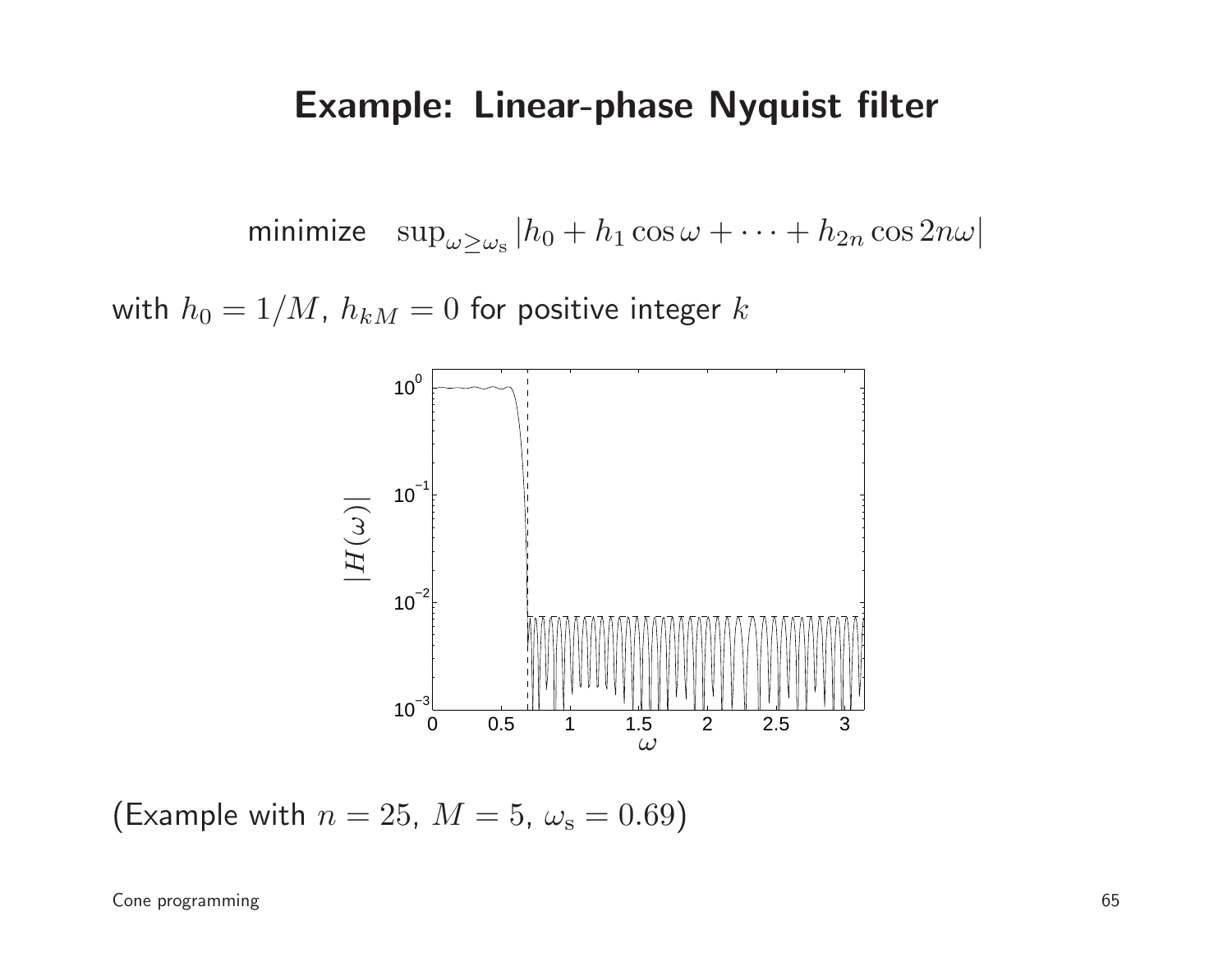# Example: Linear-phase Nyquist filter

$$\text{minimize} \quad \sup_{\omega \geq \omega_\mathrm{s}} |h_0 + h_1 \cos\omega + \cdots + h_{2n}\cos 2n\omega|$$

with $h_0 = 1/M$, $h_{kM} = 0$ for positive integer $k$

(Example with $n = 25$, $M = 5$, $\omega_\mathrm{s} = 0.69$)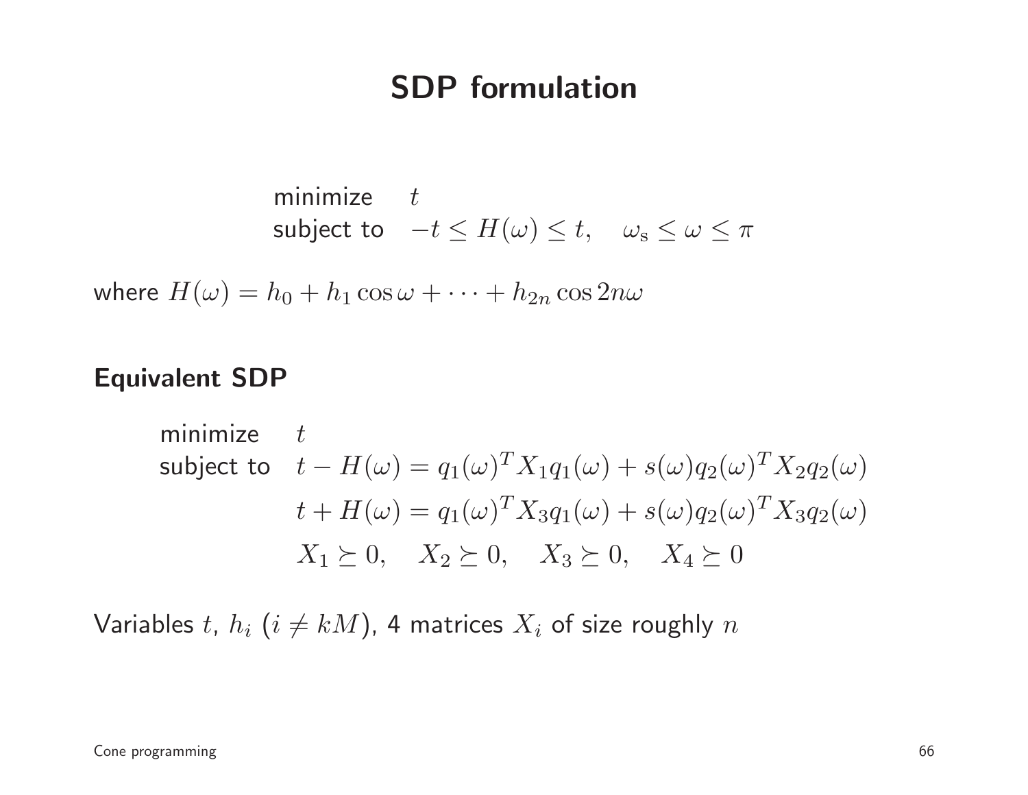# SDP formulation

$$
\begin{array}{ll}
\text{minimize} & t \\
\text{subject to} & -t \leq H(\omega) \leq t, \quad \omega_{\text{s}} \leq \omega \leq \pi
\end{array}
$$

where $H(\omega) = h_0 + h_1 \cos \omega + \cdots + h_{2n} \cos 2n\omega$

**Equivalent SDP**

$$
\begin{array}{ll}
\text{minimize} & t \\
\text{subject to} & t - H(\omega) = q_1(\omega)^T X_1 q_1(\omega) + s(\omega) q_2(\omega)^T X_2 q_2(\omega) \\
& t + H(\omega) = q_1(\omega)^T X_3 q_1(\omega) + s(\omega) q_2(\omega)^T X_3 q_2(\omega) \\
& X_1 \succeq 0, \quad X_2 \succeq 0, \quad X_3 \succeq 0, \quad X_4 \succeq 0
\end{array}
$$

Variables $t$, $h_i$ ($i \neq kM$), 4 matrices $X_i$ of size roughly $n$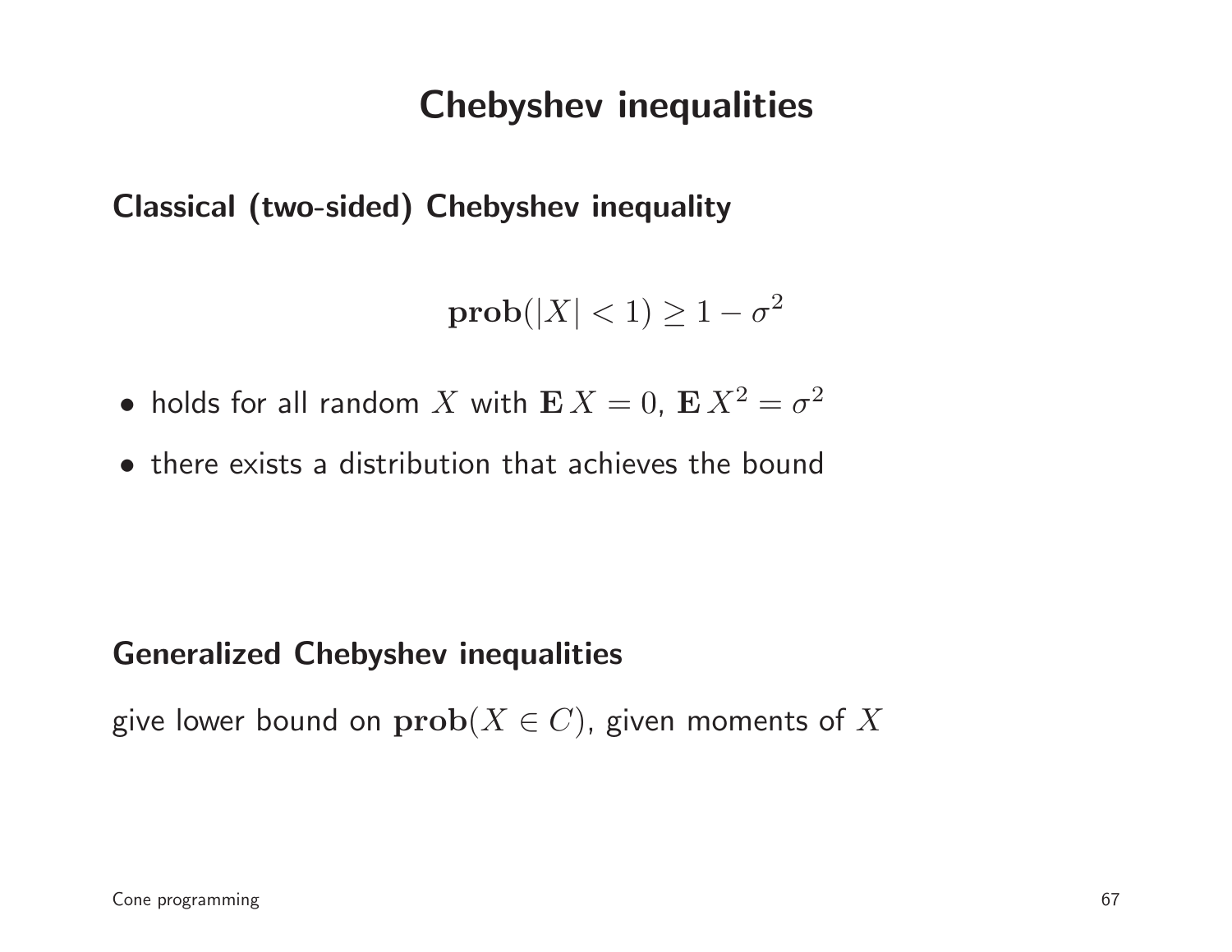# Chebyshev inequalities

## Classical (two-sided) Chebyshev inequality

$$\mathbf{prob}(|X| < 1) \geq 1 - \sigma^2$$

- holds for all random $X$ with $\mathbf{E}\,X = 0$, $\mathbf{E}\,X^2 = \sigma^2$
- there exists a distribution that achieves the bound

## Generalized Chebyshev inequalities

give lower bound on $\mathbf{prob}(X \in C)$, given moments of $X$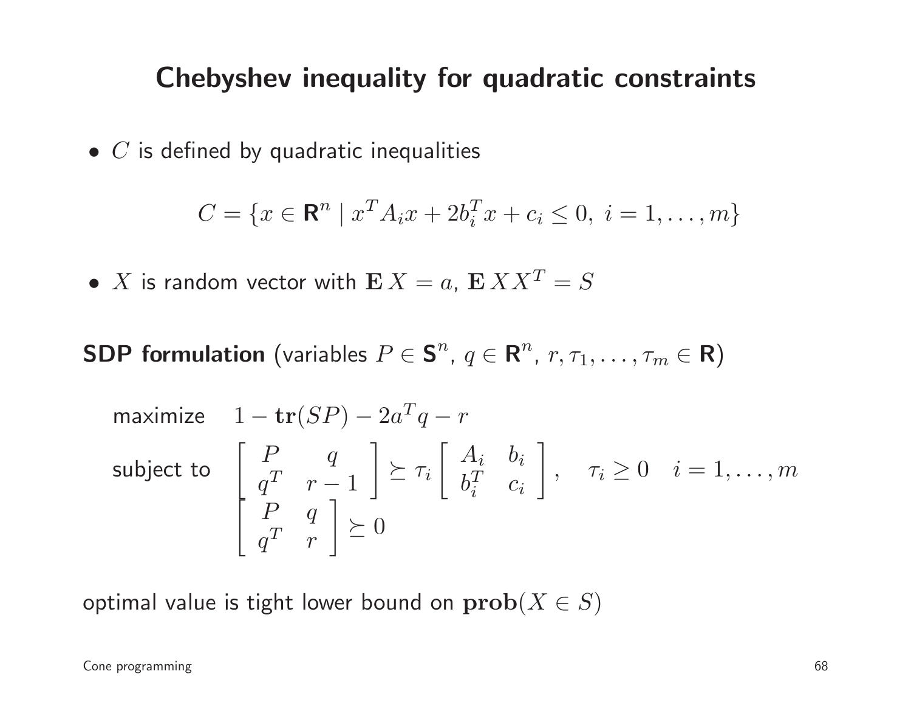# Chebyshev inequality for quadratic constraints

- $C$ is defined by quadratic inequalities

$$C = \{x \in \mathbf{R}^n \mid x^T A_i x + 2b_i^T x + c_i \leq 0, \ i = 1, \ldots, m\}$$

- $X$ is random vector with $\mathbf{E}\, X = a$, $\mathbf{E}\, XX^T = S$

**SDP formulation** (variables $P \in \mathbf{S}^n$, $q \in \mathbf{R}^n$, $r, \tau_1, \ldots, \tau_m \in \mathbf{R}$)

$$\begin{array}{ll}
\text{maximize} & 1 - \mathbf{tr}(SP) - 2a^T q - r \\
\text{subject to} & \left[\begin{array}{cc} P & q \\ q^T & r - 1 \end{array}\right] \succeq \tau_i \left[\begin{array}{cc} A_i & b_i \\ b_i^T & c_i \end{array}\right], \quad \tau_i \geq 0 \quad i = 1, \ldots, m \\
& \left[\begin{array}{cc} P & q \\ q^T & r \end{array}\right] \succeq 0
\end{array}$$

optimal value is tight lower bound on $\mathbf{prob}(X \in S)$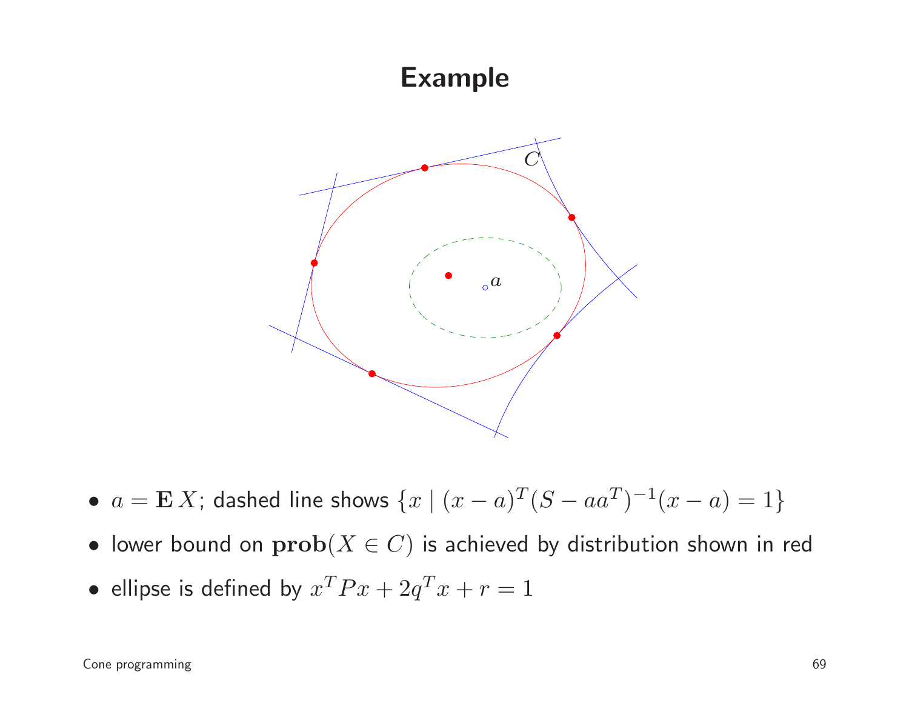# Example

- $a = \mathbf{E}\, X$; dashed line shows $\{x \mid (x-a)^T(S-aa^T)^{-1}(x-a)=1\}$
- lower bound on $\mathbf{prob}(X \in C)$ is achieved by distribution shown in red
- ellipse is defined by $x^TPx + 2q^Tx + r = 1$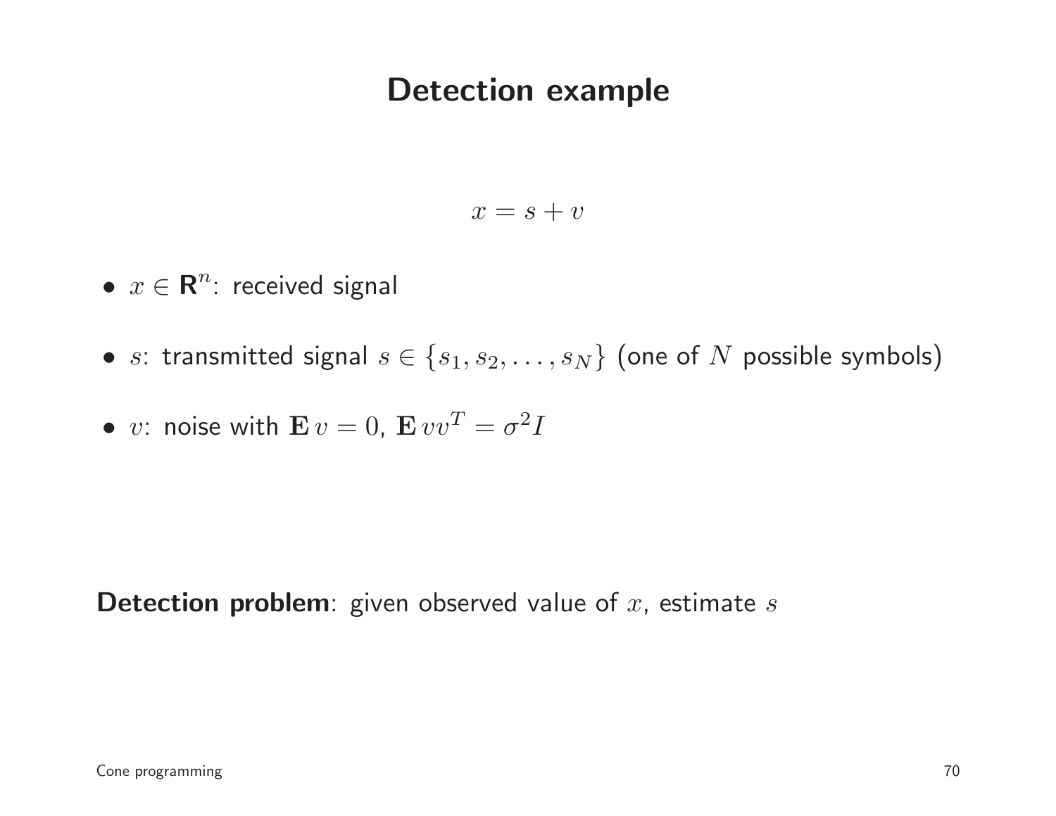# Detection example

$$x = s + v$$

- $x \in \mathbf{R}^n$: received signal
- $s$: transmitted signal $s \in \{s_1, s_2, \ldots, s_N\}$ (one of $N$ possible symbols)
- $v$: noise with $\mathbf{E}\, v = 0$, $\mathbf{E}\, vv^T = \sigma^2 I$

**Detection problem**: given observed value of $x$, estimate $s$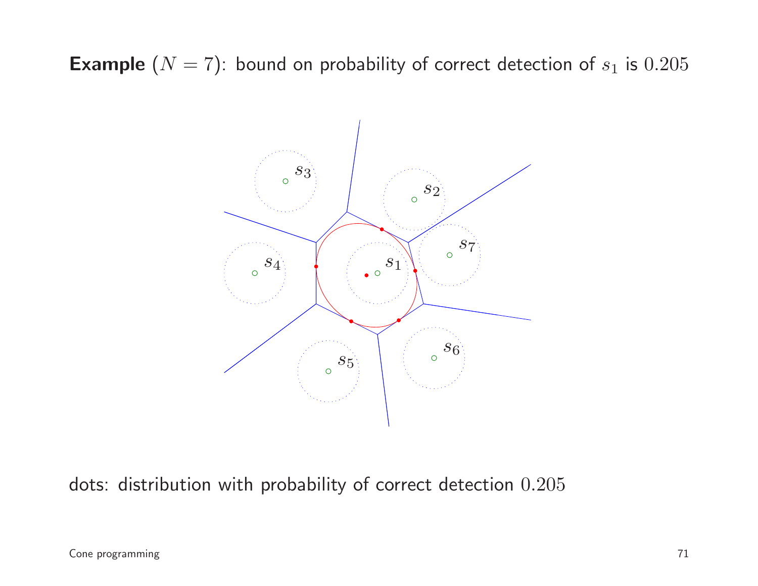**Example** ($N = 7$): bound on probability of correct detection of $s_1$ is $0.205$

dots: distribution with probability of correct detection $0.205$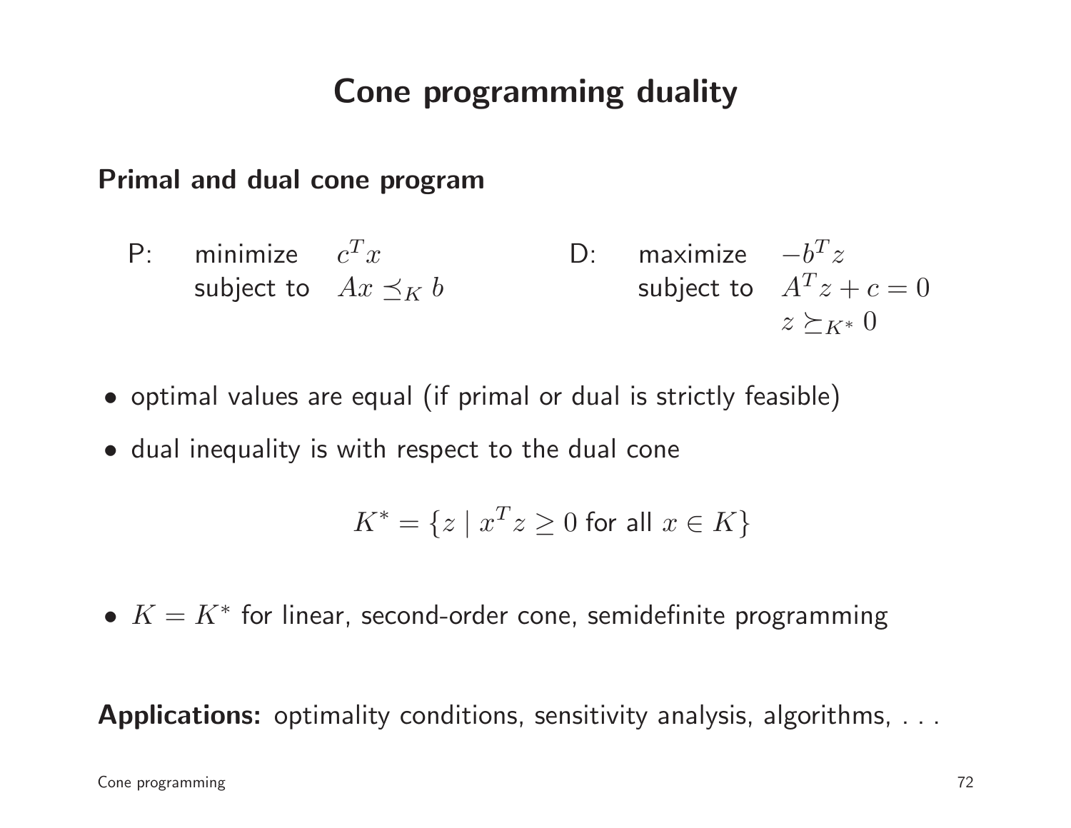# Cone programming duality

## Primal and dual cone program

P: minimize $c^T x$
subject to $Ax \preceq_K b$

D: maximize $-b^T z$
subject to $A^T z + c = 0$
$z \succeq_{K^*} 0$

- optimal values are equal (if primal or dual is strictly feasible)
- dual inequality is with respect to the dual cone

$$K^* = \{z \mid x^T z \geq 0 \text{ for all } x \in K\}$$

- $K = K^*$ for linear, second-order cone, semidefinite programming

**Applications:** optimality conditions, sensitivity analysis, algorithms, . . .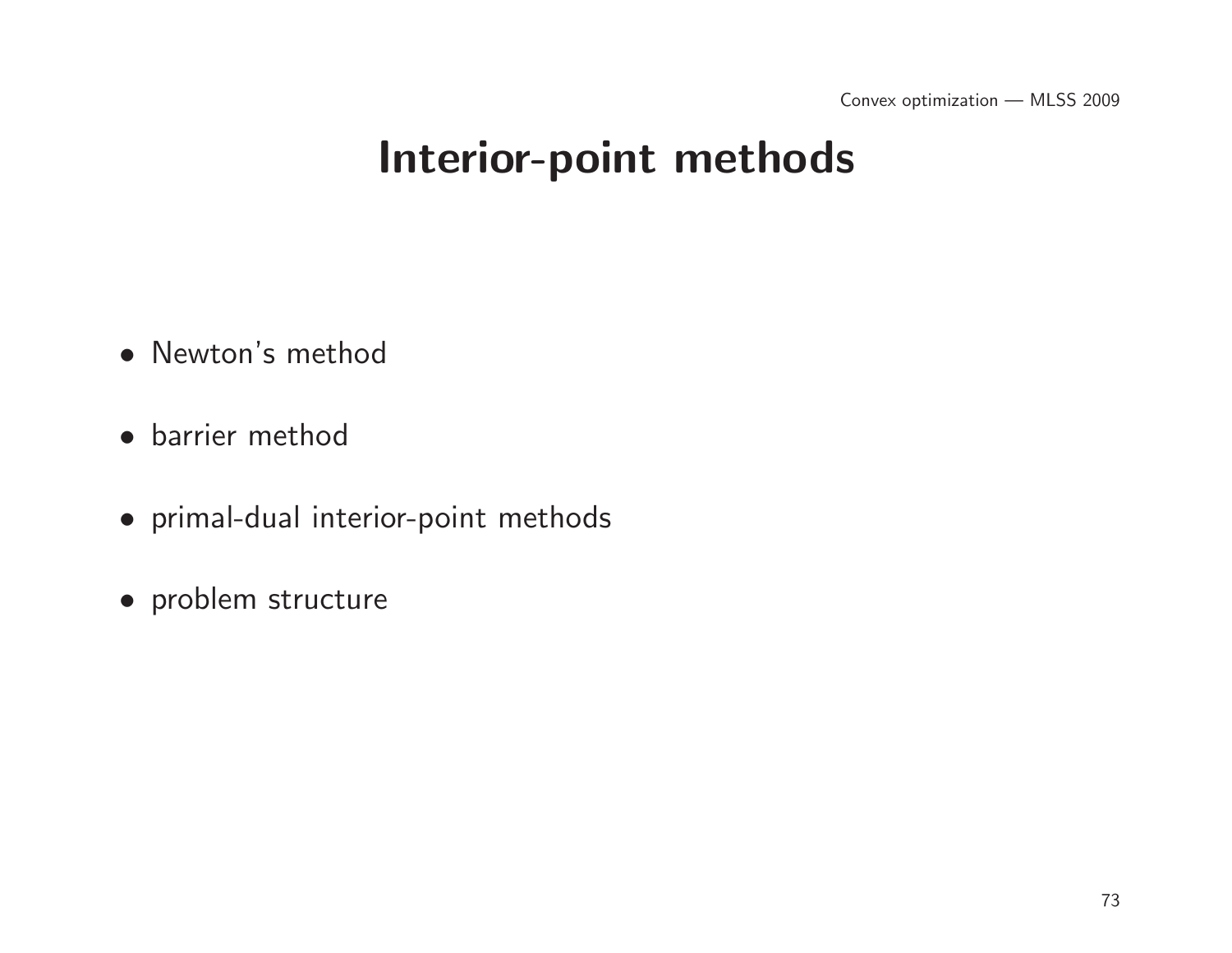# Interior-point methods

- Newton's method
- barrier method
- primal-dual interior-point methods
- problem structure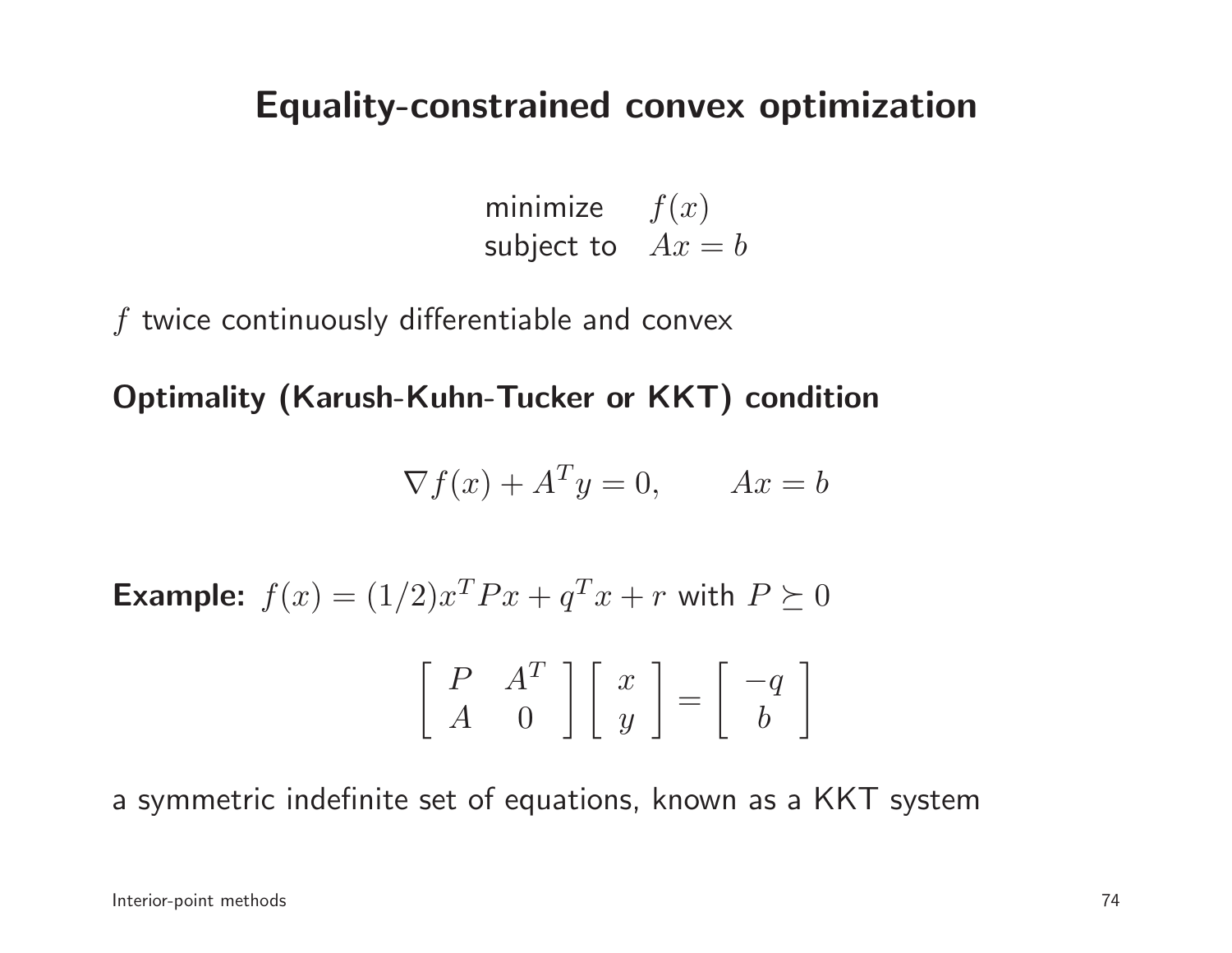# Equality-constrained convex optimization

$$
\begin{array}{ll}
\text{minimize} & f(x) \\
\text{subject to} & Ax = b
\end{array}
$$

$f$ twice continuously differentiable and convex

**Optimality (Karush-Kuhn-Tucker or KKT) condition**

$$
\nabla f(x) + A^T y = 0, \qquad Ax = b
$$

**Example:** $f(x) = (1/2)x^T P x + q^T x + r$ with $P \succeq 0$

$$
\left[ \begin{array}{cc} P & A^T \\ A & 0 \end{array} \right] \left[ \begin{array}{c} x \\ y \end{array} \right] = \left[ \begin{array}{c} -q \\ b \end{array} \right]
$$

a symmetric indefinite set of equations, known as a KKT system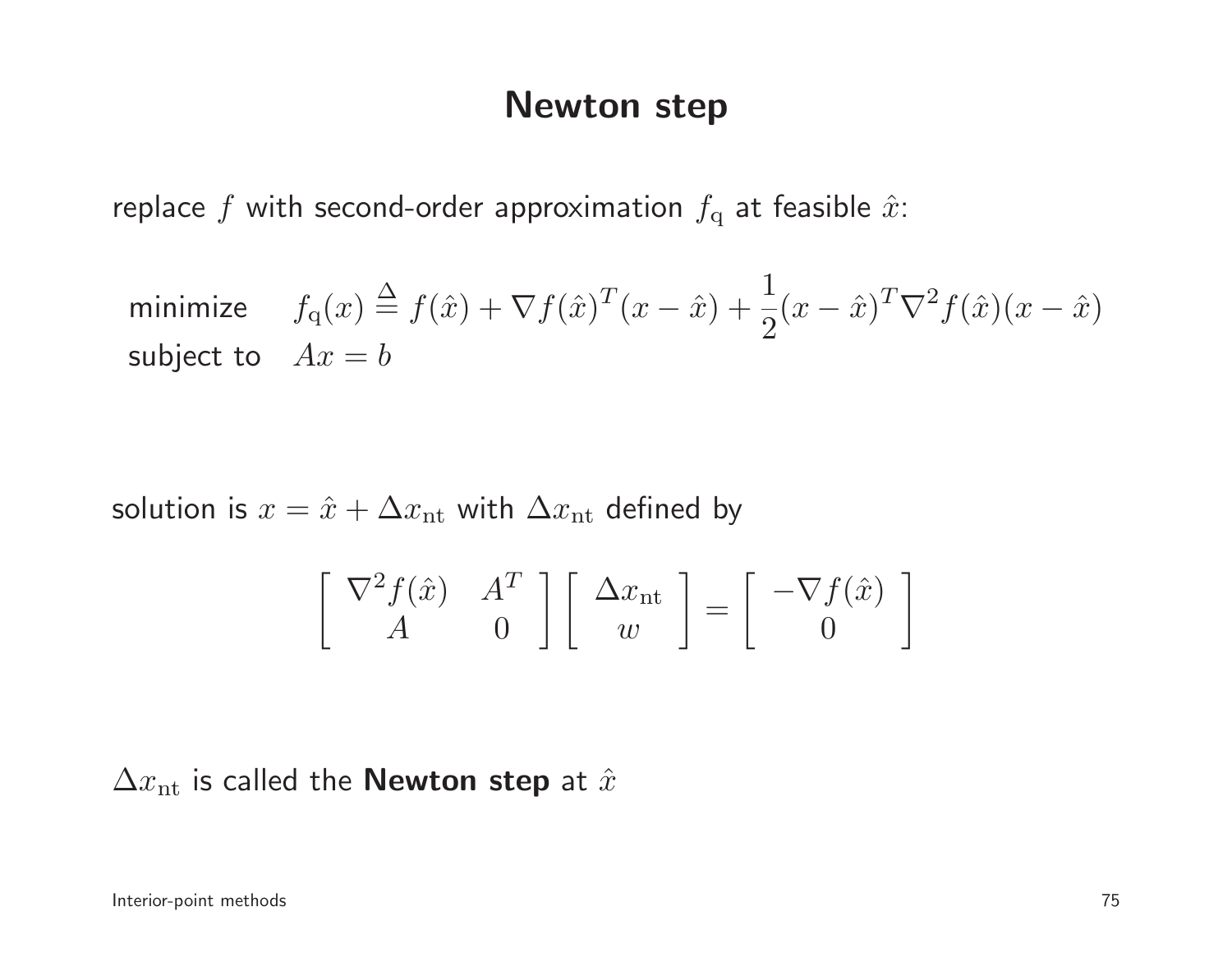# Newton step

replace $f$ with second-order approximation $f_{\mathrm{q}}$ at feasible $\hat{x}$:

$$
\begin{array}{ll}
\text{minimize} & f_{\mathrm{q}}(x) \stackrel{\Delta}{=} f(\hat{x}) + \nabla f(\hat{x})^T(x - \hat{x}) + \dfrac{1}{2}(x - \hat{x})^T \nabla^2 f(\hat{x})(x - \hat{x}) \\
\text{subject to} & Ax = b
\end{array}
$$

solution is $x = \hat{x} + \Delta x_{\mathrm{nt}}$ with $\Delta x_{\mathrm{nt}}$ defined by

$$
\left[ \begin{array}{cc} \nabla^2 f(\hat{x}) & A^T \\ A & 0 \end{array} \right] \left[ \begin{array}{c} \Delta x_{\mathrm{nt}} \\ w \end{array} \right] = \left[ \begin{array}{c} -\nabla f(\hat{x}) \\ 0 \end{array} \right]
$$

$\Delta x_{\mathrm{nt}}$ is called the **Newton step** at $\hat{x}$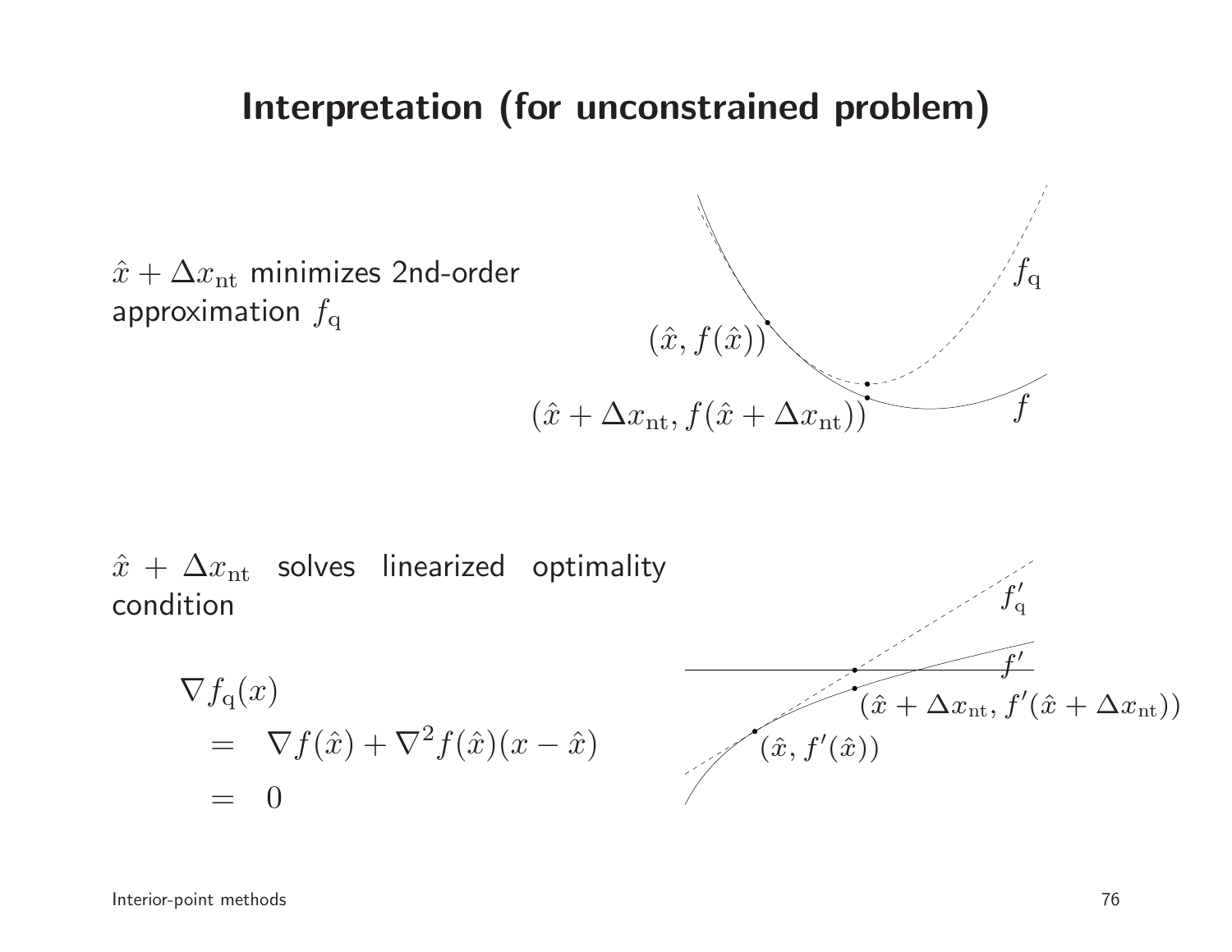# Interpretation (for unconstrained problem)

$\hat{x} + \Delta x_{\mathrm{nt}}$ minimizes 2nd-order approximation $f_{\mathrm{q}}$

$\hat{x} + \Delta x_{\mathrm{nt}}$ solves linearized optimality condition

$$
\begin{aligned}
&\nabla f_{\mathrm{q}}(x) \\
&\quad = \nabla f(\hat{x}) + \nabla^2 f(\hat{x})(x - \hat{x}) \\
&\quad = 0
\end{aligned}
$$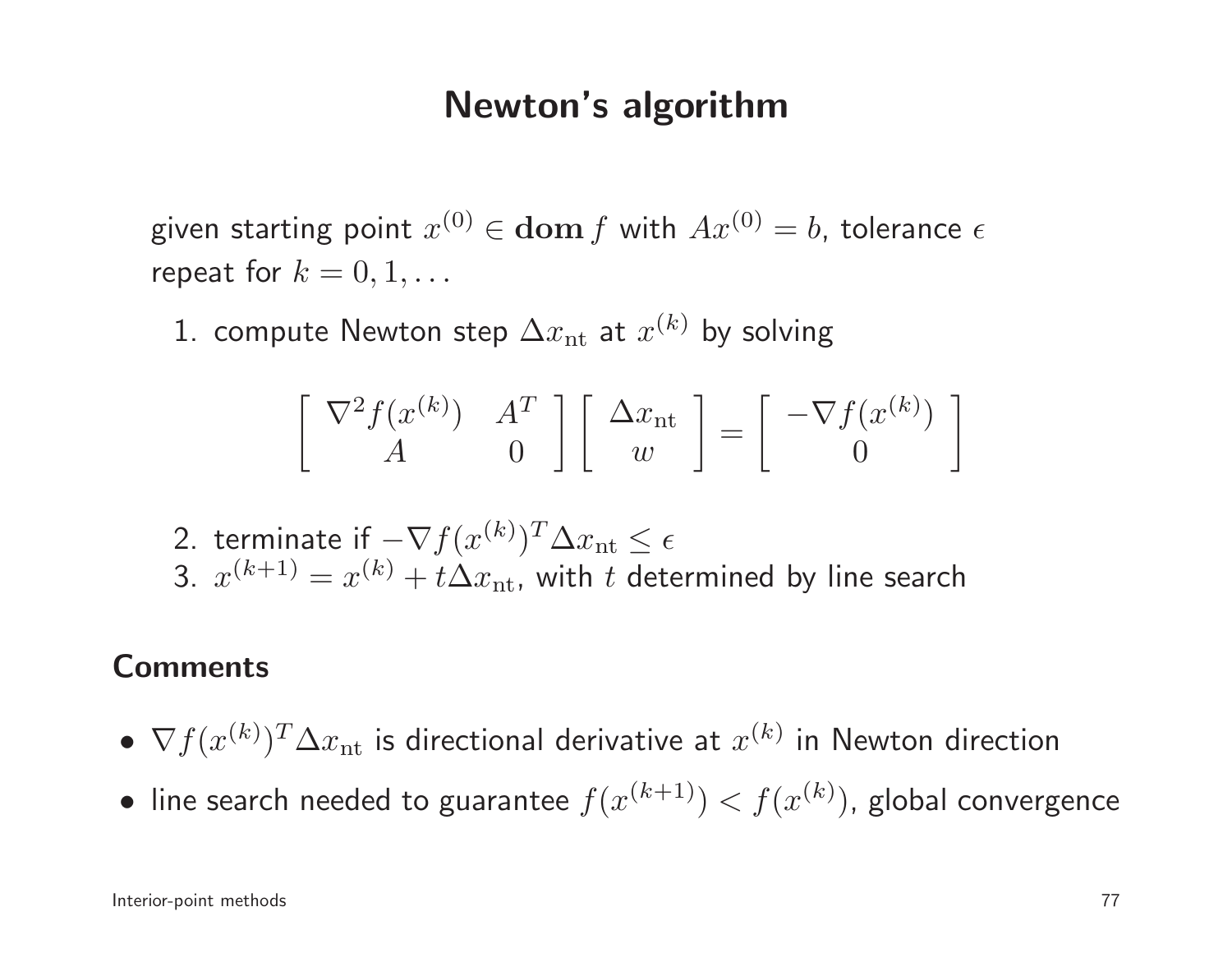# Newton's algorithm

given starting point $x^{(0)} \in \mathbf{dom}\, f$ with $Ax^{(0)} = b$, tolerance $\epsilon$
repeat for $k = 0, 1, \ldots$

1. compute Newton step $\Delta x_{\rm nt}$ at $x^{(k)}$ by solving

$$\left[ \begin{array}{cc} \nabla^2 f(x^{(k)}) & A^T \\ A & 0 \end{array} \right] \left[ \begin{array}{c} \Delta x_{\rm nt} \\ w \end{array} \right] = \left[ \begin{array}{c} -\nabla f(x^{(k)}) \\ 0 \end{array} \right]$$

2. terminate if $-\nabla f(x^{(k)})^T \Delta x_{\rm nt} \leq \epsilon$
3. $x^{(k+1)} = x^{(k)} + t\Delta x_{\rm nt}$, with $t$ determined by line search

## Comments

- $\nabla f(x^{(k)})^T \Delta x_{\rm nt}$ is directional derivative at $x^{(k)}$ in Newton direction
- line search needed to guarantee $f(x^{(k+1)}) < f(x^{(k)})$, global convergence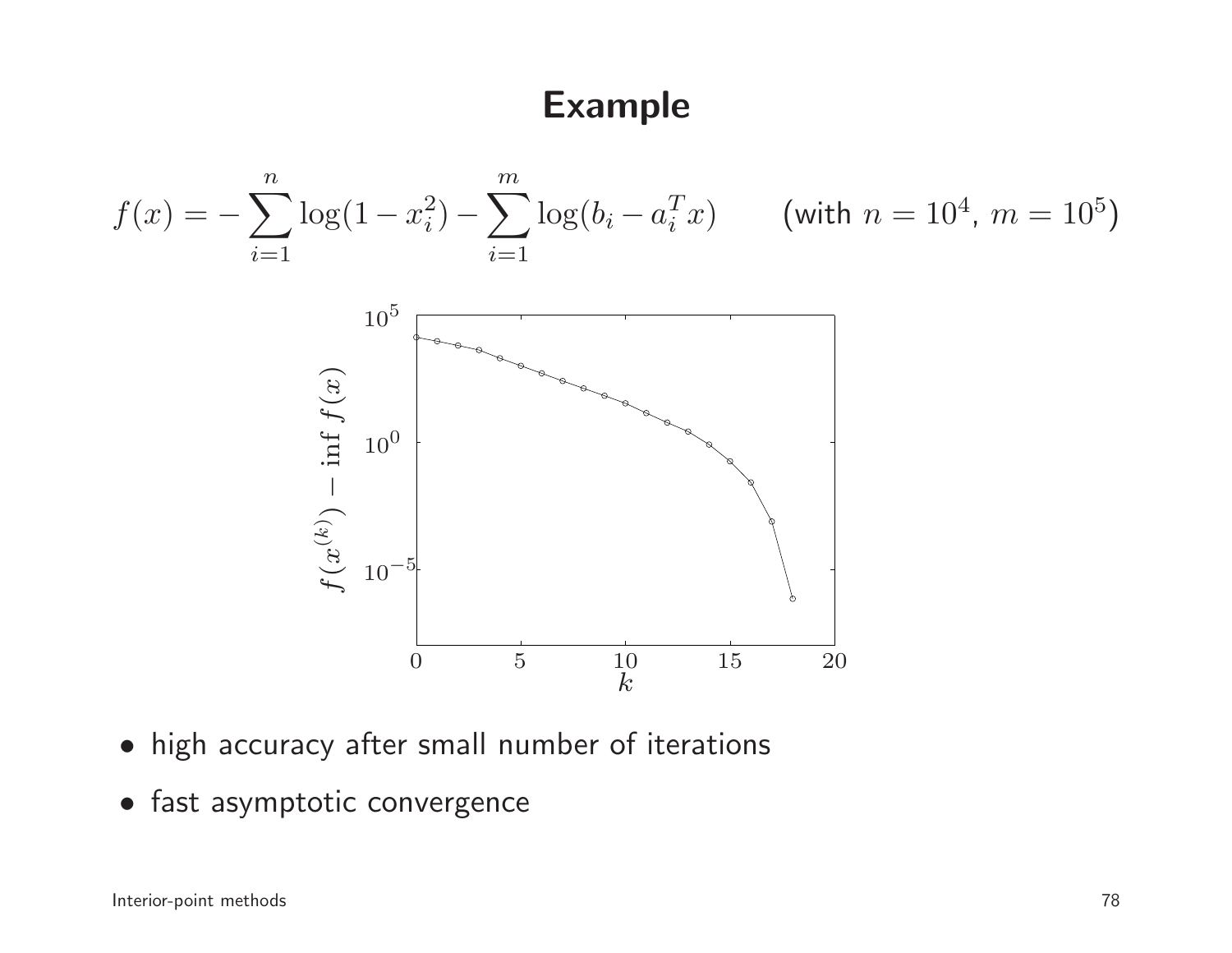# Example

$$f(x) = -\sum_{i=1}^{n} \log(1 - x_i^2) - \sum_{i=1}^{m} \log(b_i - a_i^T x) \qquad \text{(with } n = 10^4,\ m = 10^5\text{)}$$

- high accuracy after small number of iterations
- fast asymptotic convergence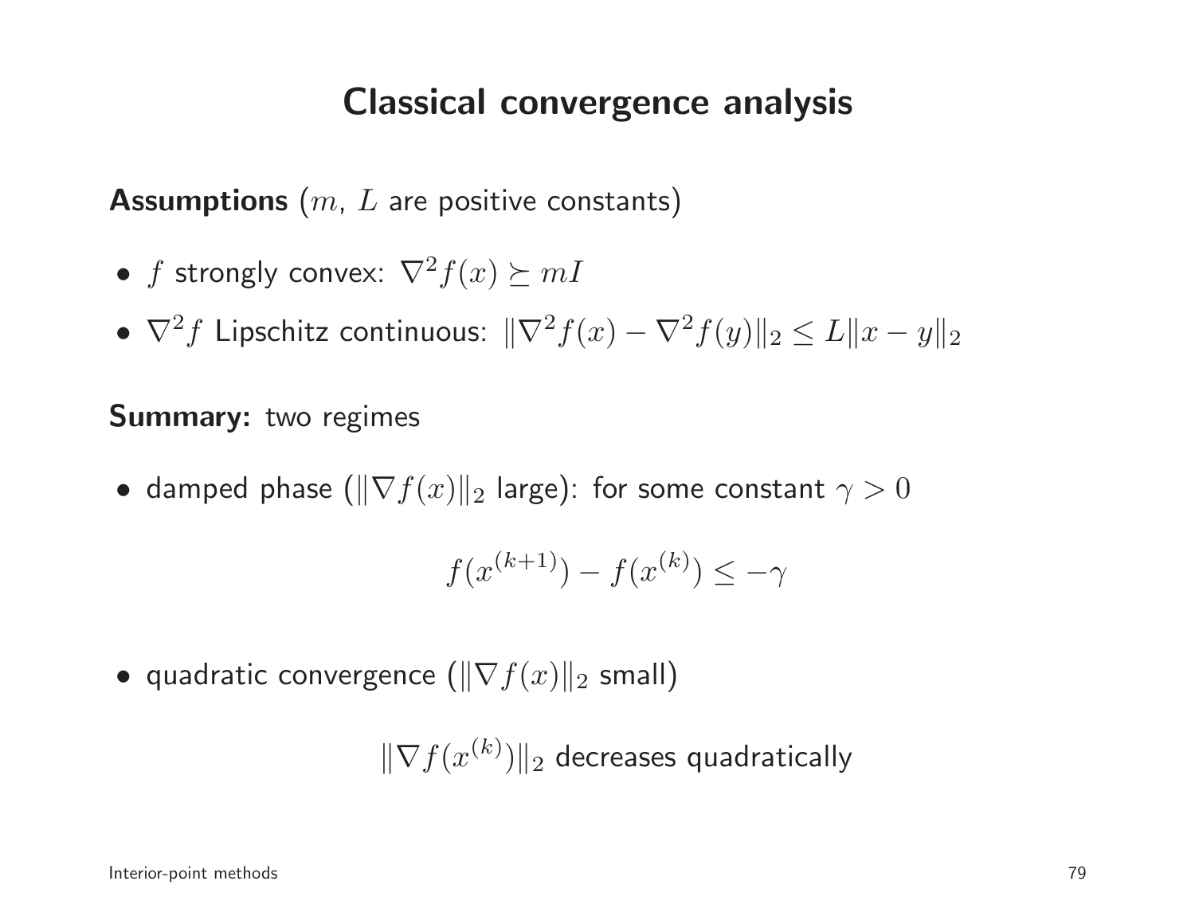# Classical convergence analysis

**Assumptions** ($m$, $L$ are positive constants)

- $f$ strongly convex: $\nabla^2 f(x) \succeq mI$
- $\nabla^2 f$ Lipschitz continuous: $\|\nabla^2 f(x) - \nabla^2 f(y)\|_2 \leq L\|x - y\|_2$

**Summary:** two regimes

- damped phase ($\|\nabla f(x)\|_2$ large): for some constant $\gamma > 0$

$$f(x^{(k+1)}) - f(x^{(k)}) \leq -\gamma$$

- quadratic convergence ($\|\nabla f(x)\|_2$ small)

$$\|\nabla f(x^{(k)})\|_2 \text{ decreases quadratically}$$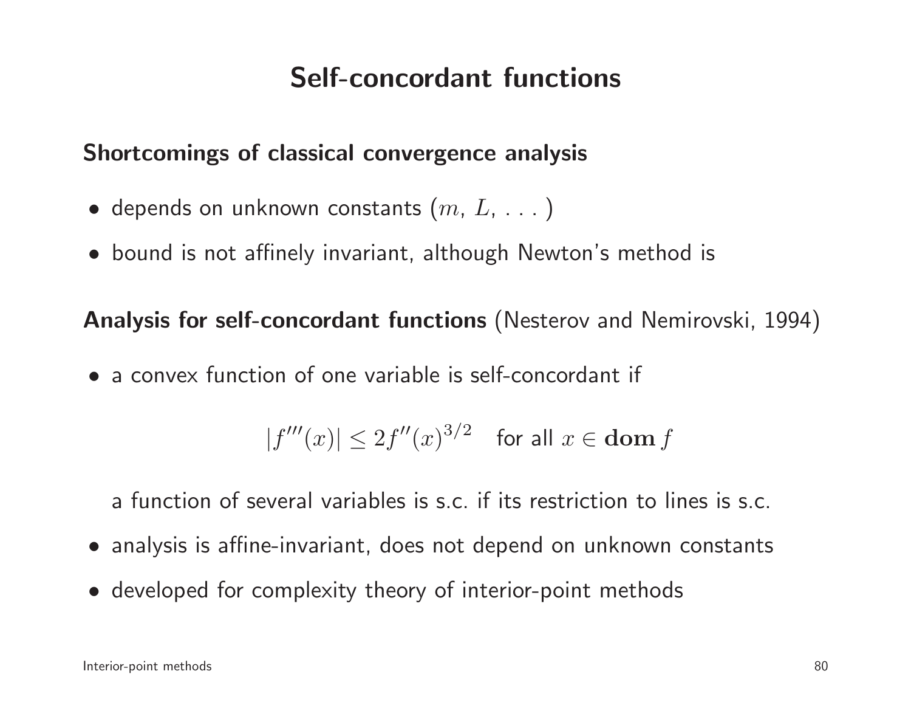# Self-concordant functions

**Shortcomings of classical convergence analysis**

- depends on unknown constants ($m$, $L$, ...)
- bound is not affinely invariant, although Newton's method is

**Analysis for self-concordant functions** (Nesterov and Nemirovski, 1994)

- a convex function of one variable is self-concordant if

$$|f'''(x)| \leq 2f''(x)^{3/2} \quad \text{for all } x \in \mathbf{dom}\, f$$

  a function of several variables is s.c. if its restriction to lines is s.c.

- analysis is affine-invariant, does not depend on unknown constants
- developed for complexity theory of interior-point methods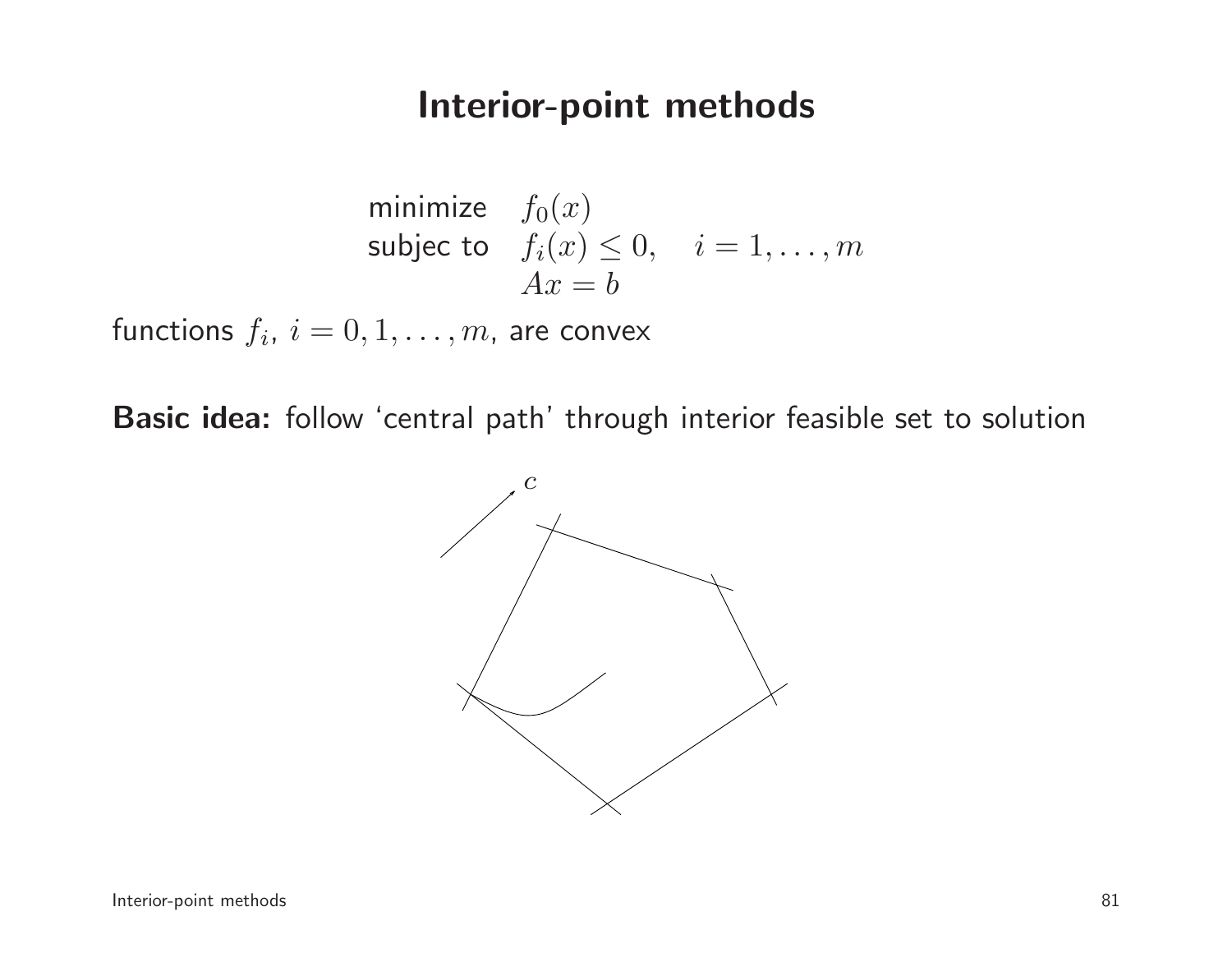# Interior-point methods

$$
\begin{array}{ll}
\text{minimize} & f_0(x) \\
\text{subjec to} & f_i(x) \leq 0, \quad i = 1, \ldots, m \\
& Ax = b
\end{array}
$$

functions $f_i$, $i = 0, 1, \ldots, m$, are convex

**Basic idea:** follow 'central path' through interior feasible set to solution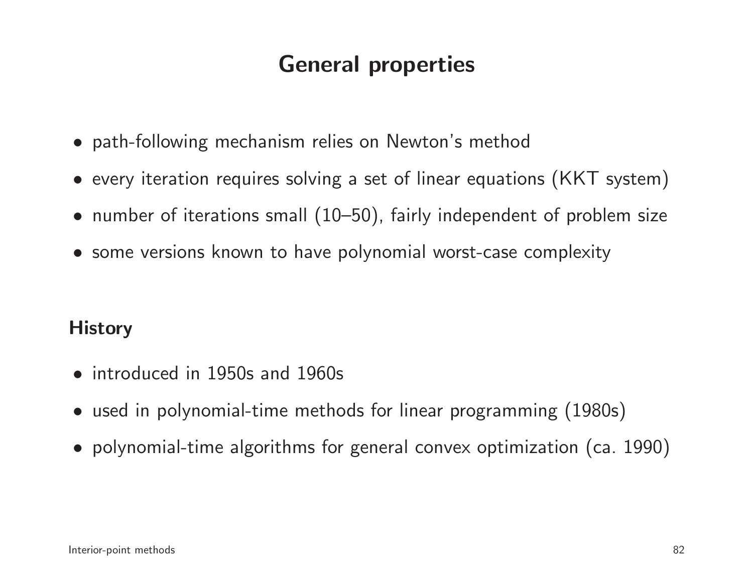# General properties

- path-following mechanism relies on Newton's method
- every iteration requires solving a set of linear equations (KKT system)
- number of iterations small (10–50), fairly independent of problem size
- some versions known to have polynomial worst-case complexity

## History

- introduced in 1950s and 1960s
- used in polynomial-time methods for linear programming (1980s)
- polynomial-time algorithms for general convex optimization (ca. 1990)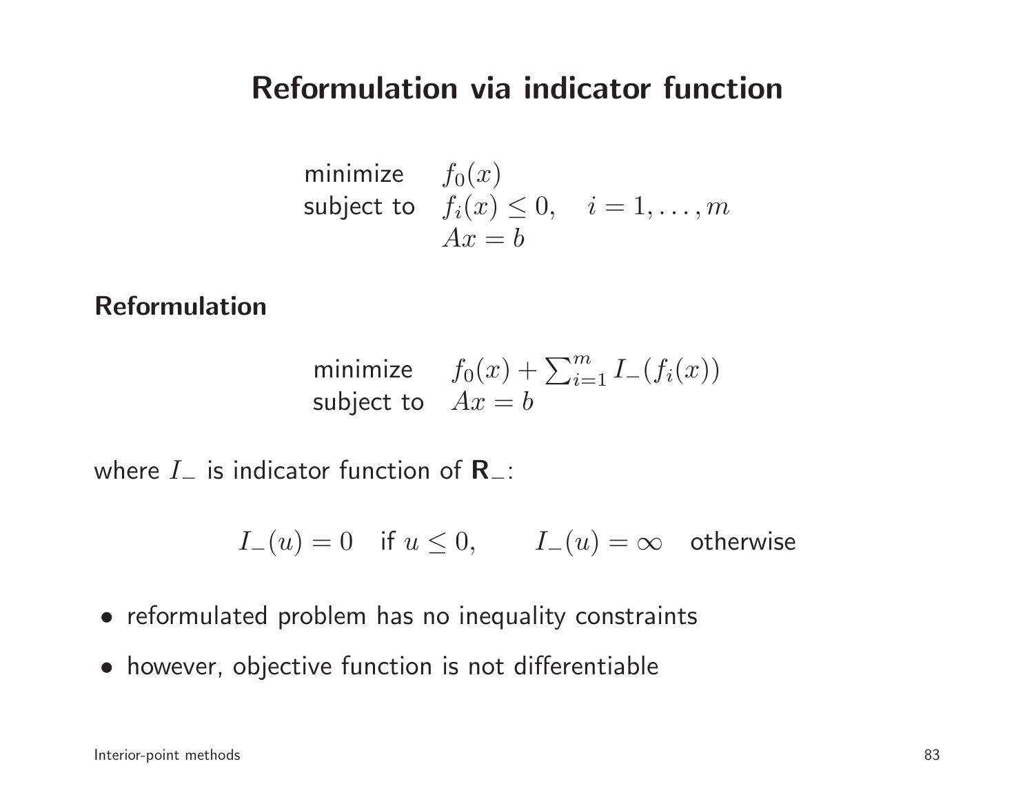# Reformulation via indicator function

$$
\begin{array}{ll}
\text{minimize} & f_0(x) \\
\text{subject to} & f_i(x) \leq 0, \quad i = 1, \ldots, m \\
& Ax = b
\end{array}
$$

**Reformulation**

$$
\begin{array}{ll}
\text{minimize} & f_0(x) + \sum_{i=1}^{m} I_-(f_i(x)) \\
\text{subject to} & Ax = b
\end{array}
$$

where $I_-$ is indicator function of $\mathbf{R}_-$:

$$
I_-(u) = 0 \quad \text{if } u \leq 0, \qquad I_-(u) = \infty \quad \text{otherwise}
$$

- reformulated problem has no inequality constraints
- however, objective function is not differentiable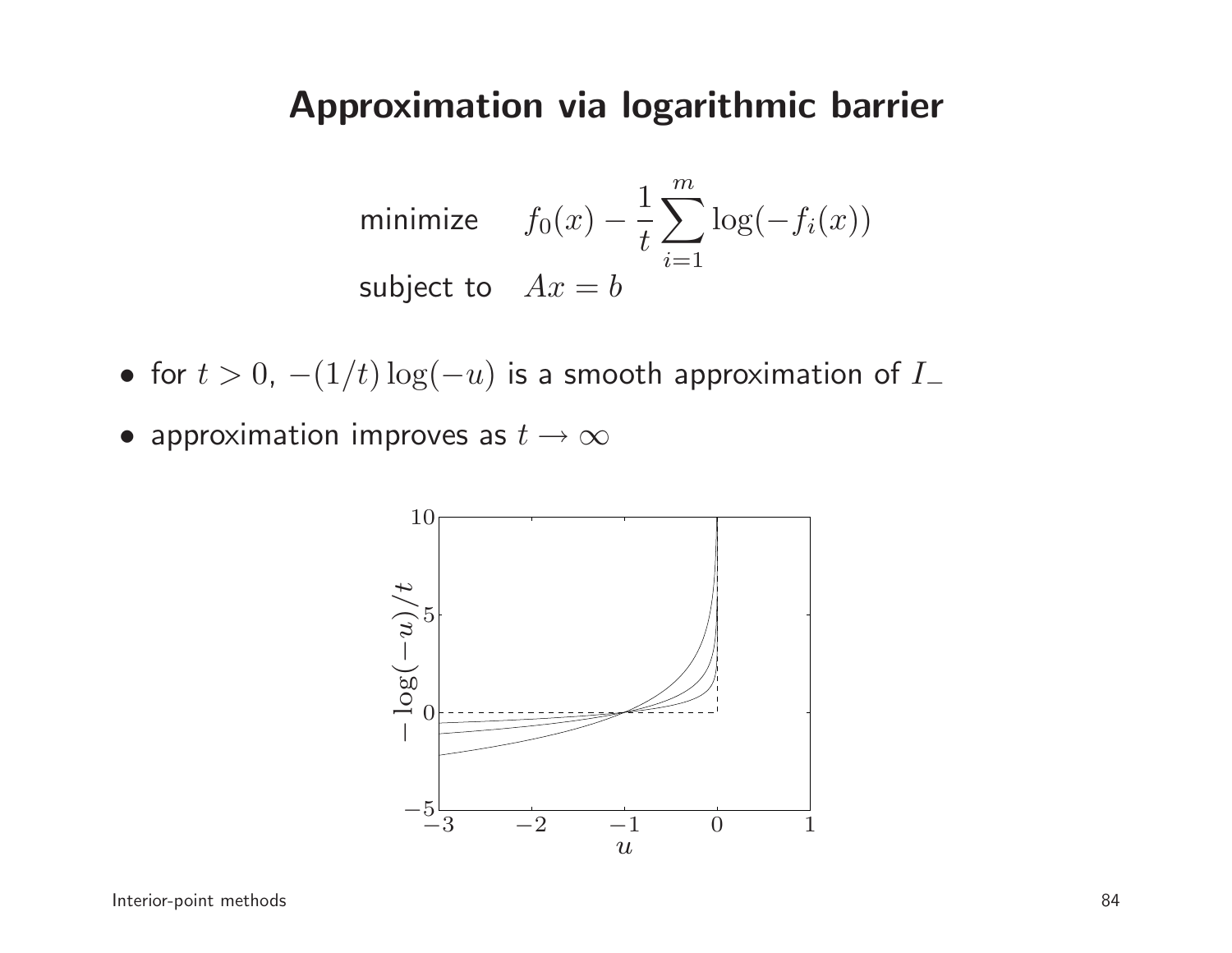# Approximation via logarithmic barrier

$$
\begin{array}{ll}
\text{minimize} & f_0(x) - \dfrac{1}{t} \displaystyle\sum_{i=1}^{m} \log(-f_i(x)) \\
\text{subject to} & Ax = b
\end{array}
$$

- for $t > 0$, $-(1/t)\log(-u)$ is a smooth approximation of $I_-$
- approximation improves as $t \to \infty$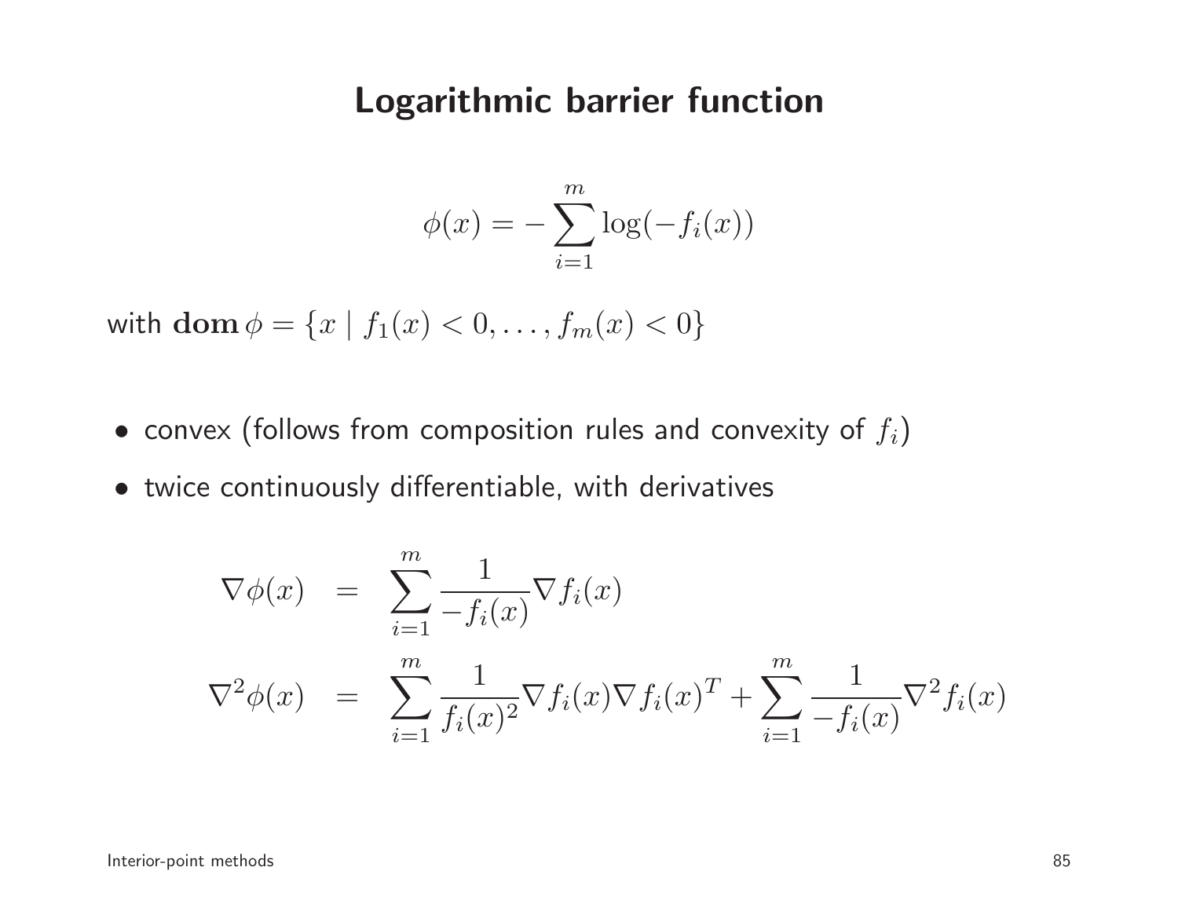# Logarithmic barrier function

$$\phi(x) = -\sum_{i=1}^{m} \log(-f_i(x))$$

with $\mathbf{dom}\,\phi = \{x \mid f_1(x) < 0, \ldots, f_m(x) < 0\}$

- convex (follows from composition rules and convexity of $f_i$)
- twice continuously differentiable, with derivatives

$$\begin{aligned}
\nabla \phi(x) &= \sum_{i=1}^{m} \frac{1}{-f_i(x)} \nabla f_i(x) \\
\nabla^2 \phi(x) &= \sum_{i=1}^{m} \frac{1}{f_i(x)^2} \nabla f_i(x) \nabla f_i(x)^T + \sum_{i=1}^{m} \frac{1}{-f_i(x)} \nabla^2 f_i(x)
\end{aligned}$$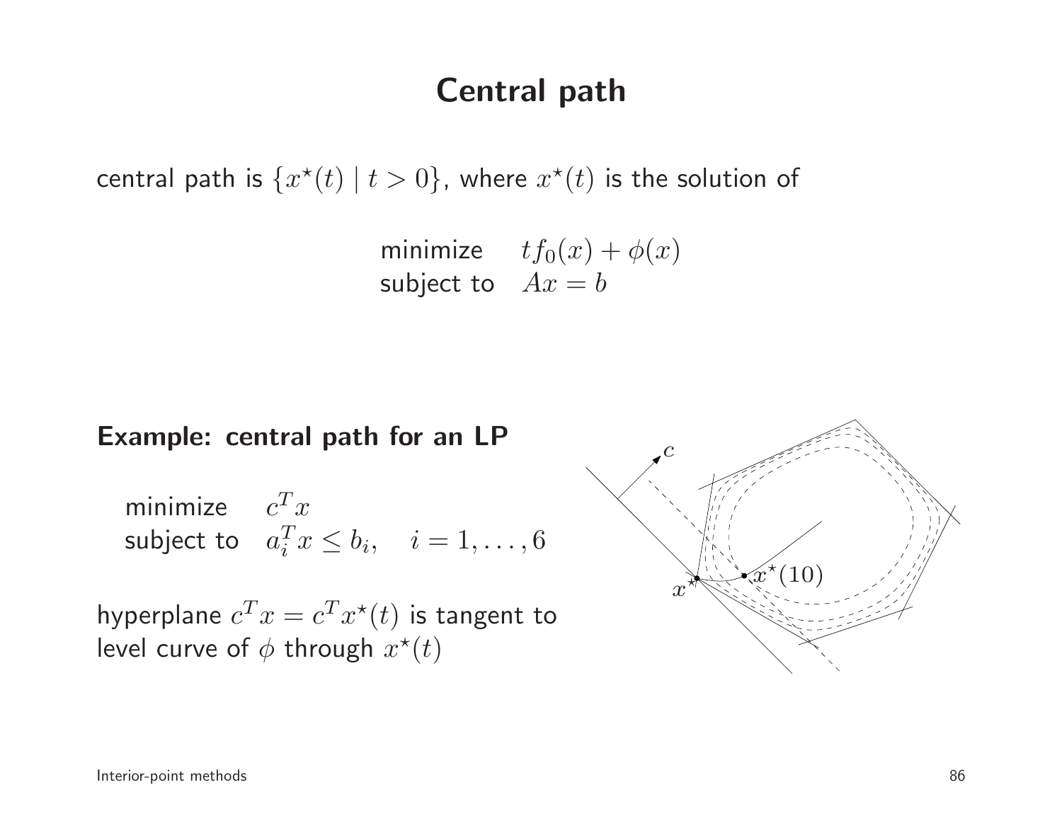# Central path

central path is $\{x^\star(t) \mid t > 0\}$, where $x^\star(t)$ is the solution of

$$
\begin{array}{ll}
\text{minimize} & t f_0(x) + \phi(x) \\
\text{subject to} & Ax = b
\end{array}
$$

**Example: central path for an LP**

$$
\begin{array}{ll}
\text{minimize} & c^T x \\
\text{subject to} & a_i^T x \leq b_i, \quad i = 1, \ldots, 6
\end{array}
$$

hyperplane $c^T x = c^T x^\star(t)$ is tangent to level curve of $\phi$ through $x^\star(t)$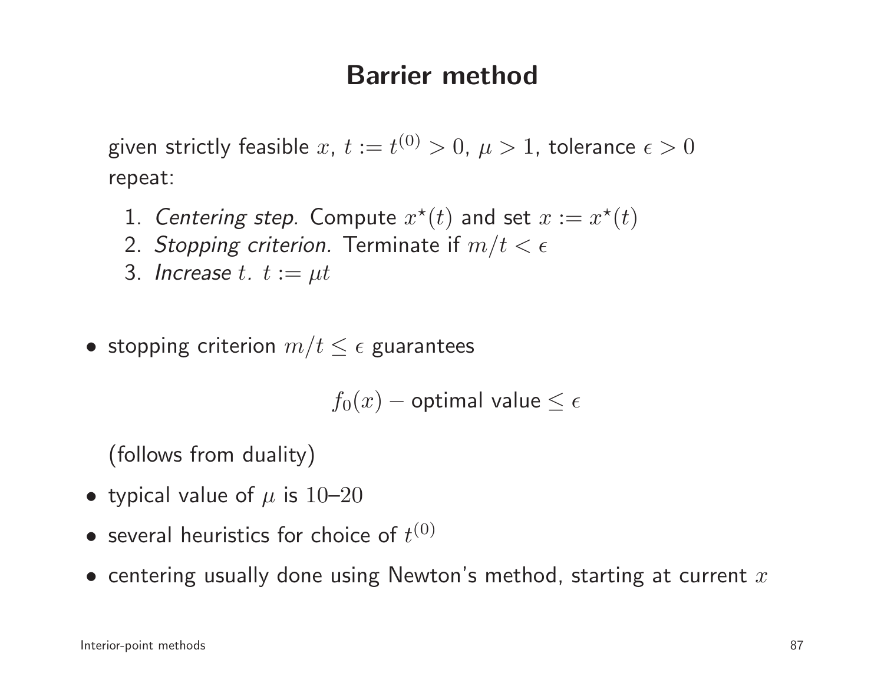# Barrier method

given strictly feasible $x$, $t := t^{(0)} > 0$, $\mu > 1$, tolerance $\epsilon > 0$
repeat:

1. *Centering step.* Compute $x^\star(t)$ and set $x := x^\star(t)$
2. *Stopping criterion.* Terminate if $m/t < \epsilon$
3. *Increase* $t$. $t := \mu t$

- stopping criterion $m/t \leq \epsilon$ guarantees

$$f_0(x) - \text{optimal value} \leq \epsilon$$

  (follows from duality)

- typical value of $\mu$ is 10–20
- several heuristics for choice of $t^{(0)}$
- centering usually done using Newton's method, starting at current $x$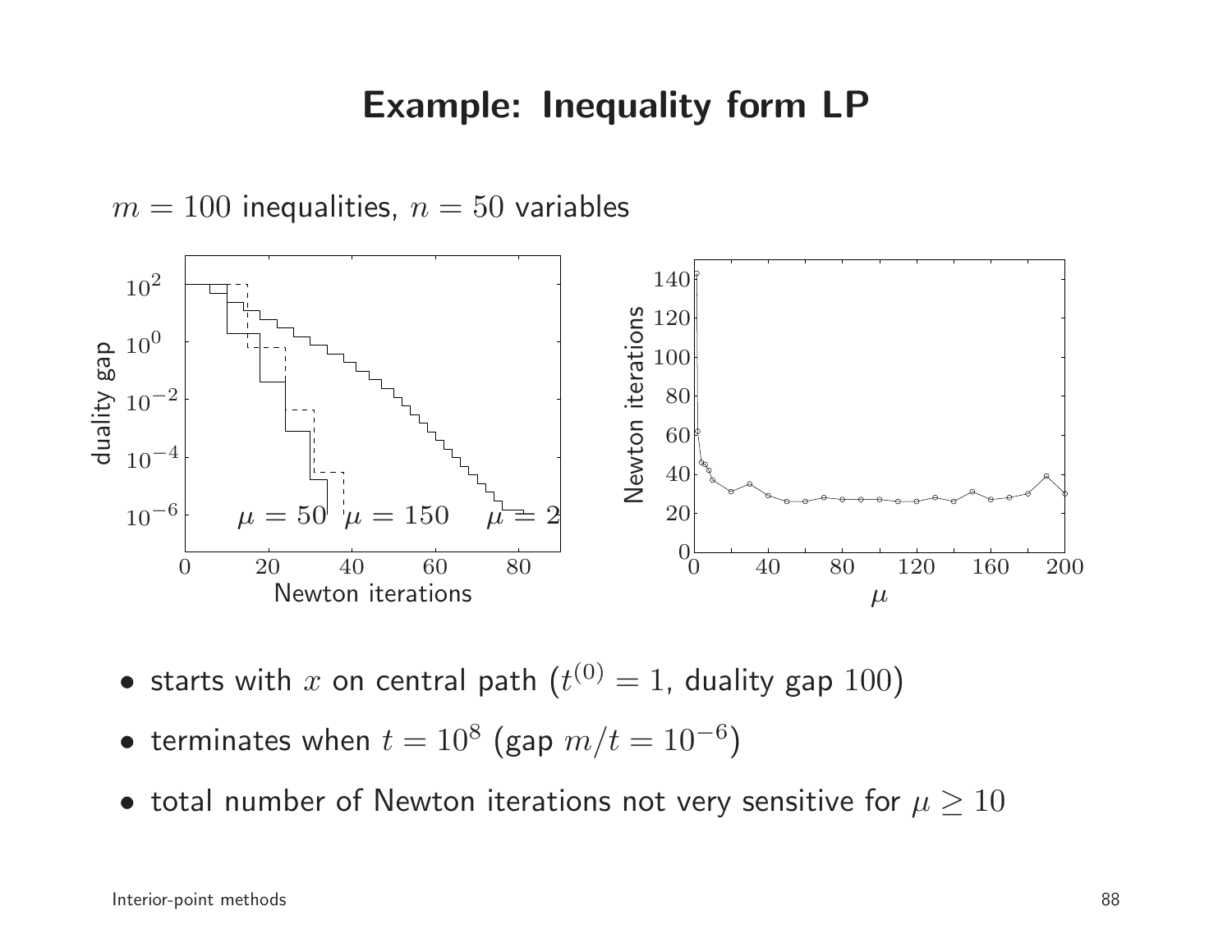# Example: Inequality form LP

$m = 100$ inequalities, $n = 50$ variables

- starts with $x$ on central path ($t^{(0)} = 1$, duality gap $100$)
- terminates when $t = 10^8$ (gap $m/t = 10^{-6}$)
- total number of Newton iterations not very sensitive for $\mu \geq 10$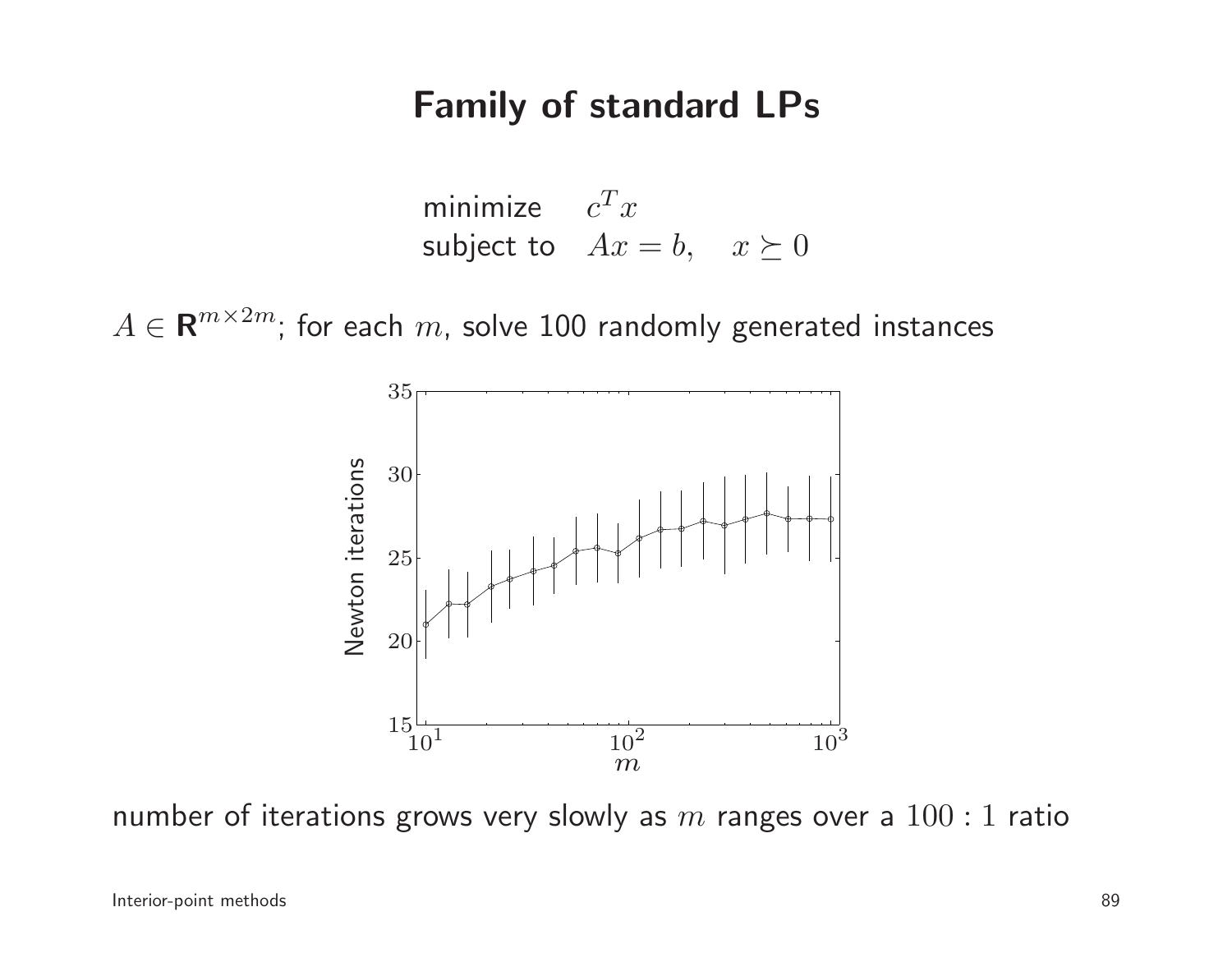# Family of standard LPs

$$
\begin{array}{ll}
\text{minimize} & c^T x \\
\text{subject to} & Ax = b, \quad x \succeq 0
\end{array}
$$

$A \in \mathbf{R}^{m \times 2m}$; for each $m$, solve 100 randomly generated instances

number of iterations grows very slowly as $m$ ranges over a $100 : 1$ ratio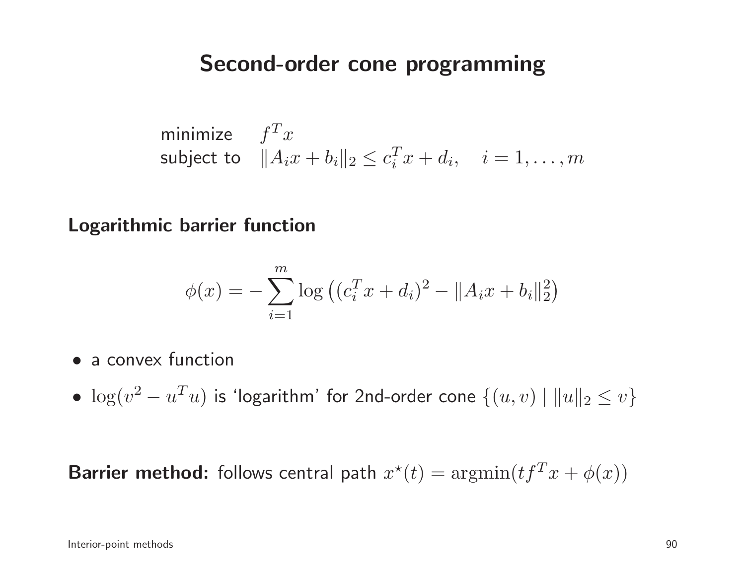# Second-order cone programming

$$
\begin{array}{ll}
\text{minimize} & f^T x \\
\text{subject to} & \|A_i x + b_i\|_2 \leq c_i^T x + d_i, \quad i = 1, \ldots, m
\end{array}
$$

**Logarithmic barrier function**

$$
\phi(x) = -\sum_{i=1}^{m} \log \left( (c_i^T x + d_i)^2 - \|A_i x + b_i\|_2^2 \right)
$$

- a convex function
- $\log(v^2 - u^T u)$ is 'logarithm' for 2nd-order cone $\{(u, v) \mid \|u\|_2 \leq v\}$

**Barrier method:** follows central path $x^\star(t) = \operatorname{argmin}(t f^T x + \phi(x))$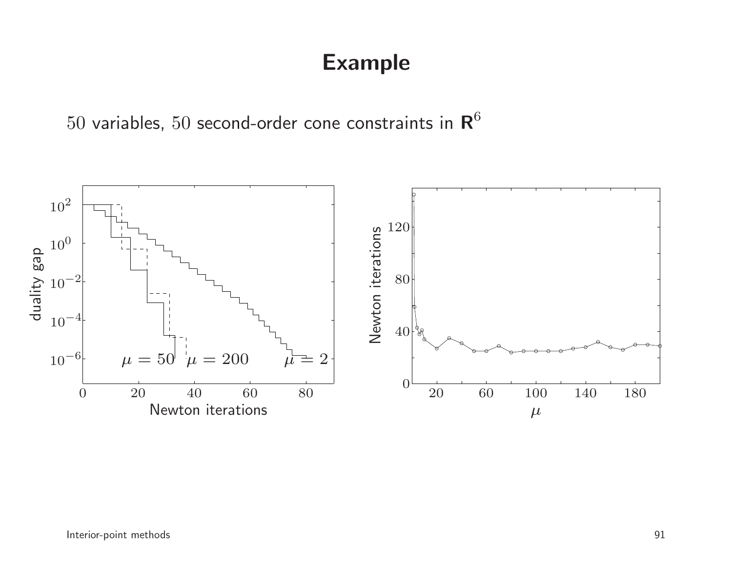# Example

$50$ variables, $50$ second-order cone constraints in $\mathbf{R}^6$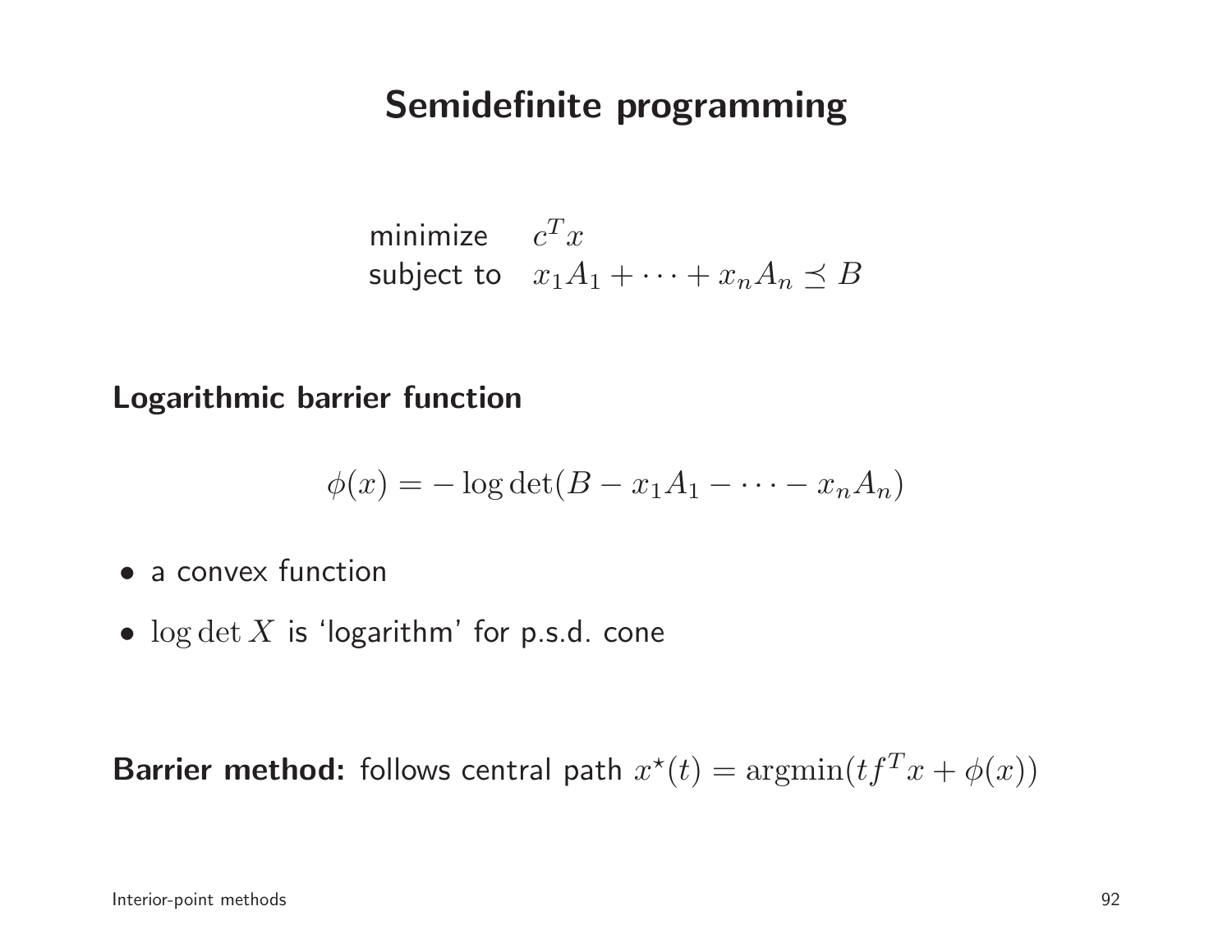# Semidefinite programming

$$
\begin{array}{ll}
\text{minimize} & c^T x \\
\text{subject to} & x_1 A_1 + \cdots + x_n A_n \preceq B
\end{array}
$$

**Logarithmic barrier function**

$$
\phi(x) = -\log\det(B - x_1 A_1 - \cdots - x_n A_n)
$$

- a convex function
- $\log\det X$ is 'logarithm' for p.s.d. cone

**Barrier method:** follows central path $x^\star(t) = \operatorname{argmin}(t f^T x + \phi(x))$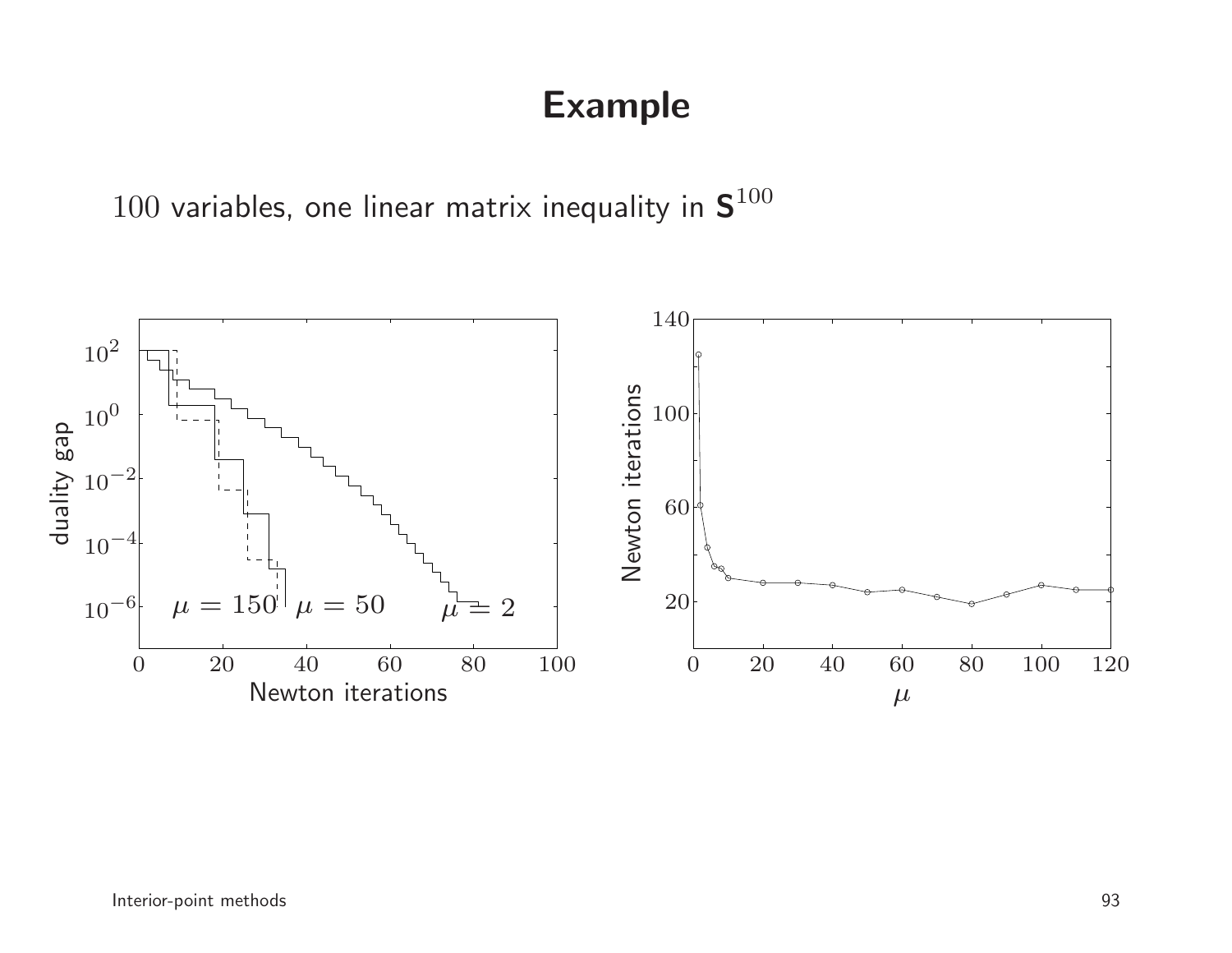# Example

100 variables, one linear matrix inequality in $\mathbf{S}^{100}$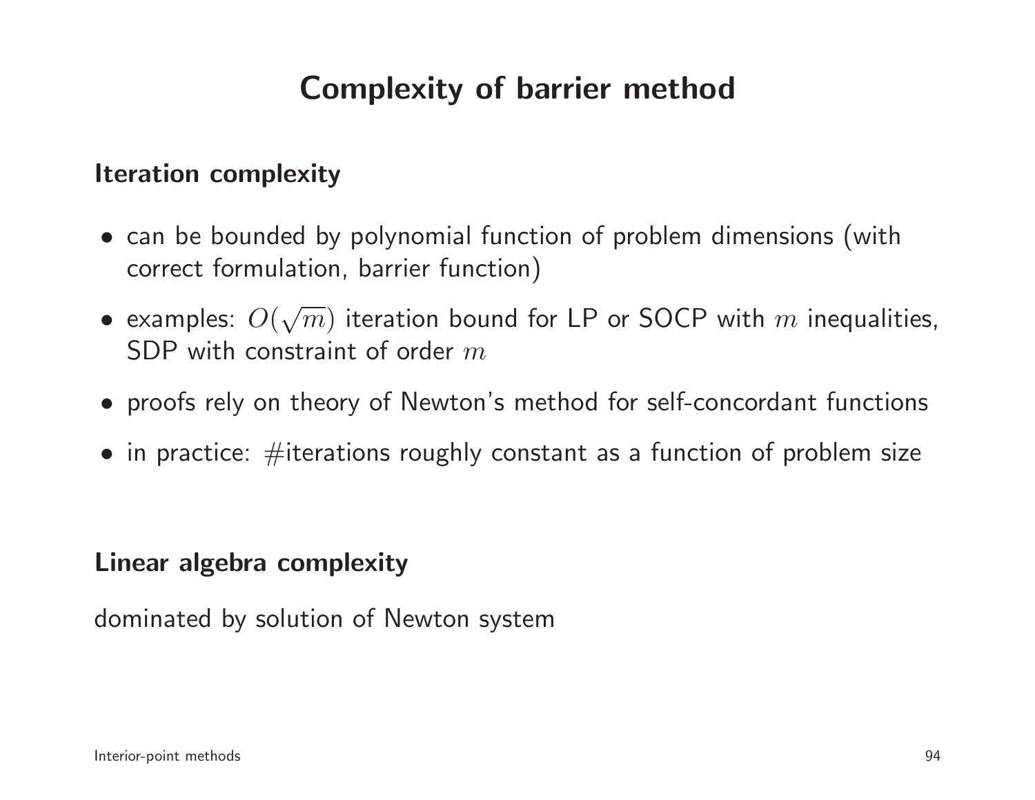# Complexity of barrier method

## Iteration complexity

- can be bounded by polynomial function of problem dimensions (with correct formulation, barrier function)
- examples: $O(\sqrt{m})$ iteration bound for LP or SOCP with $m$ inequalities, SDP with constraint of order $m$
- proofs rely on theory of Newton's method for self-concordant functions
- in practice: #iterations roughly constant as a function of problem size

## Linear algebra complexity

dominated by solution of Newton system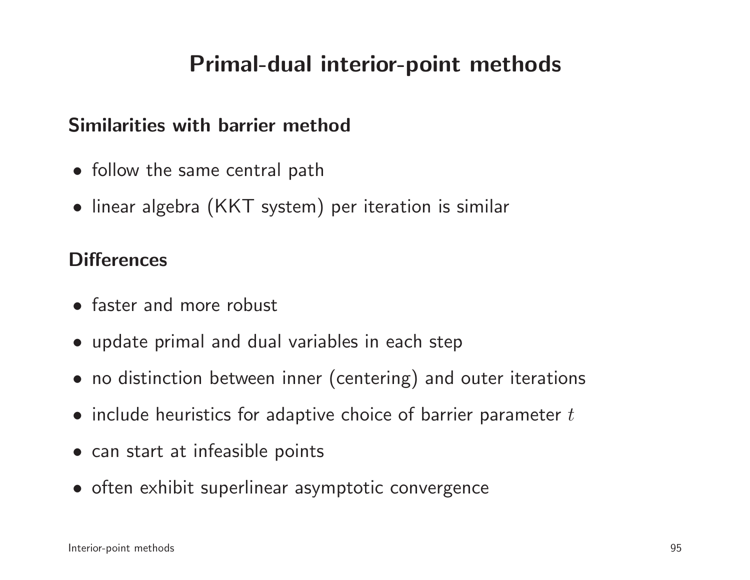# Primal-dual interior-point methods

## Similarities with barrier method

- follow the same central path
- linear algebra (KKT system) per iteration is similar

## Differences

- faster and more robust
- update primal and dual variables in each step
- no distinction between inner (centering) and outer iterations
- include heuristics for adaptive choice of barrier parameter $t$
- can start at infeasible points
- often exhibit superlinear asymptotic convergence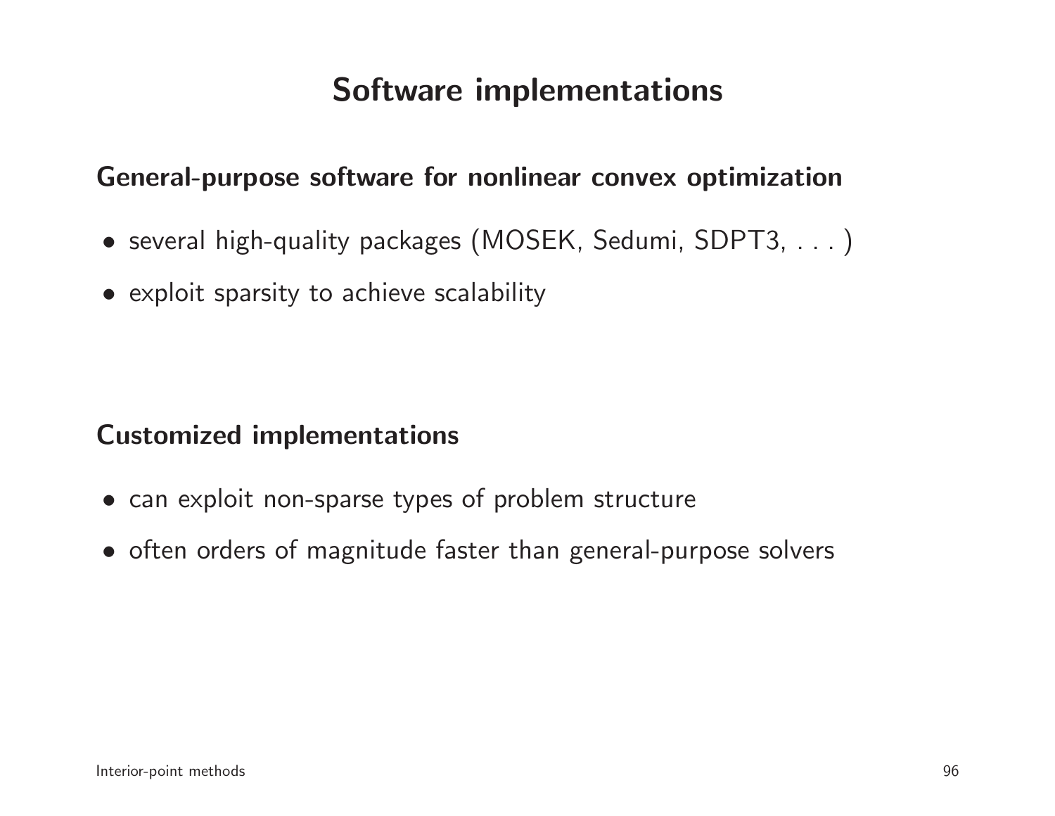# Software implementations

**General-purpose software for nonlinear convex optimization**

- several high-quality packages (MOSEK, Sedumi, SDPT3, . . . )
- exploit sparsity to achieve scalability

**Customized implementations**

- can exploit non-sparse types of problem structure
- often orders of magnitude faster than general-purpose solvers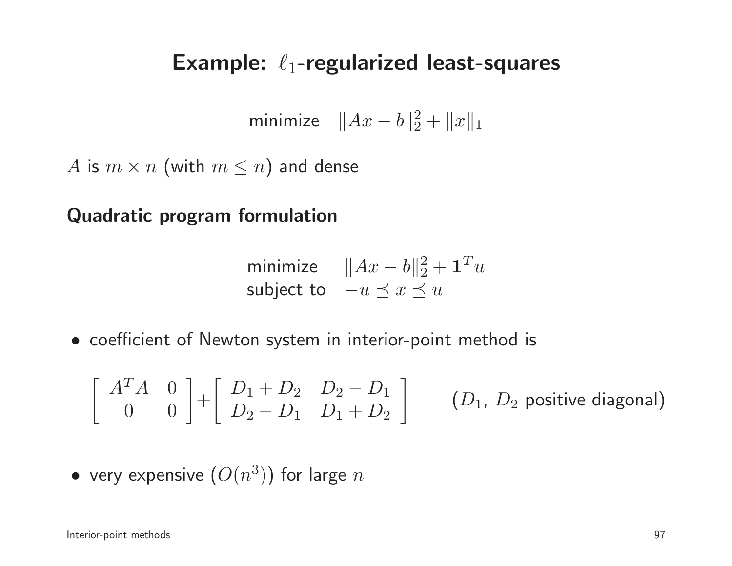# Example: $\ell_1$-regularized least-squares

$$\text{minimize} \quad \|Ax - b\|_2^2 + \|x\|_1$$

$A$ is $m \times n$ (with $m \leq n$) and dense

**Quadratic program formulation**

$$\begin{array}{ll} \text{minimize} & \|Ax - b\|_2^2 + \mathbf{1}^T u \\ \text{subject to} & -u \preceq x \preceq u \end{array}$$

- coefficient of Newton system in interior-point method is

$$\left[\begin{array}{cc} A^T A & 0 \\ 0 & 0 \end{array}\right] + \left[\begin{array}{cc} D_1 + D_2 & D_2 - D_1 \\ D_2 - D_1 & D_1 + D_2 \end{array}\right] \qquad (D_1,\ D_2 \text{ positive diagonal})$$

- very expensive ($O(n^3)$) for large $n$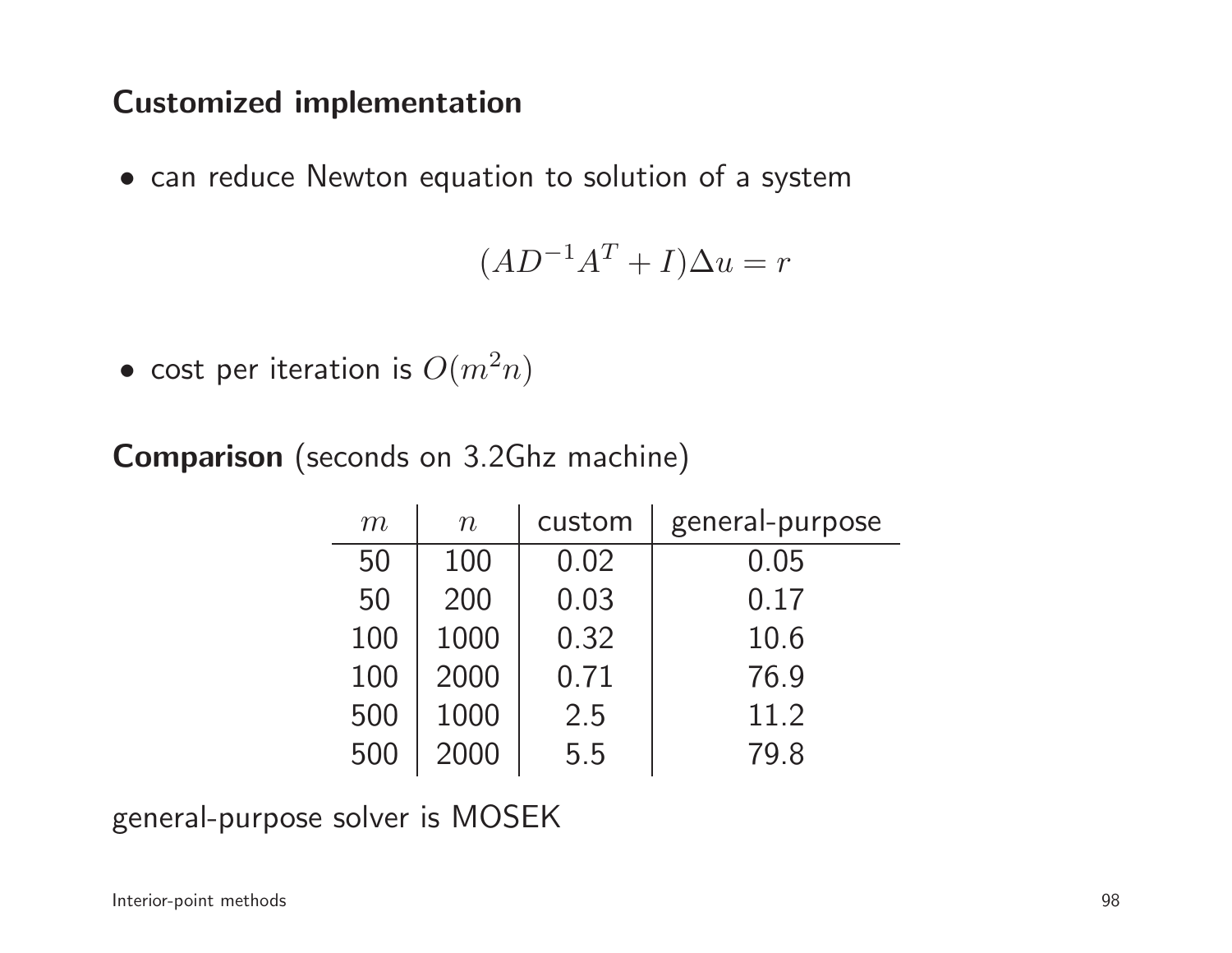### Customized implementation

- can reduce Newton equation to solution of a system

$$(AD^{-1}A^T + I)\Delta u = r$$

- cost per iteration is $O(m^2 n)$

**Comparison** (seconds on 3.2Ghz machine)

| $m$ | $n$ | custom | general-purpose |
|---|---|---|---|
| 50 | 100 | 0.02 | 0.05 |
| 50 | 200 | 0.03 | 0.17 |
| 100 | 1000 | 0.32 | 10.6 |
| 100 | 2000 | 0.71 | 76.9 |
| 500 | 1000 | 2.5 | 11.2 |
| 500 | 2000 | 5.5 | 79.8 |

general-purpose solver is MOSEK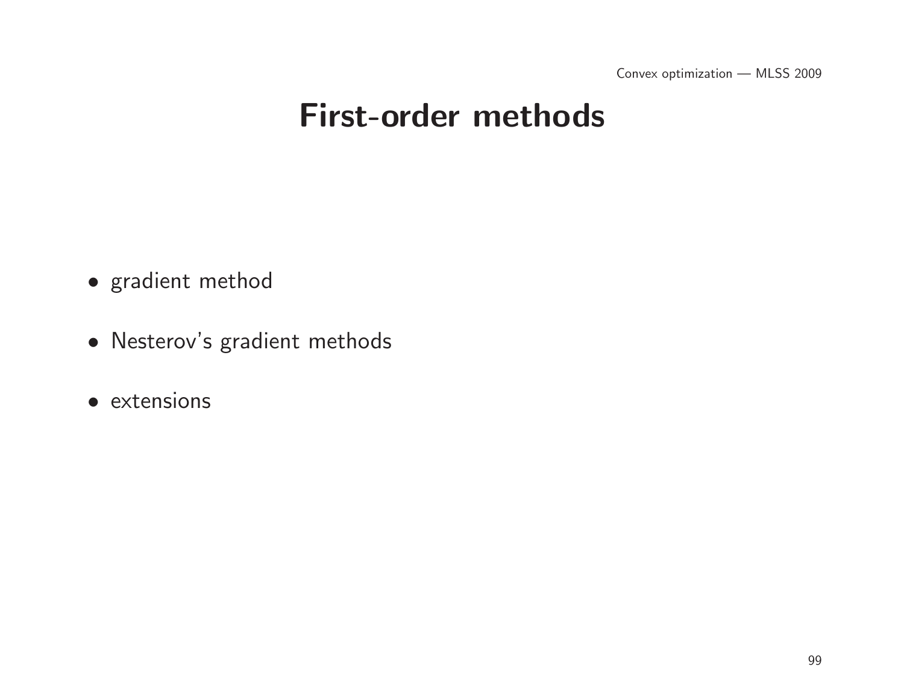# First-order methods

- gradient method
- Nesterov's gradient methods
- extensions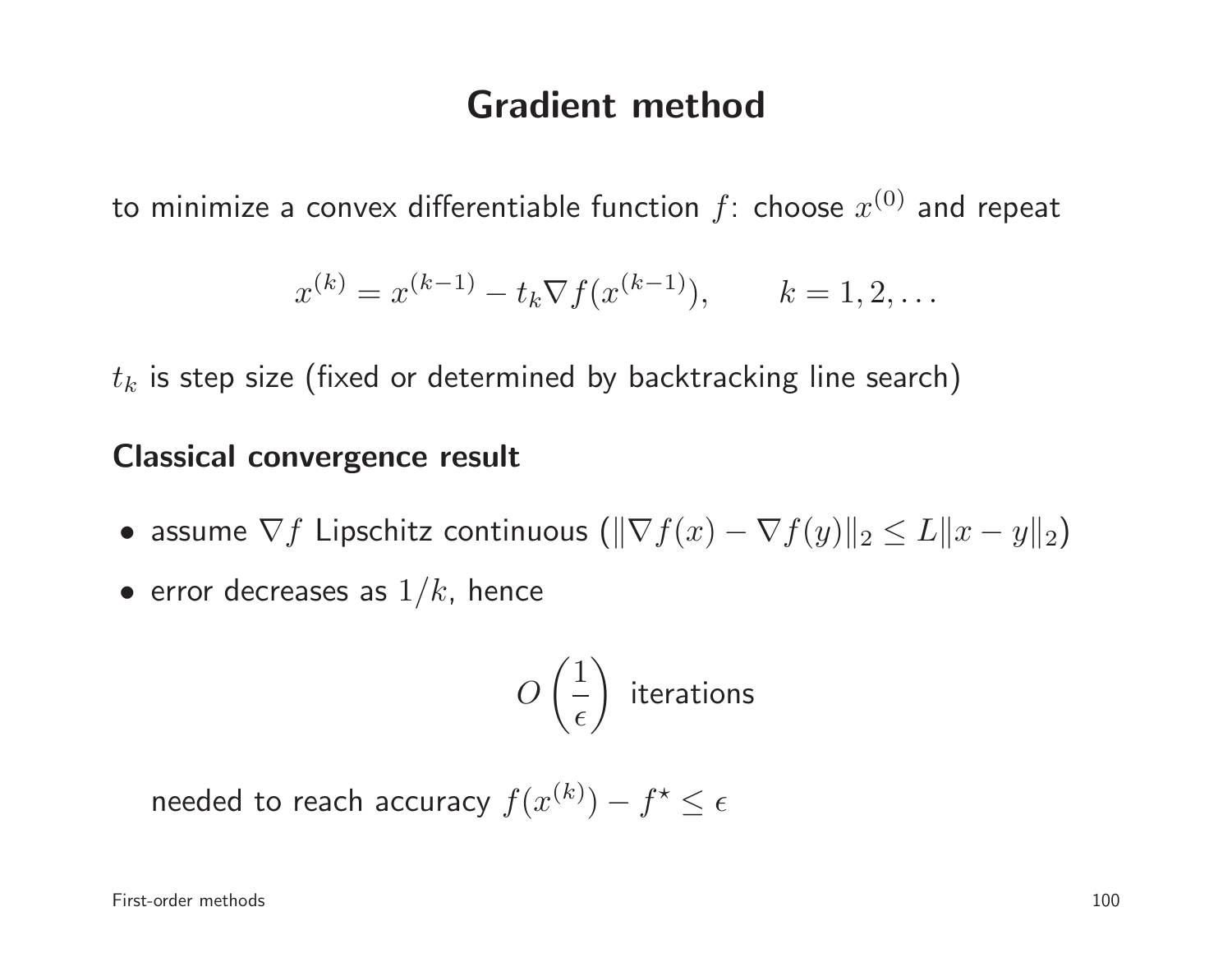# Gradient method

to minimize a convex differentiable function $f$: choose $x^{(0)}$ and repeat

$$x^{(k)} = x^{(k-1)} - t_k \nabla f(x^{(k-1)}), \qquad k = 1, 2, \ldots$$

$t_k$ is step size (fixed or determined by backtracking line search)

## Classical convergence result

- assume $\nabla f$ Lipschitz continuous ($\|\nabla f(x) - \nabla f(y)\|_2 \leq L\|x - y\|_2$)
- error decreases as $1/k$, hence

$$O\left(\frac{1}{\epsilon}\right) \text{ iterations}$$

  needed to reach accuracy $f(x^{(k)}) - f^\star \leq \epsilon$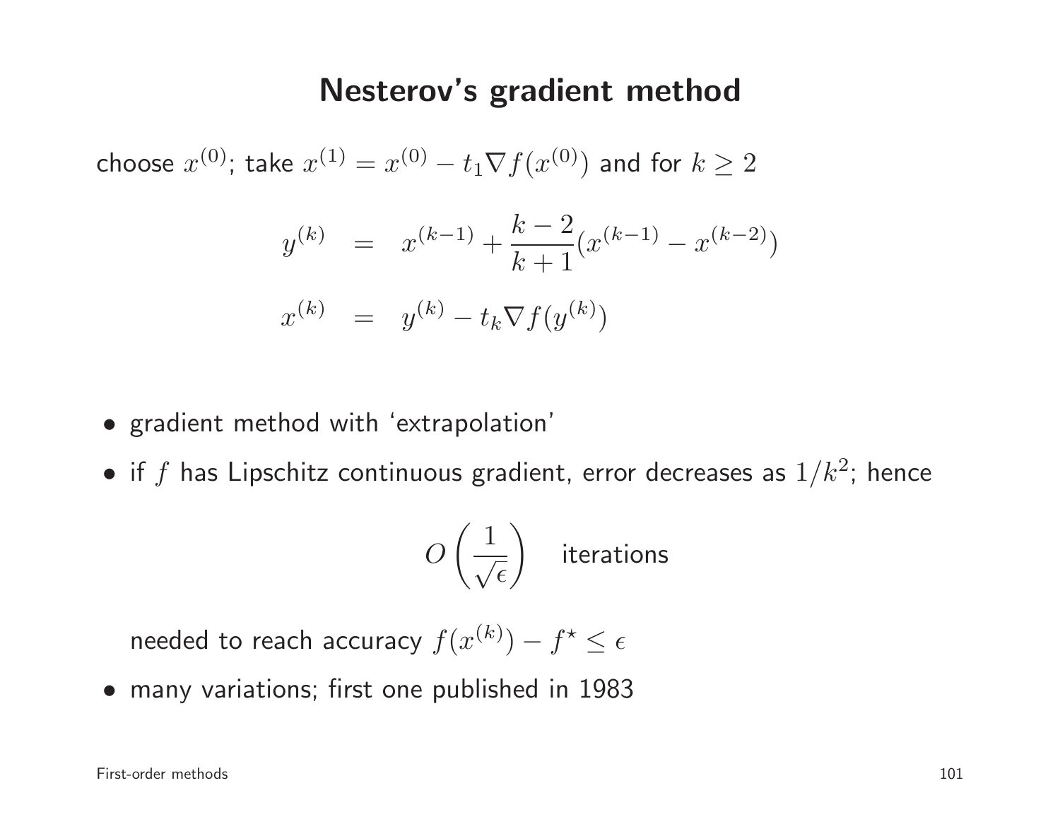# Nesterov's gradient method

choose $x^{(0)}$; take $x^{(1)} = x^{(0)} - t_1 \nabla f(x^{(0)})$ and for $k \geq 2$

$$
\begin{aligned}
y^{(k)} &= x^{(k-1)} + \frac{k-2}{k+1}(x^{(k-1)} - x^{(k-2)}) \\
x^{(k)} &= y^{(k)} - t_k \nabla f(y^{(k)})
\end{aligned}
$$

- gradient method with 'extrapolation'
- if $f$ has Lipschitz continuous gradient, error decreases as $1/k^2$; hence

  $$O\left(\frac{1}{\sqrt{\epsilon}}\right) \quad \text{iterations}$$

  needed to reach accuracy $f(x^{(k)}) - f^\star \leq \epsilon$
- many variations; first one published in 1983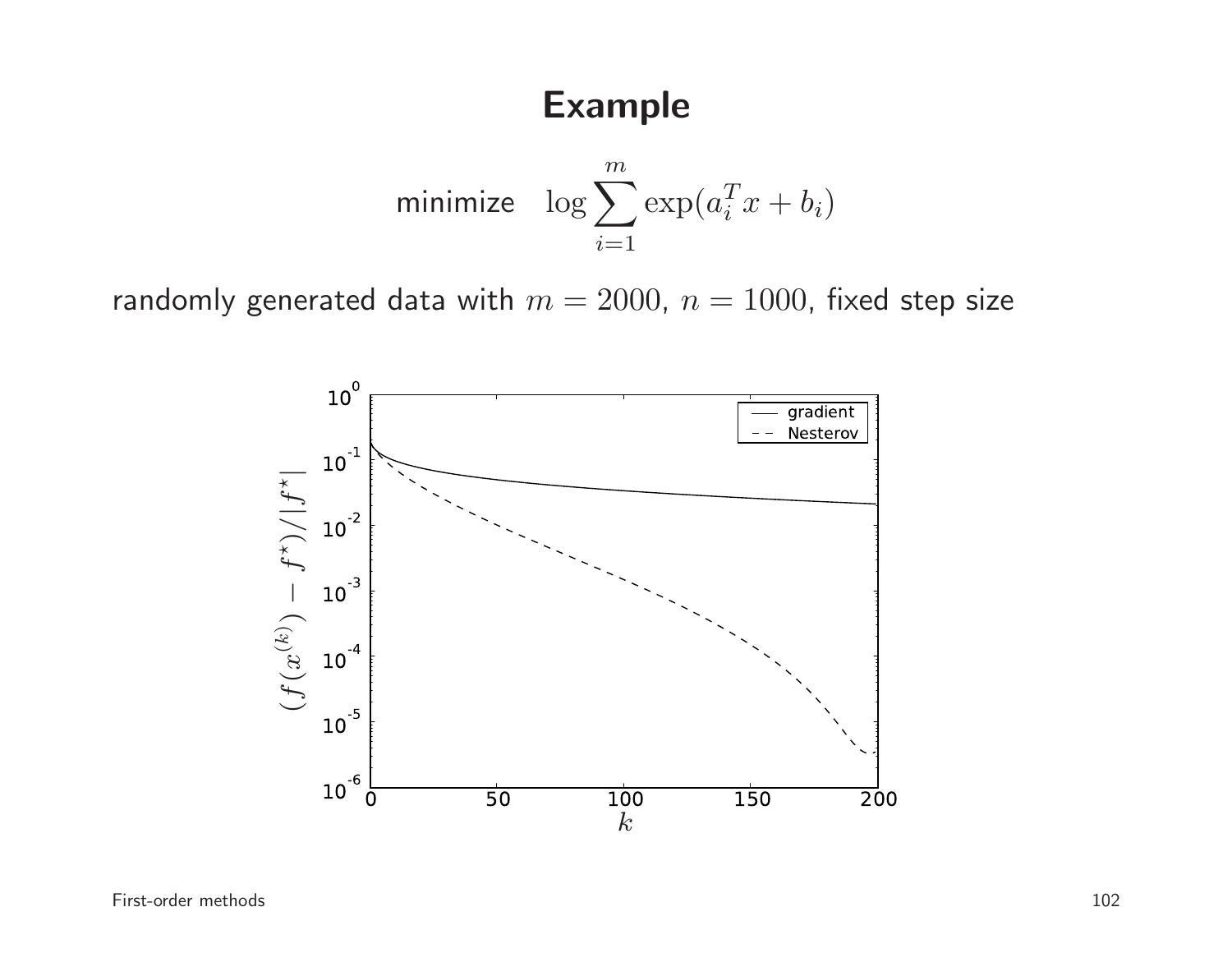# Example

$$\text{minimize} \quad \log \sum_{i=1}^{m} \exp(a_i^T x + b_i)$$

randomly generated data with $m = 2000$, $n = 1000$, fixed step size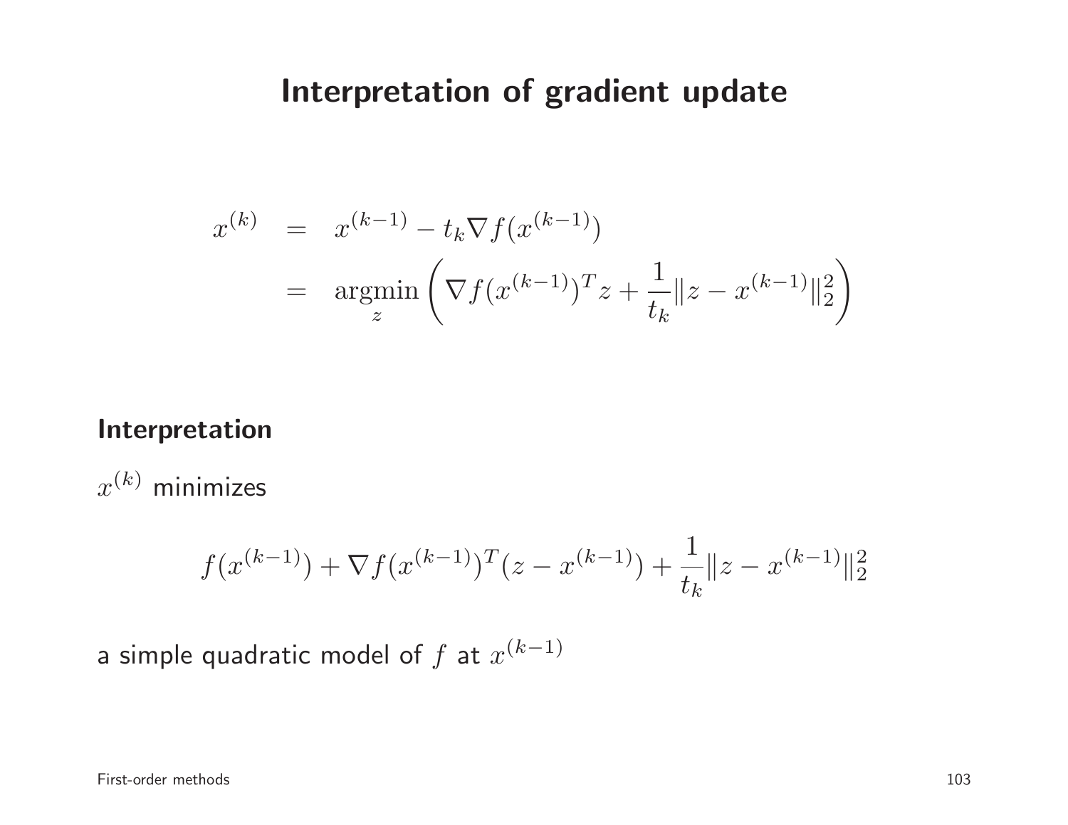# Interpretation of gradient update

$$
\begin{aligned}
x^{(k)} &= x^{(k-1)} - t_k \nabla f(x^{(k-1)}) \\
&= \underset{z}{\operatorname{argmin}} \left( \nabla f(x^{(k-1)})^T z + \frac{1}{t_k} \|z - x^{(k-1)}\|_2^2 \right)
\end{aligned}
$$

**Interpretation**

$x^{(k)}$ minimizes

$$
f(x^{(k-1)}) + \nabla f(x^{(k-1)})^T (z - x^{(k-1)}) + \frac{1}{t_k} \|z - x^{(k-1)}\|_2^2
$$

a simple quadratic model of $f$ at $x^{(k-1)}$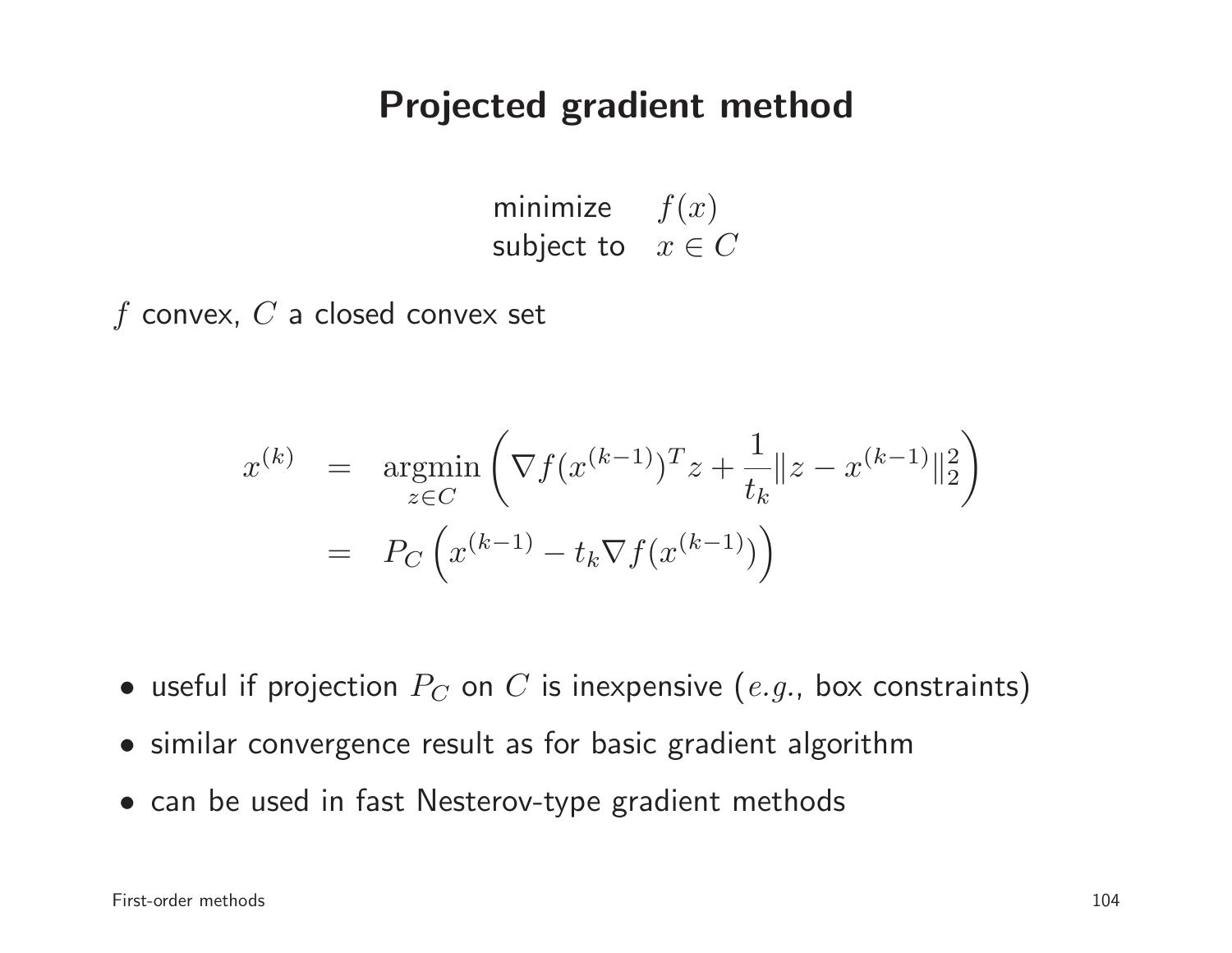# Projected gradient method

$$
\begin{array}{ll}
\text{minimize} & f(x) \\
\text{subject to} & x \in C
\end{array}
$$

$f$ convex, $C$ a closed convex set

$$
\begin{aligned}
x^{(k)} &= \underset{z \in C}{\operatorname{argmin}} \left( \nabla f(x^{(k-1)})^T z + \frac{1}{t_k} \|z - x^{(k-1)}\|_2^2 \right) \\
&= P_C \left( x^{(k-1)} - t_k \nabla f(x^{(k-1)}) \right)
\end{aligned}
$$

- useful if projection $P_C$ on $C$ is inexpensive ($e.g.$, box constraints)
- similar convergence result as for basic gradient algorithm
- can be used in fast Nesterov-type gradient methods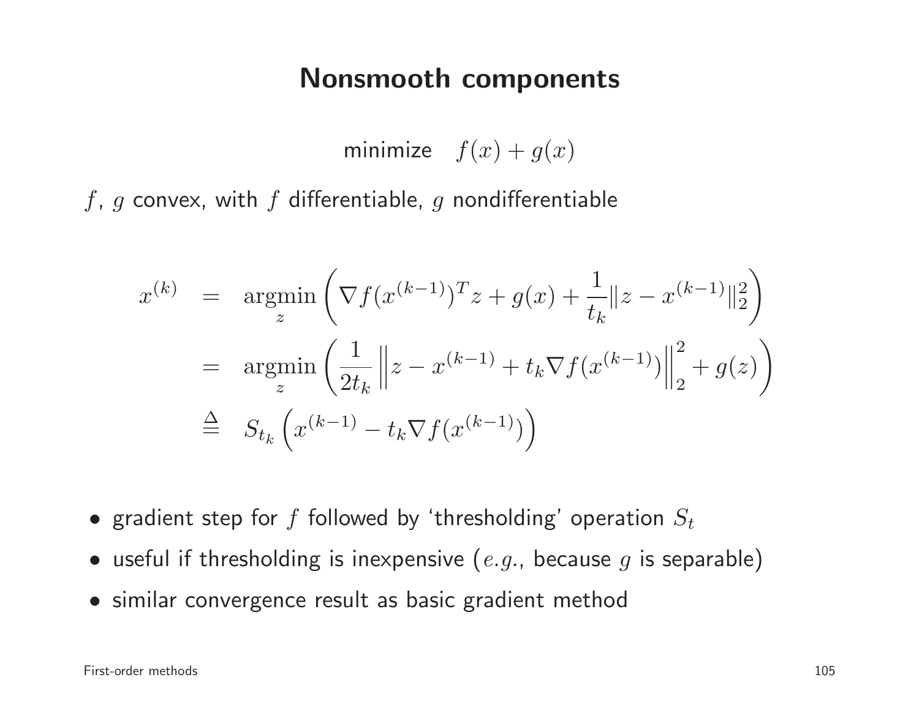# Nonsmooth components

$$\text{minimize} \quad f(x) + g(x)$$

$f$, $g$ convex, with $f$ differentiable, $g$ nondifferentiable

$$\begin{aligned}
x^{(k)} &= \underset{z}{\operatorname{argmin}} \left( \nabla f(x^{(k-1)})^T z + g(x) + \frac{1}{t_k} \|z - x^{(k-1)}\|_2^2 \right) \\
&= \underset{z}{\operatorname{argmin}} \left( \frac{1}{2t_k} \left\| z - x^{(k-1)} + t_k \nabla f(x^{(k-1)}) \right\|_2^2 + g(z) \right) \\
&\stackrel{\Delta}{=} S_{t_k} \left( x^{(k-1)} - t_k \nabla f(x^{(k-1)}) \right)
\end{aligned}$$

- gradient step for $f$ followed by 'thresholding' operation $S_t$
- useful if thresholding is inexpensive ($e.g.$, because $g$ is separable)
- similar convergence result as basic gradient method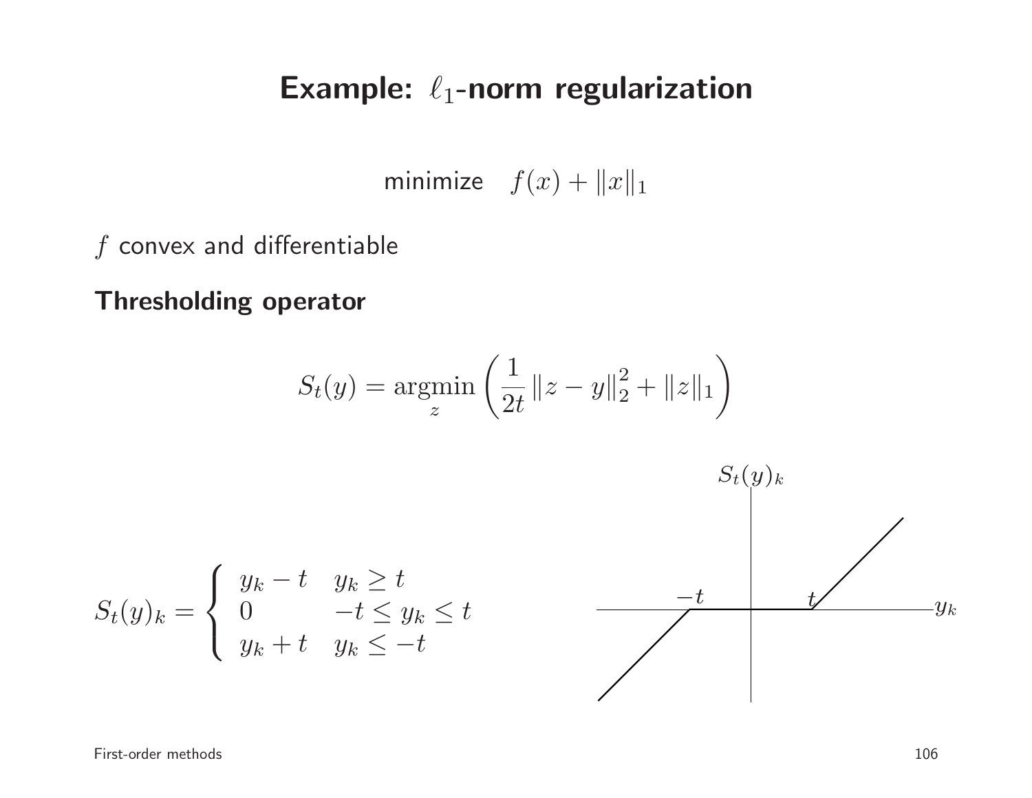# Example: $\ell_1$-norm regularization

$$\text{minimize} \quad f(x) + \|x\|_1$$

$f$ convex and differentiable

**Thresholding operator**

$$S_t(y) = \underset{z}{\operatorname{argmin}} \left( \frac{1}{2t} \|z - y\|_2^2 + \|z\|_1 \right)$$

$$S_t(y)_k = \begin{cases} y_k - t & y_k \geq t \\ 0 & -t \leq y_k \leq t \\ y_k + t & y_k \leq -t \end{cases}$$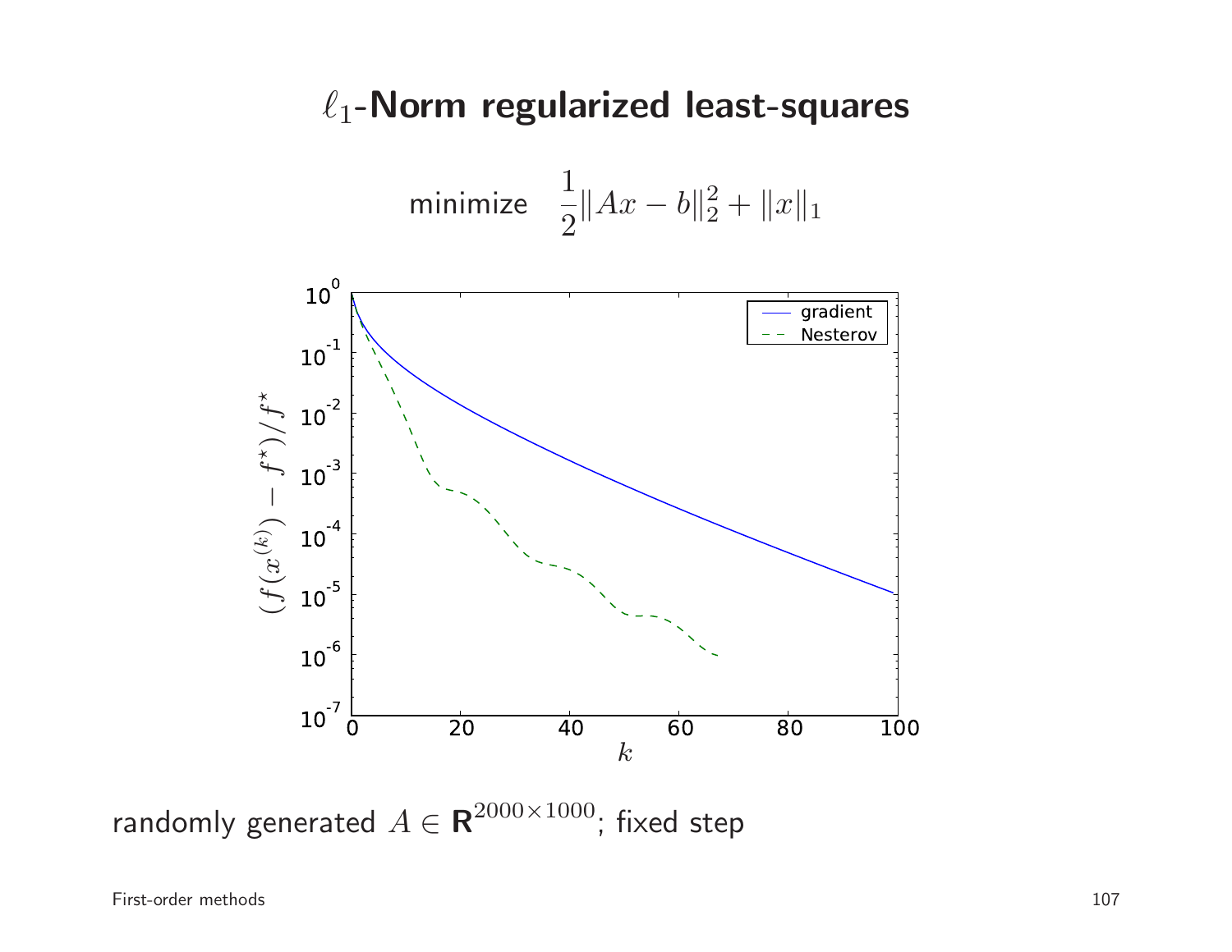# $\ell_1$-Norm regularized least-squares

$$\text{minimize} \quad \frac{1}{2}\|Ax - b\|_2^2 + \|x\|_1$$

randomly generated $A \in \mathbf{R}^{2000 \times 1000}$; fixed step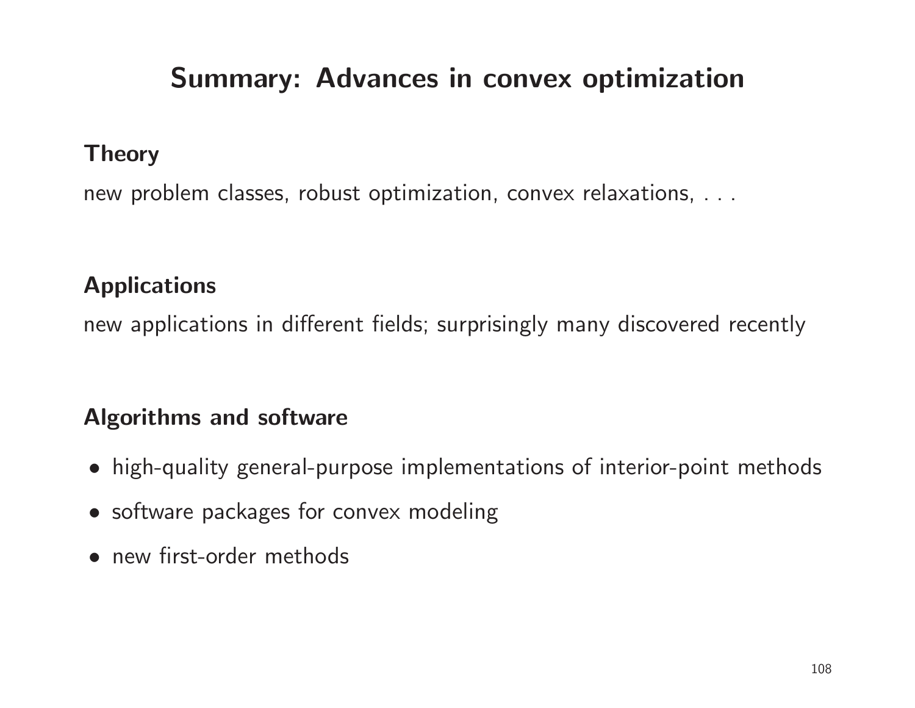# Summary: Advances in convex optimization

**Theory**

new problem classes, robust optimization, convex relaxations, . . .

**Applications**

new applications in different fields; surprisingly many discovered recently

**Algorithms and software**

- high-quality general-purpose implementations of interior-point methods
- software packages for convex modeling
- new first-order methods